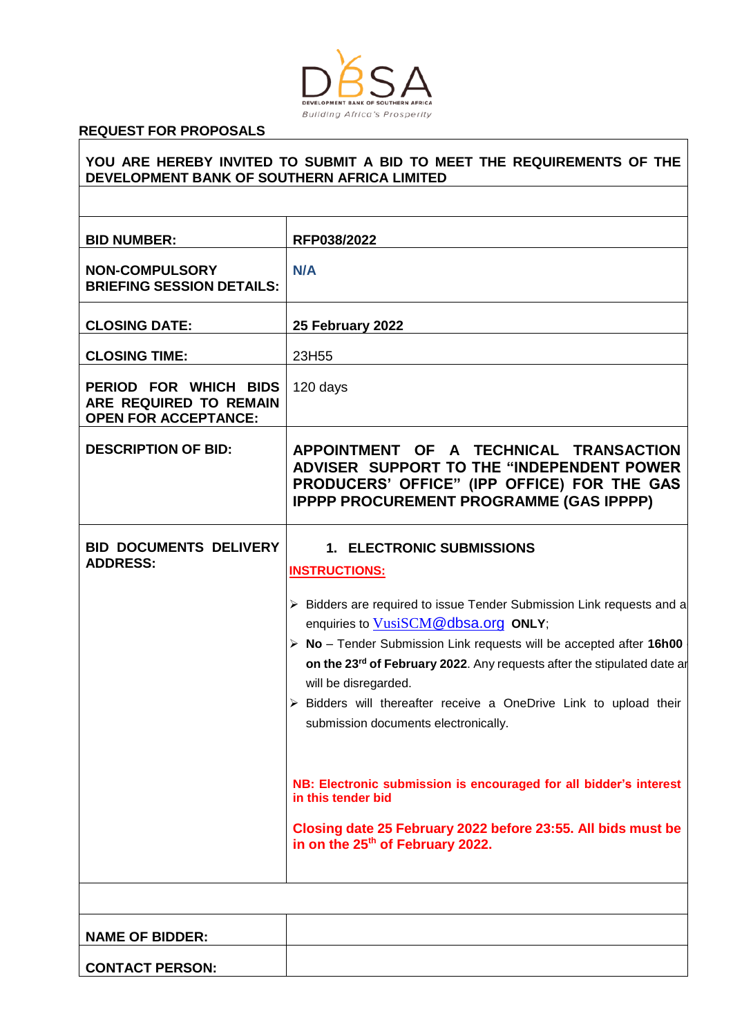DBSA
DEVELOPMENT BANK OF SOUTHERN AFRICA
*Building Africa's Prosperity*

**REQUEST FOR PROPOSALS**

| **YOU ARE HEREBY INVITED TO SUBMIT A BID TO MEET THE REQUIREMENTS OF THE DEVELOPMENT BANK OF SOUTHERN AFRICA LIMITED** | |
|---|---|
| | |
| **BID NUMBER:** | **RFP038/2022** |
| **NON-COMPULSORY BRIEFING SESSION DETAILS:** | **N/A** |
| **CLOSING DATE:** | **25 February 2022** |
| **CLOSING TIME:** | 23H55 |
| **PERIOD FOR WHICH BIDS ARE REQUIRED TO REMAIN OPEN FOR ACCEPTANCE:** | 120 days |
| **DESCRIPTION OF BID:** | **APPOINTMENT OF A TECHNICAL TRANSACTION ADVISER SUPPORT TO THE "INDEPENDENT POWER PRODUCERS' OFFICE" (IPP OFFICE) FOR THE GAS IPPPP PROCUREMENT PROGRAMME (GAS IPPPP)** |
| **BID DOCUMENTS DELIVERY ADDRESS:** | **1. ELECTRONIC SUBMISSIONS**<br><br>**INSTRUCTIONS:**<br><br>➢ Bidders are required to issue Tender Submission Link requests and a enquiries to VusiSCM@dbsa.org **ONLY**;<br>➢ **No** – Tender Submission Link requests will be accepted after **16h00 on the 23rd of February 2022**. Any requests after the stipulated date ar will be disregarded.<br>➢ Bidders will thereafter receive a OneDrive Link to upload their submission documents electronically.<br><br>**NB: Electronic submission is encouraged for all bidder's interest in this tender bid**<br><br>**Closing date 25 February 2022 before 23:55. All bids must be in on the 25th of February 2022.** |
| | |
| **NAME OF BIDDER:** | |
| **CONTACT PERSON:** | |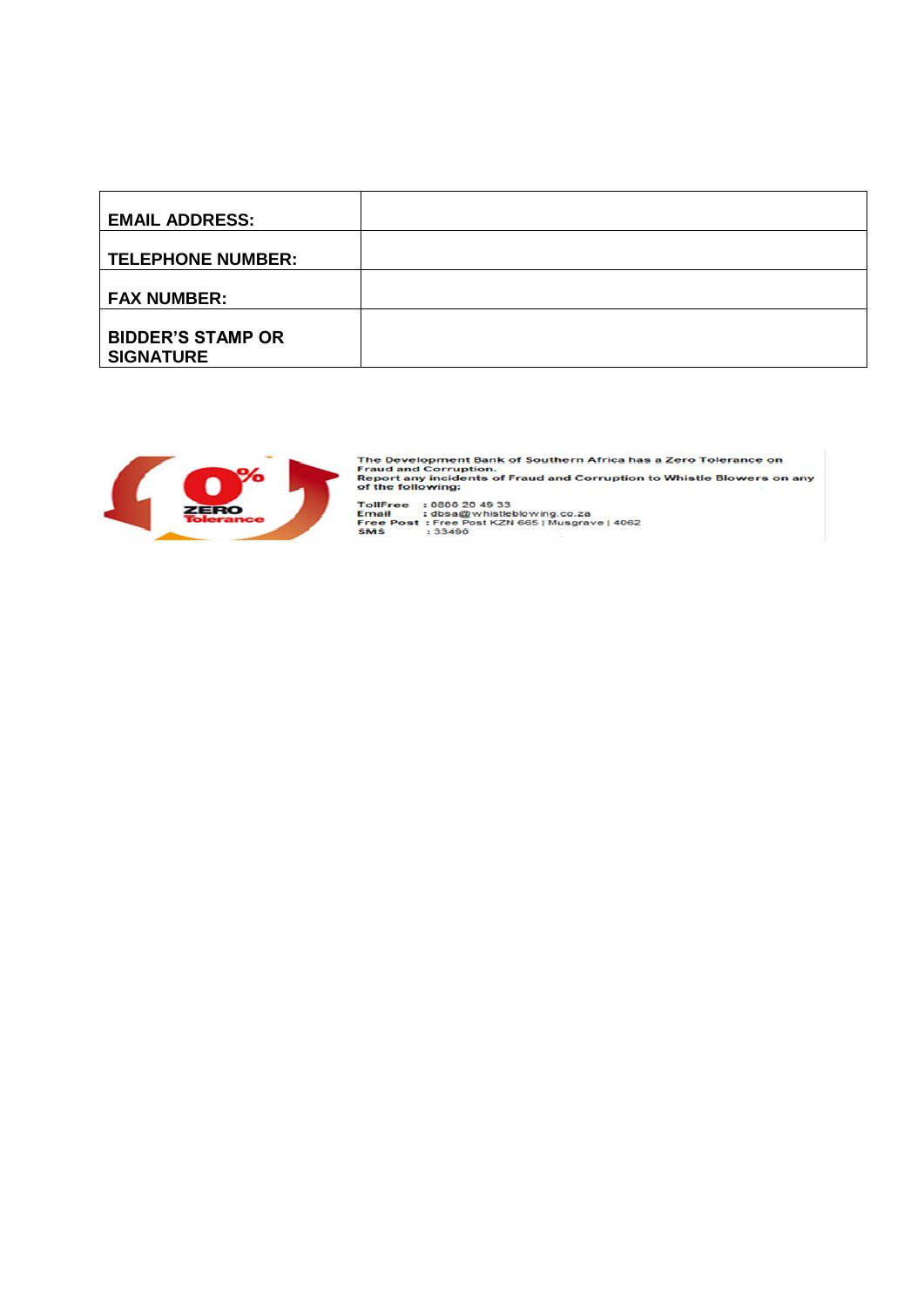| | |
|---|---|
| **EMAIL ADDRESS:** | |
| **TELEPHONE NUMBER:** | |
| **FAX NUMBER:** | |
| **BIDDER'S STAMP OR SIGNATURE** | |

0% ZERO Tolerance

The Development Bank of Southern Africa has a Zero Tolerance on Fraud and Corruption.
Report any incidents of Fraud and Corruption to Whistle Blowers on any of the following:

TollFree : 0800 20 49 33
Email : dbsa@whistleblowing.co.za
Free Post : Free Post KZN 665 | Musgrave | 4062
SMS : 33490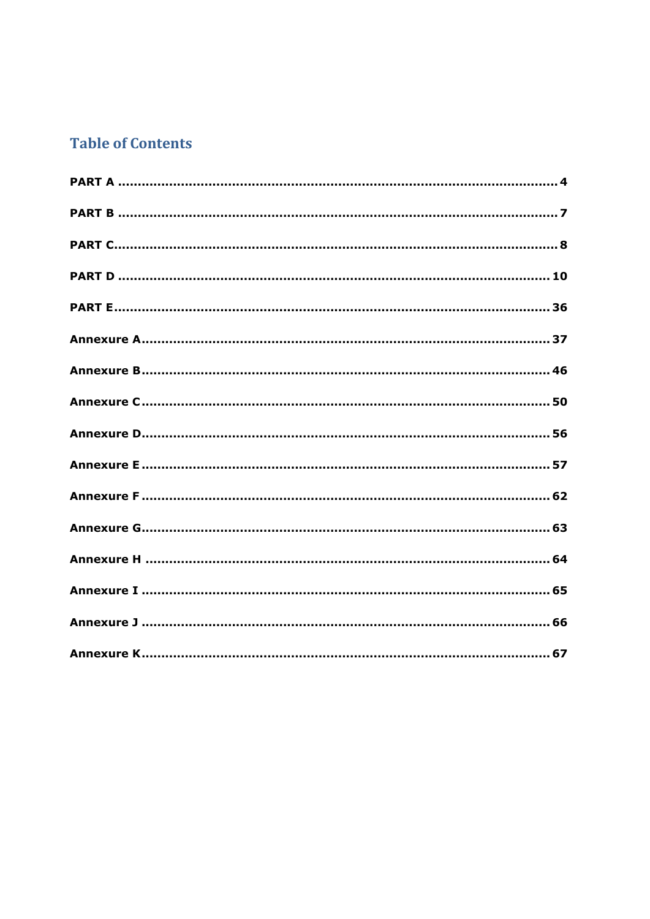## Table of Contents

**PART A** .......... 4

**PART B** .......... 7

**PART C** .......... 8

**PART D** .......... 10

**PART E** .......... 36

**Annexure A** .......... 37

**Annexure B** .......... 46

**Annexure C** .......... 50

**Annexure D** .......... 56

**Annexure E** .......... 57

**Annexure F** .......... 62

**Annexure G** .......... 63

**Annexure H** .......... 64

**Annexure I** .......... 65

**Annexure J** .......... 66

**Annexure K** .......... 67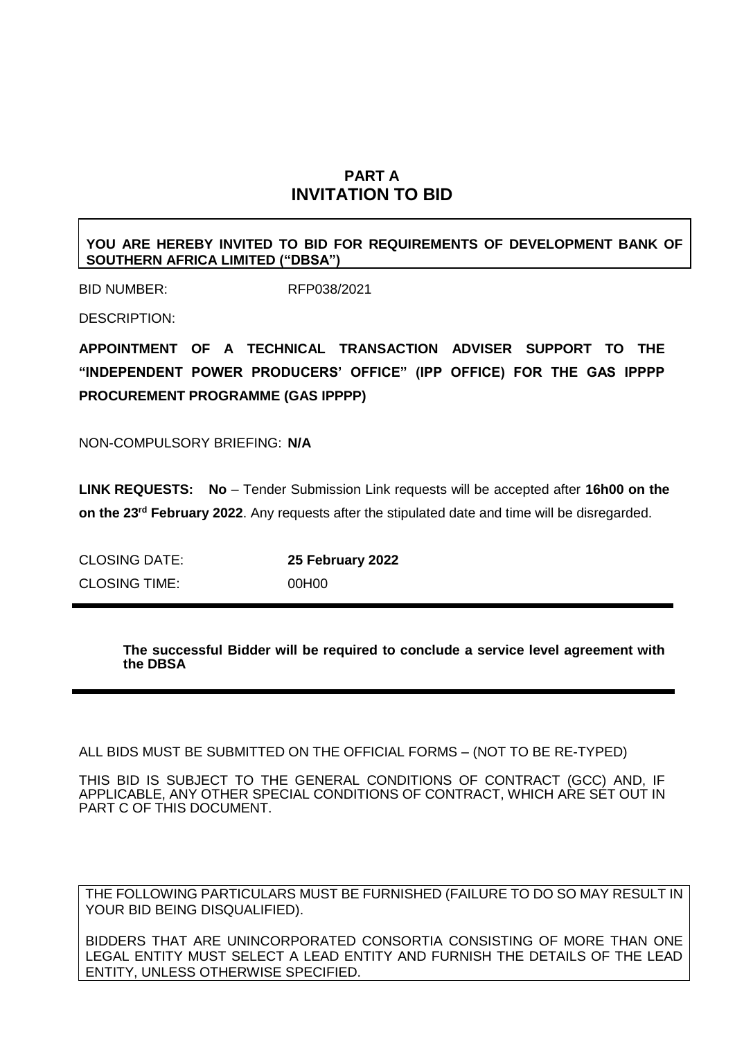# PART A
# INVITATION TO BID

**YOU ARE HEREBY INVITED TO BID FOR REQUIREMENTS OF DEVELOPMENT BANK OF SOUTHERN AFRICA LIMITED ("DBSA")**

BID NUMBER: RFP038/2021

DESCRIPTION:

**APPOINTMENT OF A TECHNICAL TRANSACTION ADVISER SUPPORT TO THE "INDEPENDENT POWER PRODUCERS' OFFICE" (IPP OFFICE) FOR THE GAS IPPPP PROCUREMENT PROGRAMME (GAS IPPPP)**

NON-COMPULSORY BRIEFING: **N/A**

**LINK REQUESTS: No** – Tender Submission Link requests will be accepted after **16h00 on the on the 23rd February 2022**. Any requests after the stipulated date and time will be disregarded.

CLOSING DATE: **25 February 2022**

CLOSING TIME: 00H00

**The successful Bidder will be required to conclude a service level agreement with the DBSA**

ALL BIDS MUST BE SUBMITTED ON THE OFFICIAL FORMS – (NOT TO BE RE-TYPED)

THIS BID IS SUBJECT TO THE GENERAL CONDITIONS OF CONTRACT (GCC) AND, IF APPLICABLE, ANY OTHER SPECIAL CONDITIONS OF CONTRACT, WHICH ARE SET OUT IN PART C OF THIS DOCUMENT.

THE FOLLOWING PARTICULARS MUST BE FURNISHED (FAILURE TO DO SO MAY RESULT IN YOUR BID BEING DISQUALIFIED).

BIDDERS THAT ARE UNINCORPORATED CONSORTIA CONSISTING OF MORE THAN ONE LEGAL ENTITY MUST SELECT A LEAD ENTITY AND FURNISH THE DETAILS OF THE LEAD ENTITY, UNLESS OTHERWISE SPECIFIED.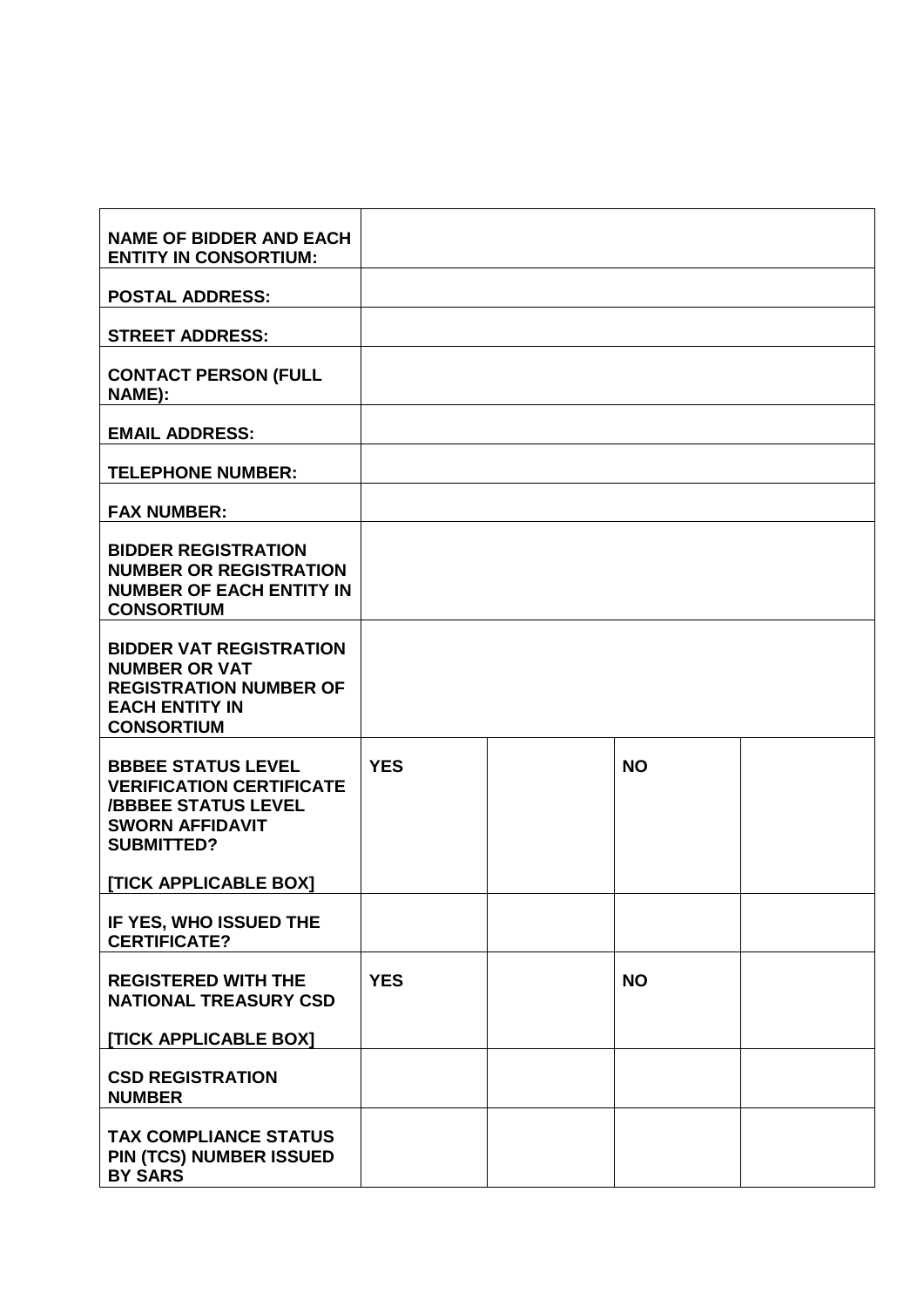| | | | | |
|---|---|---|---|---|
| **NAME OF BIDDER AND EACH ENTITY IN CONSORTIUM:** | | | | |
| **POSTAL ADDRESS:** | | | | |
| **STREET ADDRESS:** | | | | |
| **CONTACT PERSON (FULL NAME):** | | | | |
| **EMAIL ADDRESS:** | | | | |
| **TELEPHONE NUMBER:** | | | | |
| **FAX NUMBER:** | | | | |
| **BIDDER REGISTRATION NUMBER OR REGISTRATION NUMBER OF EACH ENTITY IN CONSORTIUM** | | | | |
| **BIDDER VAT REGISTRATION NUMBER OR VAT REGISTRATION NUMBER OF EACH ENTITY IN CONSORTIUM** | | | | |
| **BBBEE STATUS LEVEL VERIFICATION CERTIFICATE /BBBEE STATUS LEVEL SWORN AFFIDAVIT SUBMITTED?**<br><br>**[TICK APPLICABLE BOX]** | **YES** | | **NO** | |
| **IF YES, WHO ISSUED THE CERTIFICATE?** | | | | |
| **REGISTERED WITH THE NATIONAL TREASURY CSD**<br><br>**[TICK APPLICABLE BOX]** | **YES** | | **NO** | |
| **CSD REGISTRATION NUMBER** | | | | |
| **TAX COMPLIANCE STATUS PIN (TCS) NUMBER ISSUED BY SARS** | | | | |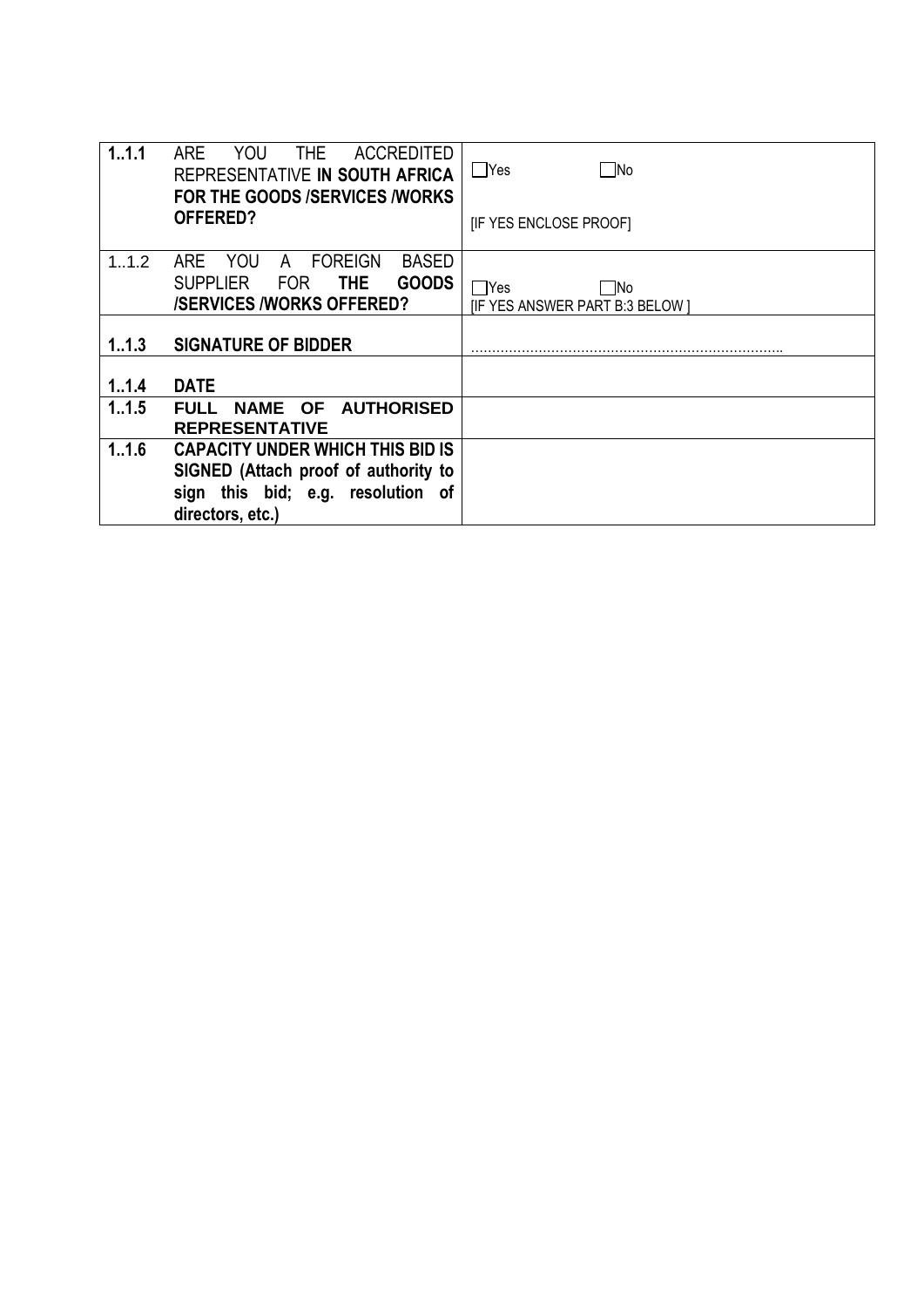| | | |
|---|---|---|
| **1..1.1** | ARE YOU THE ACCREDITED REPRESENTATIVE **IN SOUTH AFRICA FOR THE GOODS /SERVICES /WORKS OFFERED?** | ☐Yes ☐No<br><br>[IF YES ENCLOSE PROOF] |
| 1..1.2 | ARE YOU A FOREIGN BASED SUPPLIER FOR **THE GOODS /SERVICES /WORKS OFFERED?** | ☐Yes ☐No<br>[IF YES ANSWER PART B:3 BELOW ] |
| **1..1.3** | **SIGNATURE OF BIDDER** | ……………………………………………………………… |
| **1..1.4** | **DATE** | |
| **1..1.5** | **FULL NAME OF AUTHORISED REPRESENTATIVE** | |
| **1..1.6** | **CAPACITY UNDER WHICH THIS BID IS SIGNED (Attach proof of authority to sign this bid; e.g. resolution of directors, etc.)** | |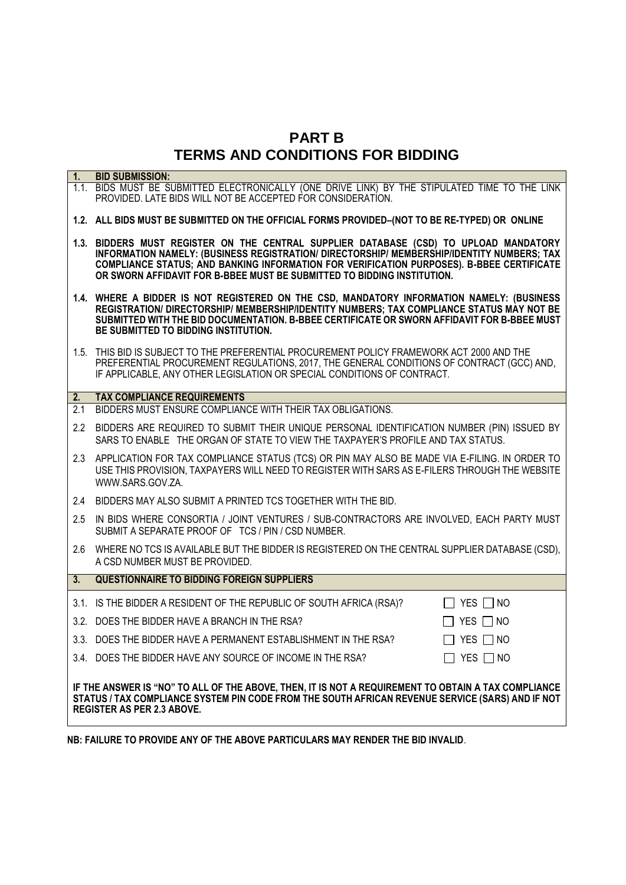# PART B
# TERMS AND CONDITIONS FOR BIDDING

**1. BID SUBMISSION:**

1.1. BIDS MUST BE SUBMITTED ELECTRONICALLY (ONE DRIVE LINK) BY THE STIPULATED TIME TO THE LINK PROVIDED. LATE BIDS WILL NOT BE ACCEPTED FOR CONSIDERATION.

**1.2. ALL BIDS MUST BE SUBMITTED ON THE OFFICIAL FORMS PROVIDED–(NOT TO BE RE-TYPED) OR ONLINE**

**1.3. BIDDERS MUST REGISTER ON THE CENTRAL SUPPLIER DATABASE (CSD) TO UPLOAD MANDATORY INFORMATION NAMELY: (BUSINESS REGISTRATION/ DIRECTORSHIP/ MEMBERSHIP/IDENTITY NUMBERS; TAX COMPLIANCE STATUS; AND BANKING INFORMATION FOR VERIFICATION PURPOSES). B-BBEE CERTIFICATE OR SWORN AFFIDAVIT FOR B-BBEE MUST BE SUBMITTED TO BIDDING INSTITUTION.**

**1.4. WHERE A BIDDER IS NOT REGISTERED ON THE CSD, MANDATORY INFORMATION NAMELY: (BUSINESS REGISTRATION/ DIRECTORSHIP/ MEMBERSHIP/IDENTITY NUMBERS; TAX COMPLIANCE STATUS MAY NOT BE SUBMITTED WITH THE BID DOCUMENTATION. B-BBEE CERTIFICATE OR SWORN AFFIDAVIT FOR B-BBEE MUST BE SUBMITTED TO BIDDING INSTITUTION.**

1.5. THIS BID IS SUBJECT TO THE PREFERENTIAL PROCUREMENT POLICY FRAMEWORK ACT 2000 AND THE PREFERENTIAL PROCUREMENT REGULATIONS, 2017, THE GENERAL CONDITIONS OF CONTRACT (GCC) AND, IF APPLICABLE, ANY OTHER LEGISLATION OR SPECIAL CONDITIONS OF CONTRACT.

**2. TAX COMPLIANCE REQUIREMENTS**

2.1 BIDDERS MUST ENSURE COMPLIANCE WITH THEIR TAX OBLIGATIONS.

2.2 BIDDERS ARE REQUIRED TO SUBMIT THEIR UNIQUE PERSONAL IDENTIFICATION NUMBER (PIN) ISSUED BY SARS TO ENABLE THE ORGAN OF STATE TO VIEW THE TAXPAYER'S PROFILE AND TAX STATUS.

2.3 APPLICATION FOR TAX COMPLIANCE STATUS (TCS) OR PIN MAY ALSO BE MADE VIA E-FILING. IN ORDER TO USE THIS PROVISION, TAXPAYERS WILL NEED TO REGISTER WITH SARS AS E-FILERS THROUGH THE WEBSITE WWW.SARS.GOV.ZA.

2.4 BIDDERS MAY ALSO SUBMIT A PRINTED TCS TOGETHER WITH THE BID.

2.5 IN BIDS WHERE CONSORTIA / JOINT VENTURES / SUB-CONTRACTORS ARE INVOLVED, EACH PARTY MUST SUBMIT A SEPARATE PROOF OF TCS / PIN / CSD NUMBER.

2.6 WHERE NO TCS IS AVAILABLE BUT THE BIDDER IS REGISTERED ON THE CENTRAL SUPPLIER DATABASE (CSD), A CSD NUMBER MUST BE PROVIDED.

**3. QUESTIONNAIRE TO BIDDING FOREIGN SUPPLIERS**

3.1. IS THE BIDDER A RESIDENT OF THE REPUBLIC OF SOUTH AFRICA (RSA)? ☐ YES ☐ NO

3.2. DOES THE BIDDER HAVE A BRANCH IN THE RSA? ☐ YES ☐ NO

3.3. DOES THE BIDDER HAVE A PERMANENT ESTABLISHMENT IN THE RSA? ☐ YES ☐ NO

3.4. DOES THE BIDDER HAVE ANY SOURCE OF INCOME IN THE RSA? ☐ YES ☐ NO

**IF THE ANSWER IS "NO" TO ALL OF THE ABOVE, THEN, IT IS NOT A REQUIREMENT TO OBTAIN A TAX COMPLIANCE STATUS / TAX COMPLIANCE SYSTEM PIN CODE FROM THE SOUTH AFRICAN REVENUE SERVICE (SARS) AND IF NOT REGISTER AS PER 2.3 ABOVE.**

**NB: FAILURE TO PROVIDE ANY OF THE ABOVE PARTICULARS MAY RENDER THE BID INVALID**.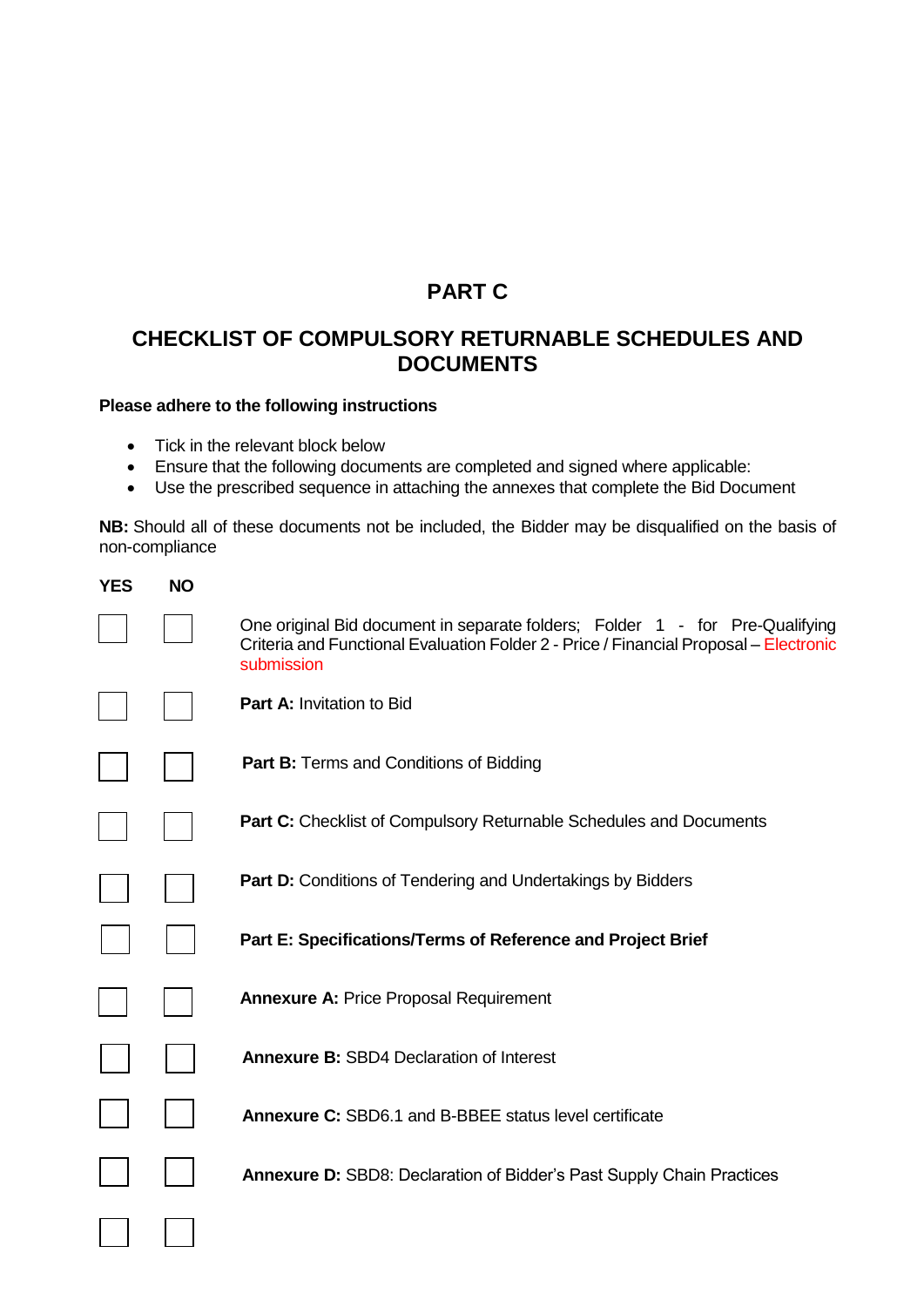# PART C

## CHECKLIST OF COMPULSORY RETURNABLE SCHEDULES AND DOCUMENTS

**Please adhere to the following instructions**

- Tick in the relevant block below
- Ensure that the following documents are completed and signed where applicable:
- Use the prescribed sequence in attaching the annexes that complete the Bid Document

**NB:** Should all of these documents not be included, the Bidder may be disqualified on the basis of non-compliance

| YES | NO | |
|---|---|---|
| ☐ | ☐ | One original Bid document in separate folders; Folder 1 - for Pre-Qualifying Criteria and Functional Evaluation Folder 2 - Price / Financial Proposal – Electronic submission |
| ☐ | ☐ | **Part A:** Invitation to Bid |
| ☐ | ☐ | **Part B:** Terms and Conditions of Bidding |
| ☐ | ☐ | **Part C:** Checklist of Compulsory Returnable Schedules and Documents |
| ☐ | ☐ | **Part D:** Conditions of Tendering and Undertakings by Bidders |
| ☐ | ☐ | **Part E: Specifications/Terms of Reference and Project Brief** |
| ☐ | ☐ | **Annexure A:** Price Proposal Requirement |
| ☐ | ☐ | **Annexure B:** SBD4 Declaration of Interest |
| ☐ | ☐ | **Annexure C:** SBD6.1 and B-BBEE status level certificate |
| ☐ | ☐ | **Annexure D:** SBD8: Declaration of Bidder's Past Supply Chain Practices |
| ☐ | ☐ | |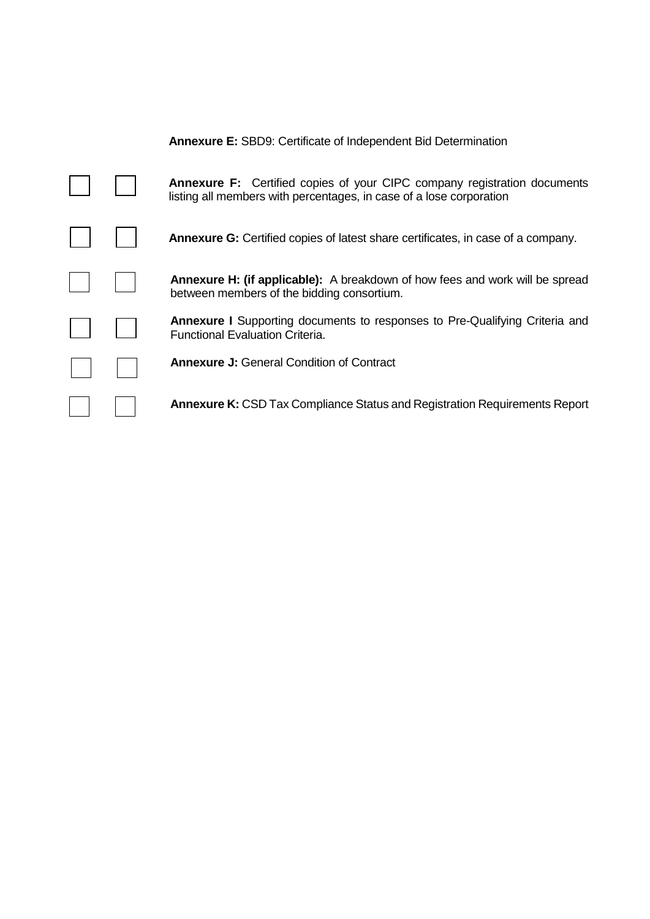**Annexure E:** SBD9: Certificate of Independent Bid Determination

☐ ☐ **Annexure F:** Certified copies of your CIPC company registration documents listing all members with percentages, in case of a lose corporation

☐ ☐ **Annexure G:** Certified copies of latest share certificates, in case of a company.

☐ ☐ **Annexure H: (if applicable):** A breakdown of how fees and work will be spread between members of the bidding consortium.

☐ ☐ **Annexure I** Supporting documents to responses to Pre-Qualifying Criteria and Functional Evaluation Criteria.

☐ ☐ **Annexure J:** General Condition of Contract

☐ ☐ **Annexure K:** CSD Tax Compliance Status and Registration Requirements Report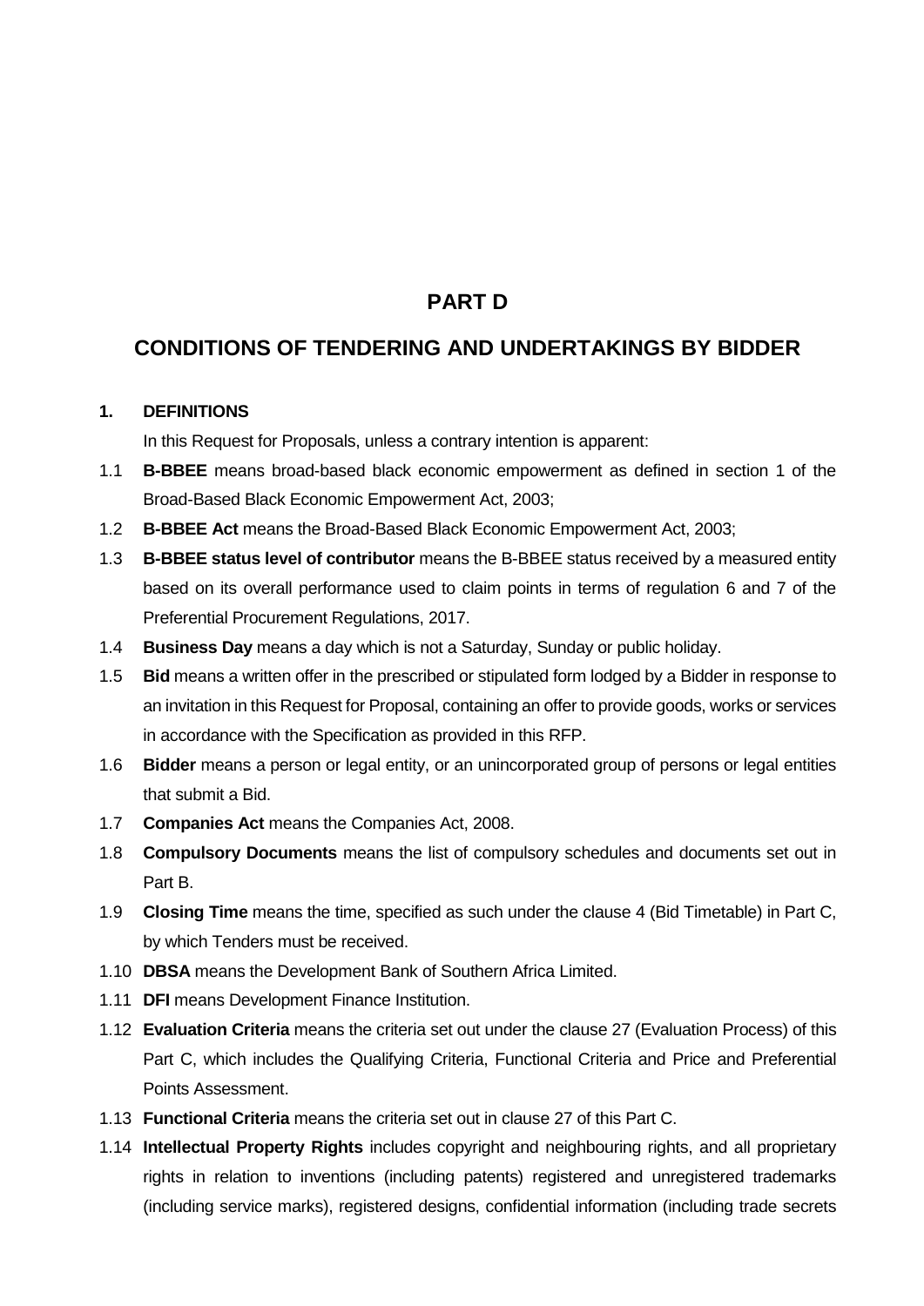# PART D

## CONDITIONS OF TENDERING AND UNDERTAKINGS BY BIDDER

**1. DEFINITIONS**

In this Request for Proposals, unless a contrary intention is apparent:

1.1 **B-BBEE** means broad-based black economic empowerment as defined in section 1 of the Broad-Based Black Economic Empowerment Act, 2003;

1.2 **B-BBEE Act** means the Broad-Based Black Economic Empowerment Act, 2003;

1.3 **B-BBEE status level of contributor** means the B-BBEE status received by a measured entity based on its overall performance used to claim points in terms of regulation 6 and 7 of the Preferential Procurement Regulations, 2017.

1.4 **Business Day** means a day which is not a Saturday, Sunday or public holiday.

1.5 **Bid** means a written offer in the prescribed or stipulated form lodged by a Bidder in response to an invitation in this Request for Proposal, containing an offer to provide goods, works or services in accordance with the Specification as provided in this RFP.

1.6 **Bidder** means a person or legal entity, or an unincorporated group of persons or legal entities that submit a Bid.

1.7 **Companies Act** means the Companies Act, 2008.

1.8 **Compulsory Documents** means the list of compulsory schedules and documents set out in Part B.

1.9 **Closing Time** means the time, specified as such under the clause 4 (Bid Timetable) in Part C, by which Tenders must be received.

1.10 **DBSA** means the Development Bank of Southern Africa Limited.

1.11 **DFI** means Development Finance Institution.

1.12 **Evaluation Criteria** means the criteria set out under the clause 27 (Evaluation Process) of this Part C, which includes the Qualifying Criteria, Functional Criteria and Price and Preferential Points Assessment.

1.13 **Functional Criteria** means the criteria set out in clause 27 of this Part C.

1.14 **Intellectual Property Rights** includes copyright and neighbouring rights, and all proprietary rights in relation to inventions (including patents) registered and unregistered trademarks (including service marks), registered designs, confidential information (including trade secrets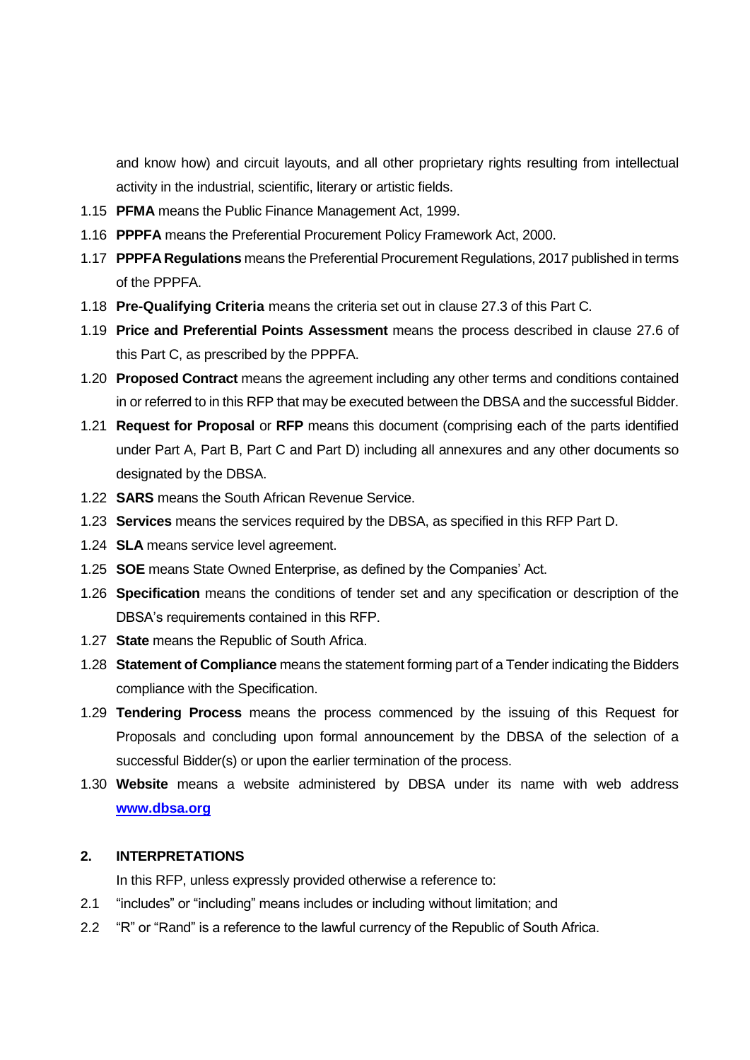and know how) and circuit layouts, and all other proprietary rights resulting from intellectual activity in the industrial, scientific, literary or artistic fields.

1.15 **PFMA** means the Public Finance Management Act, 1999.

1.16 **PPPFA** means the Preferential Procurement Policy Framework Act, 2000.

1.17 **PPPFA Regulations** means the Preferential Procurement Regulations, 2017 published in terms of the PPPFA.

1.18 **Pre-Qualifying Criteria** means the criteria set out in clause 27.3 of this Part C.

1.19 **Price and Preferential Points Assessment** means the process described in clause 27.6 of this Part C, as prescribed by the PPPFA.

1.20 **Proposed Contract** means the agreement including any other terms and conditions contained in or referred to in this RFP that may be executed between the DBSA and the successful Bidder.

1.21 **Request for Proposal** or **RFP** means this document (comprising each of the parts identified under Part A, Part B, Part C and Part D) including all annexures and any other documents so designated by the DBSA.

1.22 **SARS** means the South African Revenue Service.

1.23 **Services** means the services required by the DBSA, as specified in this RFP Part D.

1.24 **SLA** means service level agreement.

1.25 **SOE** means State Owned Enterprise, as defined by the Companies' Act.

1.26 **Specification** means the conditions of tender set and any specification or description of the DBSA's requirements contained in this RFP.

1.27 **State** means the Republic of South Africa.

1.28 **Statement of Compliance** means the statement forming part of a Tender indicating the Bidders compliance with the Specification.

1.29 **Tendering Process** means the process commenced by the issuing of this Request for Proposals and concluding upon formal announcement by the DBSA of the selection of a successful Bidder(s) or upon the earlier termination of the process.

1.30 **Website** means a website administered by DBSA under its name with web address [www.dbsa.org](http://www.dbsa.org)

## 2. INTERPRETATIONS

In this RFP, unless expressly provided otherwise a reference to:

2.1 "includes" or "including" means includes or including without limitation; and

2.2 "R" or "Rand" is a reference to the lawful currency of the Republic of South Africa.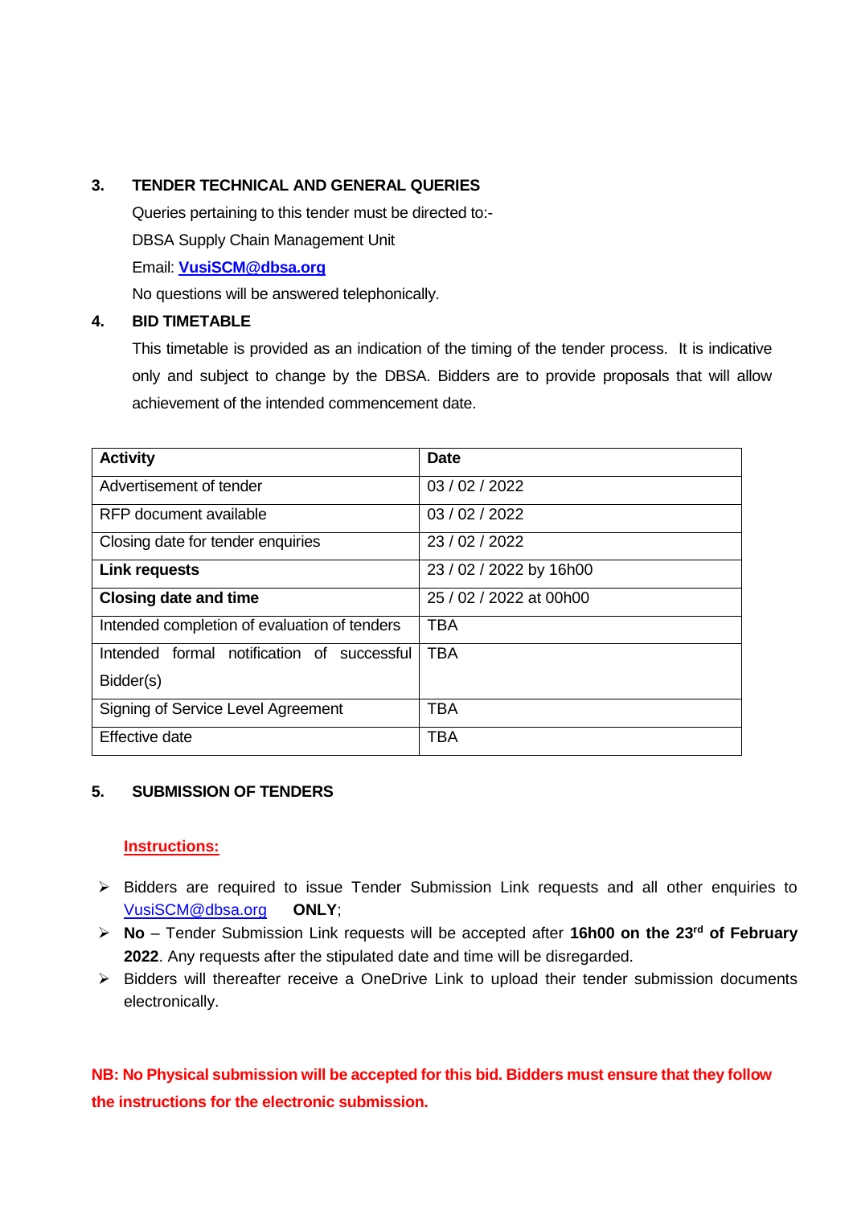## 3. TENDER TECHNICAL AND GENERAL QUERIES

Queries pertaining to this tender must be directed to:-

DBSA Supply Chain Management Unit

Email: **VusiSCM@dbsa.org**

No questions will be answered telephonically.

## 4. BID TIMETABLE

This timetable is provided as an indication of the timing of the tender process. It is indicative only and subject to change by the DBSA. Bidders are to provide proposals that will allow achievement of the intended commencement date.

| Activity | Date |
|---|---|
| Advertisement of tender | 03 / 02 / 2022 |
| RFP document available | 03 / 02 / 2022 |
| Closing date for tender enquiries | 23 / 02 / 2022 |
| **Link requests** | 23 / 02 / 2022 by 16h00 |
| **Closing date and time** | 25 / 02 / 2022 at 00h00 |
| Intended completion of evaluation of tenders | TBA |
| Intended formal notification of successful Bidder(s) | TBA |
| Signing of Service Level Agreement | TBA |
| Effective date | TBA |

## 5. SUBMISSION OF TENDERS

**Instructions:**

- Bidders are required to issue Tender Submission Link requests and all other enquiries to VusiSCM@dbsa.org **ONLY**;
- **No** – Tender Submission Link requests will be accepted after **16h00 on the 23rd of February 2022**. Any requests after the stipulated date and time will be disregarded.
- Bidders will thereafter receive a OneDrive Link to upload their tender submission documents electronically.

**NB: No Physical submission will be accepted for this bid. Bidders must ensure that they follow the instructions for the electronic submission.**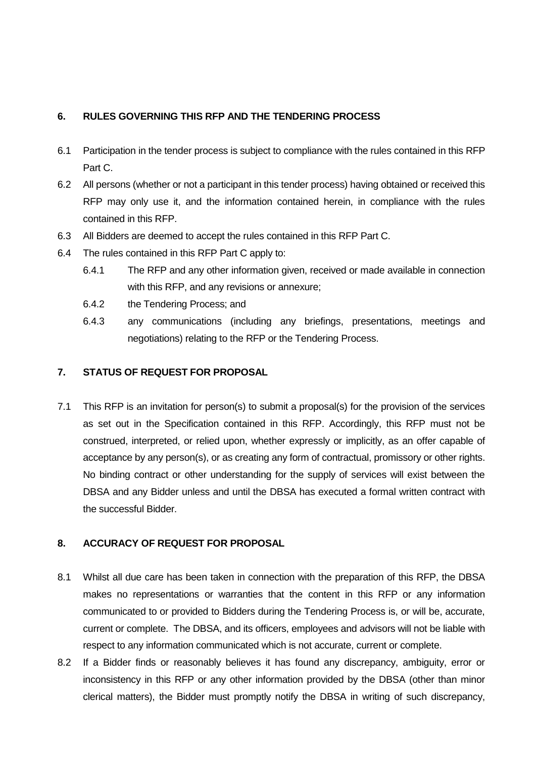## 6. RULES GOVERNING THIS RFP AND THE TENDERING PROCESS

6.1 Participation in the tender process is subject to compliance with the rules contained in this RFP Part C.

6.2 All persons (whether or not a participant in this tender process) having obtained or received this RFP may only use it, and the information contained herein, in compliance with the rules contained in this RFP.

6.3 All Bidders are deemed to accept the rules contained in this RFP Part C.

6.4 The rules contained in this RFP Part C apply to:

6.4.1 The RFP and any other information given, received or made available in connection with this RFP, and any revisions or annexure;

6.4.2 the Tendering Process; and

6.4.3 any communications (including any briefings, presentations, meetings and negotiations) relating to the RFP or the Tendering Process.

## 7. STATUS OF REQUEST FOR PROPOSAL

7.1 This RFP is an invitation for person(s) to submit a proposal(s) for the provision of the services as set out in the Specification contained in this RFP. Accordingly, this RFP must not be construed, interpreted, or relied upon, whether expressly or implicitly, as an offer capable of acceptance by any person(s), or as creating any form of contractual, promissory or other rights. No binding contract or other understanding for the supply of services will exist between the DBSA and any Bidder unless and until the DBSA has executed a formal written contract with the successful Bidder.

## 8. ACCURACY OF REQUEST FOR PROPOSAL

8.1 Whilst all due care has been taken in connection with the preparation of this RFP, the DBSA makes no representations or warranties that the content in this RFP or any information communicated to or provided to Bidders during the Tendering Process is, or will be, accurate, current or complete. The DBSA, and its officers, employees and advisors will not be liable with respect to any information communicated which is not accurate, current or complete.

8.2 If a Bidder finds or reasonably believes it has found any discrepancy, ambiguity, error or inconsistency in this RFP or any other information provided by the DBSA (other than minor clerical matters), the Bidder must promptly notify the DBSA in writing of such discrepancy,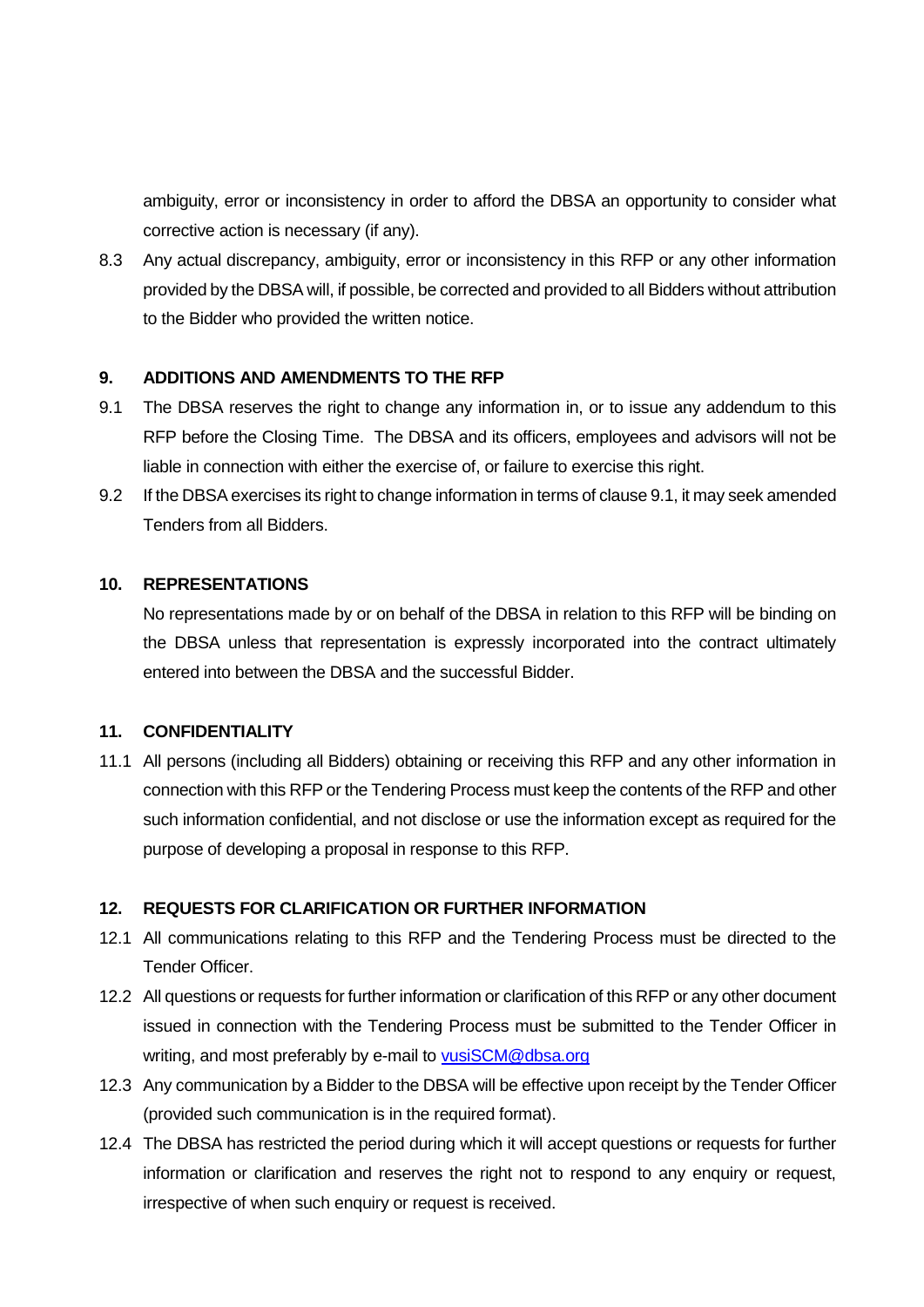ambiguity, error or inconsistency in order to afford the DBSA an opportunity to consider what corrective action is necessary (if any).

8.3 Any actual discrepancy, ambiguity, error or inconsistency in this RFP or any other information provided by the DBSA will, if possible, be corrected and provided to all Bidders without attribution to the Bidder who provided the written notice.

## 9. ADDITIONS AND AMENDMENTS TO THE RFP

9.1 The DBSA reserves the right to change any information in, or to issue any addendum to this RFP before the Closing Time. The DBSA and its officers, employees and advisors will not be liable in connection with either the exercise of, or failure to exercise this right.

9.2 If the DBSA exercises its right to change information in terms of clause 9.1, it may seek amended Tenders from all Bidders.

## 10. REPRESENTATIONS

No representations made by or on behalf of the DBSA in relation to this RFP will be binding on the DBSA unless that representation is expressly incorporated into the contract ultimately entered into between the DBSA and the successful Bidder.

## 11. CONFIDENTIALITY

11.1 All persons (including all Bidders) obtaining or receiving this RFP and any other information in connection with this RFP or the Tendering Process must keep the contents of the RFP and other such information confidential, and not disclose or use the information except as required for the purpose of developing a proposal in response to this RFP.

## 12. REQUESTS FOR CLARIFICATION OR FURTHER INFORMATION

12.1 All communications relating to this RFP and the Tendering Process must be directed to the Tender Officer.

12.2 All questions or requests for further information or clarification of this RFP or any other document issued in connection with the Tendering Process must be submitted to the Tender Officer in writing, and most preferably by e-mail to vusiSCM@dbsa.org

12.3 Any communication by a Bidder to the DBSA will be effective upon receipt by the Tender Officer (provided such communication is in the required format).

12.4 The DBSA has restricted the period during which it will accept questions or requests for further information or clarification and reserves the right not to respond to any enquiry or request, irrespective of when such enquiry or request is received.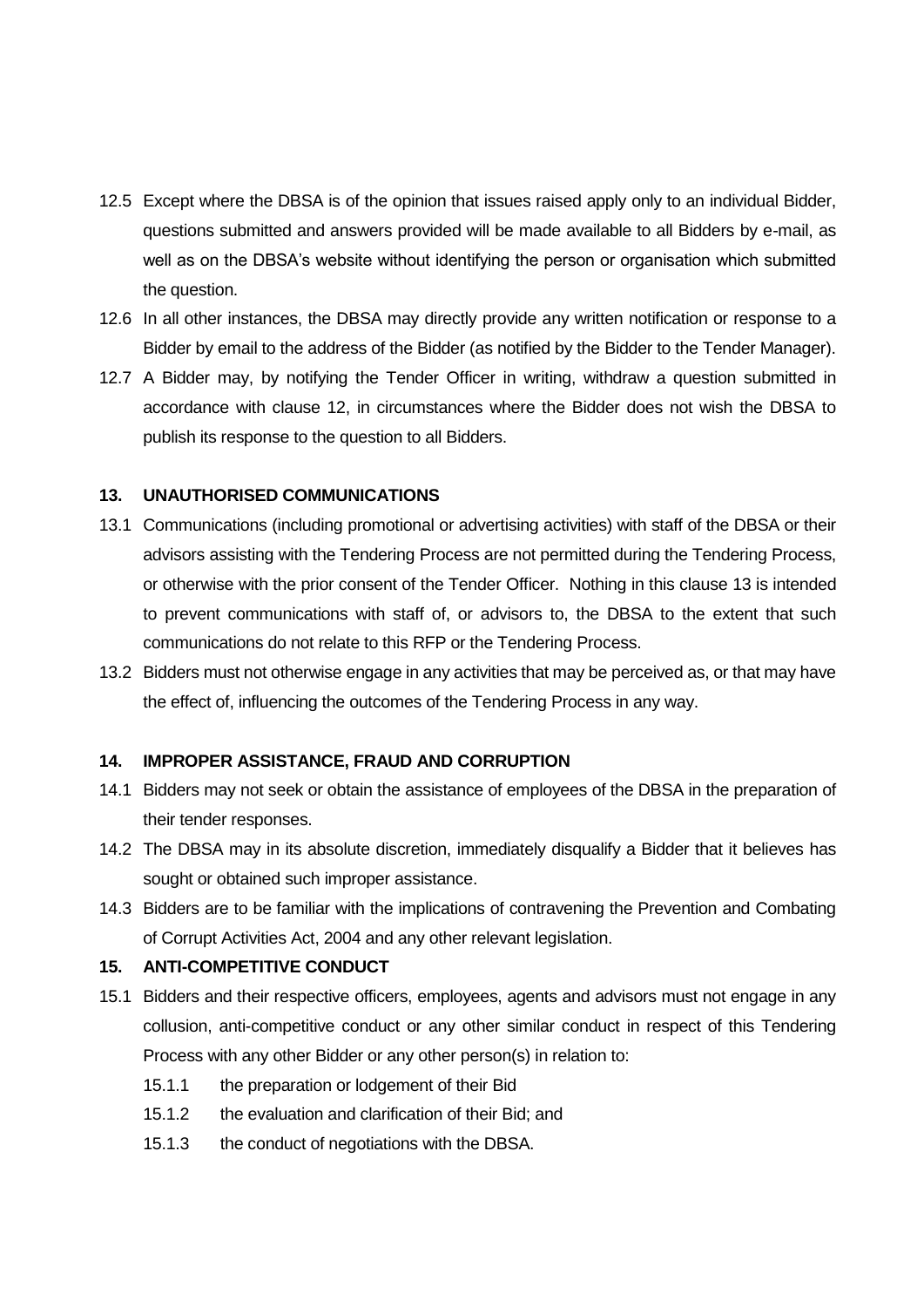12.5 Except where the DBSA is of the opinion that issues raised apply only to an individual Bidder, questions submitted and answers provided will be made available to all Bidders by e-mail, as well as on the DBSA's website without identifying the person or organisation which submitted the question.

12.6 In all other instances, the DBSA may directly provide any written notification or response to a Bidder by email to the address of the Bidder (as notified by the Bidder to the Tender Manager).

12.7 A Bidder may, by notifying the Tender Officer in writing, withdraw a question submitted in accordance with clause 12, in circumstances where the Bidder does not wish the DBSA to publish its response to the question to all Bidders.

## 13. UNAUTHORISED COMMUNICATIONS

13.1 Communications (including promotional or advertising activities) with staff of the DBSA or their advisors assisting with the Tendering Process are not permitted during the Tendering Process, or otherwise with the prior consent of the Tender Officer. Nothing in this clause 13 is intended to prevent communications with staff of, or advisors to, the DBSA to the extent that such communications do not relate to this RFP or the Tendering Process.

13.2 Bidders must not otherwise engage in any activities that may be perceived as, or that may have the effect of, influencing the outcomes of the Tendering Process in any way.

## 14. IMPROPER ASSISTANCE, FRAUD AND CORRUPTION

14.1 Bidders may not seek or obtain the assistance of employees of the DBSA in the preparation of their tender responses.

14.2 The DBSA may in its absolute discretion, immediately disqualify a Bidder that it believes has sought or obtained such improper assistance.

14.3 Bidders are to be familiar with the implications of contravening the Prevention and Combating of Corrupt Activities Act, 2004 and any other relevant legislation.

## 15. ANTI-COMPETITIVE CONDUCT

15.1 Bidders and their respective officers, employees, agents and advisors must not engage in any collusion, anti-competitive conduct or any other similar conduct in respect of this Tendering Process with any other Bidder or any other person(s) in relation to:

- 15.1.1 the preparation or lodgement of their Bid
- 15.1.2 the evaluation and clarification of their Bid; and
- 15.1.3 the conduct of negotiations with the DBSA.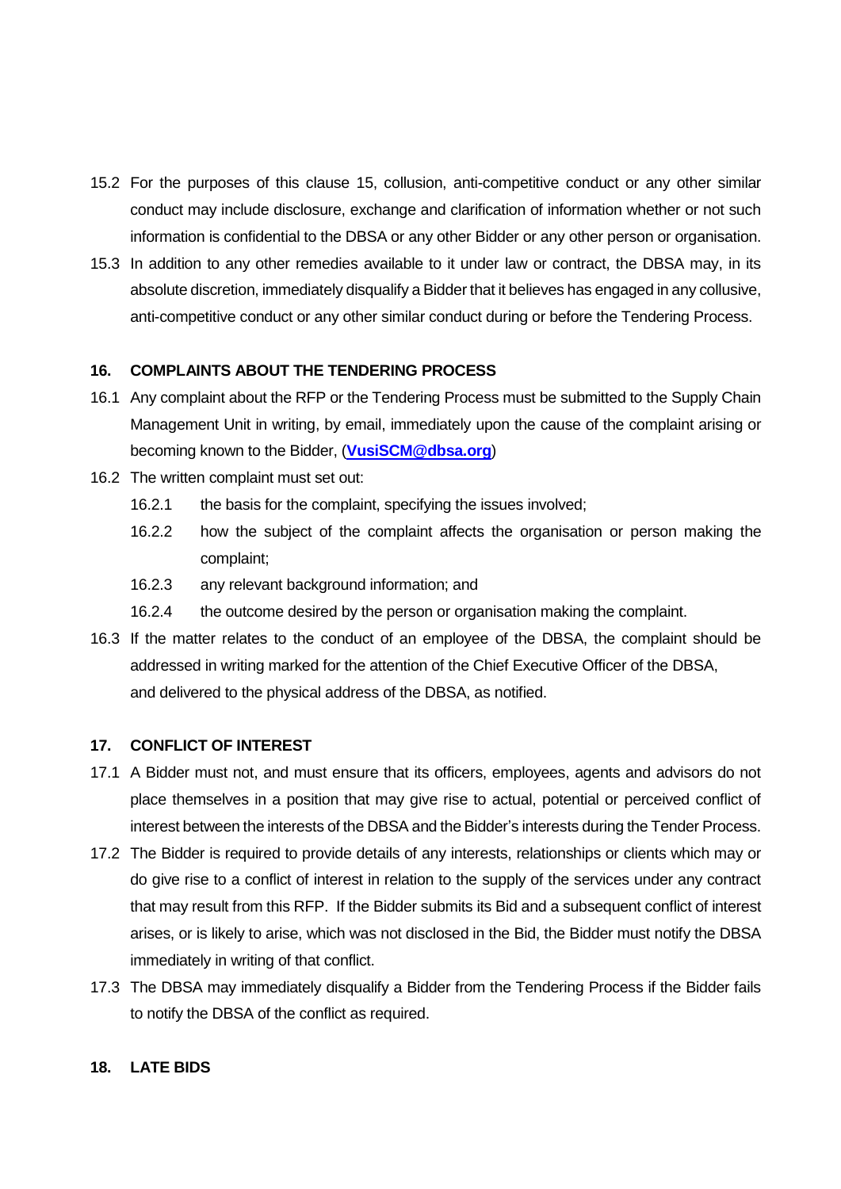15.2 For the purposes of this clause 15, collusion, anti-competitive conduct or any other similar conduct may include disclosure, exchange and clarification of information whether or not such information is confidential to the DBSA or any other Bidder or any other person or organisation.

15.3 In addition to any other remedies available to it under law or contract, the DBSA may, in its absolute discretion, immediately disqualify a Bidder that it believes has engaged in any collusive, anti-competitive conduct or any other similar conduct during or before the Tendering Process.

## 16. COMPLAINTS ABOUT THE TENDERING PROCESS

16.1 Any complaint about the RFP or the Tendering Process must be submitted to the Supply Chain Management Unit in writing, by email, immediately upon the cause of the complaint arising or becoming known to the Bidder, (**VusiSCM@dbsa.org**)

16.2 The written complaint must set out:

- 16.2.1 the basis for the complaint, specifying the issues involved;
- 16.2.2 how the subject of the complaint affects the organisation or person making the complaint;
- 16.2.3 any relevant background information; and
- 16.2.4 the outcome desired by the person or organisation making the complaint.

16.3 If the matter relates to the conduct of an employee of the DBSA, the complaint should be addressed in writing marked for the attention of the Chief Executive Officer of the DBSA, and delivered to the physical address of the DBSA, as notified.

## 17. CONFLICT OF INTEREST

17.1 A Bidder must not, and must ensure that its officers, employees, agents and advisors do not place themselves in a position that may give rise to actual, potential or perceived conflict of interest between the interests of the DBSA and the Bidder's interests during the Tender Process.

17.2 The Bidder is required to provide details of any interests, relationships or clients which may or do give rise to a conflict of interest in relation to the supply of the services under any contract that may result from this RFP. If the Bidder submits its Bid and a subsequent conflict of interest arises, or is likely to arise, which was not disclosed in the Bid, the Bidder must notify the DBSA immediately in writing of that conflict.

17.3 The DBSA may immediately disqualify a Bidder from the Tendering Process if the Bidder fails to notify the DBSA of the conflict as required.

## 18. LATE BIDS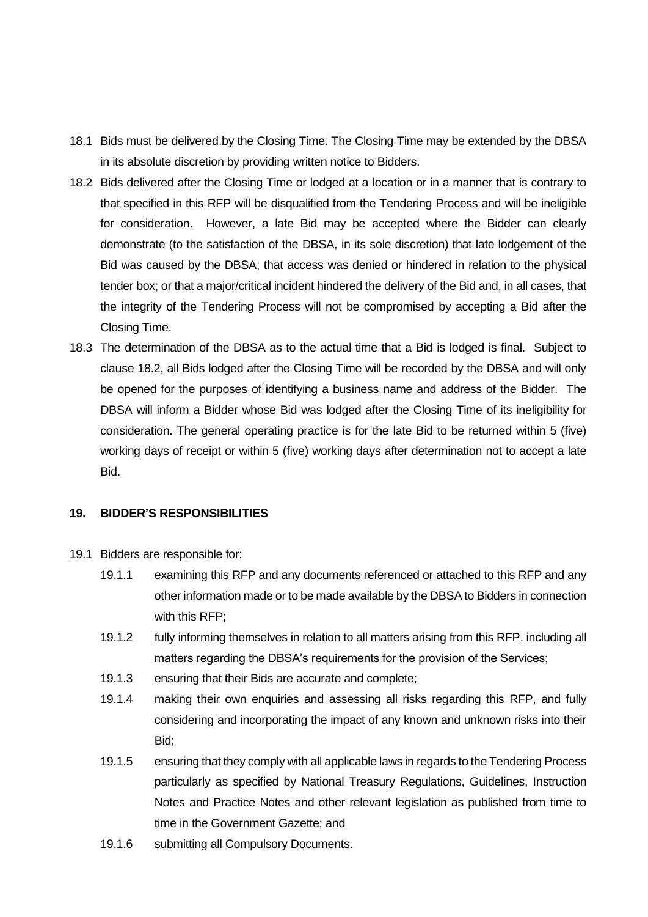18.1 Bids must be delivered by the Closing Time. The Closing Time may be extended by the DBSA in its absolute discretion by providing written notice to Bidders.

18.2 Bids delivered after the Closing Time or lodged at a location or in a manner that is contrary to that specified in this RFP will be disqualified from the Tendering Process and will be ineligible for consideration. However, a late Bid may be accepted where the Bidder can clearly demonstrate (to the satisfaction of the DBSA, in its sole discretion) that late lodgement of the Bid was caused by the DBSA; that access was denied or hindered in relation to the physical tender box; or that a major/critical incident hindered the delivery of the Bid and, in all cases, that the integrity of the Tendering Process will not be compromised by accepting a Bid after the Closing Time.

18.3 The determination of the DBSA as to the actual time that a Bid is lodged is final. Subject to clause 18.2, all Bids lodged after the Closing Time will be recorded by the DBSA and will only be opened for the purposes of identifying a business name and address of the Bidder. The DBSA will inform a Bidder whose Bid was lodged after the Closing Time of its ineligibility for consideration. The general operating practice is for the late Bid to be returned within 5 (five) working days of receipt or within 5 (five) working days after determination not to accept a late Bid.

## 19. BIDDER'S RESPONSIBILITIES

19.1 Bidders are responsible for:

- 19.1.1 examining this RFP and any documents referenced or attached to this RFP and any other information made or to be made available by the DBSA to Bidders in connection with this RFP;
- 19.1.2 fully informing themselves in relation to all matters arising from this RFP, including all matters regarding the DBSA's requirements for the provision of the Services;
- 19.1.3 ensuring that their Bids are accurate and complete;
- 19.1.4 making their own enquiries and assessing all risks regarding this RFP, and fully considering and incorporating the impact of any known and unknown risks into their Bid;
- 19.1.5 ensuring that they comply with all applicable laws in regards to the Tendering Process particularly as specified by National Treasury Regulations, Guidelines, Instruction Notes and Practice Notes and other relevant legislation as published from time to time in the Government Gazette; and
- 19.1.6 submitting all Compulsory Documents.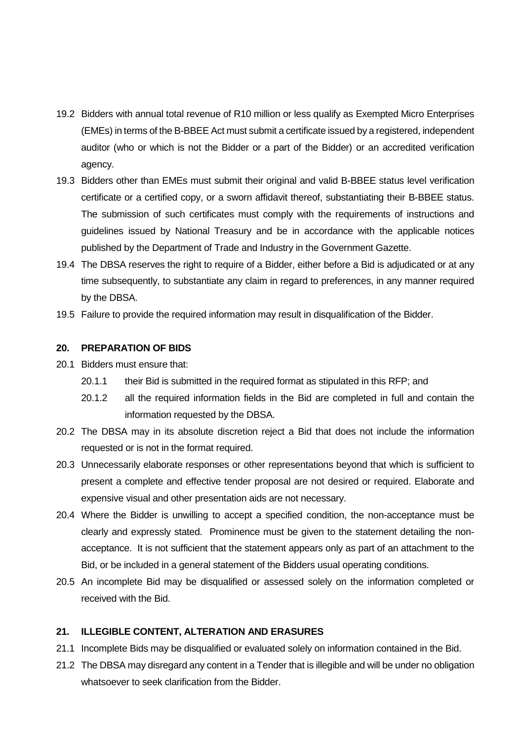19.2 Bidders with annual total revenue of R10 million or less qualify as Exempted Micro Enterprises (EMEs) in terms of the B-BBEE Act must submit a certificate issued by a registered, independent auditor (who or which is not the Bidder or a part of the Bidder) or an accredited verification agency.

19.3 Bidders other than EMEs must submit their original and valid B-BBEE status level verification certificate or a certified copy, or a sworn affidavit thereof, substantiating their B-BBEE status. The submission of such certificates must comply with the requirements of instructions and guidelines issued by National Treasury and be in accordance with the applicable notices published by the Department of Trade and Industry in the Government Gazette.

19.4 The DBSA reserves the right to require of a Bidder, either before a Bid is adjudicated or at any time subsequently, to substantiate any claim in regard to preferences, in any manner required by the DBSA.

19.5 Failure to provide the required information may result in disqualification of the Bidder.

## 20. PREPARATION OF BIDS

20.1 Bidders must ensure that:

20.1.1 their Bid is submitted in the required format as stipulated in this RFP; and

20.1.2 all the required information fields in the Bid are completed in full and contain the information requested by the DBSA.

20.2 The DBSA may in its absolute discretion reject a Bid that does not include the information requested or is not in the format required.

20.3 Unnecessarily elaborate responses or other representations beyond that which is sufficient to present a complete and effective tender proposal are not desired or required. Elaborate and expensive visual and other presentation aids are not necessary.

20.4 Where the Bidder is unwilling to accept a specified condition, the non-acceptance must be clearly and expressly stated. Prominence must be given to the statement detailing the non-acceptance. It is not sufficient that the statement appears only as part of an attachment to the Bid, or be included in a general statement of the Bidders usual operating conditions.

20.5 An incomplete Bid may be disqualified or assessed solely on the information completed or received with the Bid.

## 21. ILLEGIBLE CONTENT, ALTERATION AND ERASURES

21.1 Incomplete Bids may be disqualified or evaluated solely on information contained in the Bid.

21.2 The DBSA may disregard any content in a Tender that is illegible and will be under no obligation whatsoever to seek clarification from the Bidder.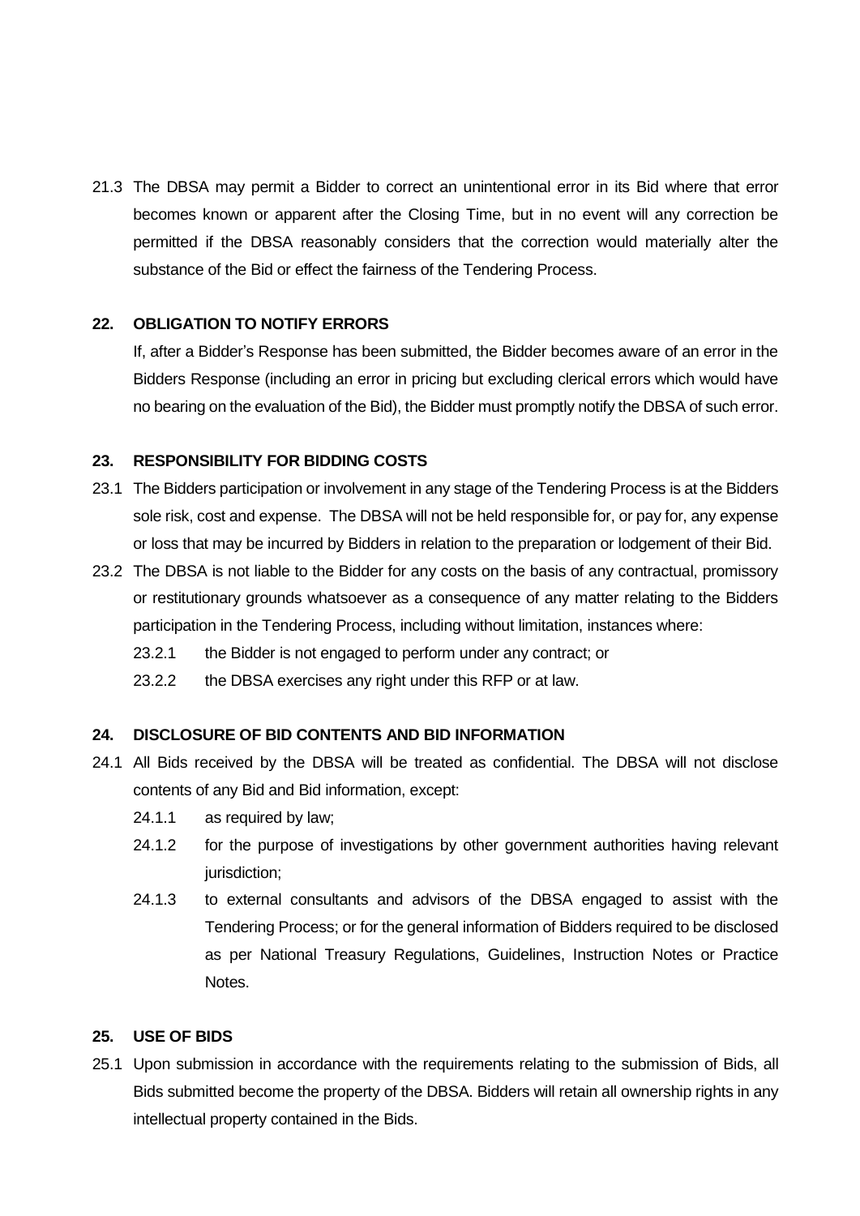21.3 The DBSA may permit a Bidder to correct an unintentional error in its Bid where that error becomes known or apparent after the Closing Time, but in no event will any correction be permitted if the DBSA reasonably considers that the correction would materially alter the substance of the Bid or effect the fairness of the Tendering Process.

**22. OBLIGATION TO NOTIFY ERRORS**

If, after a Bidder's Response has been submitted, the Bidder becomes aware of an error in the Bidders Response (including an error in pricing but excluding clerical errors which would have no bearing on the evaluation of the Bid), the Bidder must promptly notify the DBSA of such error.

**23. RESPONSIBILITY FOR BIDDING COSTS**

23.1 The Bidders participation or involvement in any stage of the Tendering Process is at the Bidders sole risk, cost and expense. The DBSA will not be held responsible for, or pay for, any expense or loss that may be incurred by Bidders in relation to the preparation or lodgement of their Bid.

23.2 The DBSA is not liable to the Bidder for any costs on the basis of any contractual, promissory or restitutionary grounds whatsoever as a consequence of any matter relating to the Bidders participation in the Tendering Process, including without limitation, instances where:

23.2.1 the Bidder is not engaged to perform under any contract; or

23.2.2 the DBSA exercises any right under this RFP or at law.

**24. DISCLOSURE OF BID CONTENTS AND BID INFORMATION**

24.1 All Bids received by the DBSA will be treated as confidential. The DBSA will not disclose contents of any Bid and Bid information, except:

24.1.1 as required by law;

24.1.2 for the purpose of investigations by other government authorities having relevant jurisdiction;

24.1.3 to external consultants and advisors of the DBSA engaged to assist with the Tendering Process; or for the general information of Bidders required to be disclosed as per National Treasury Regulations, Guidelines, Instruction Notes or Practice Notes.

**25. USE OF BIDS**

25.1 Upon submission in accordance with the requirements relating to the submission of Bids, all Bids submitted become the property of the DBSA. Bidders will retain all ownership rights in any intellectual property contained in the Bids.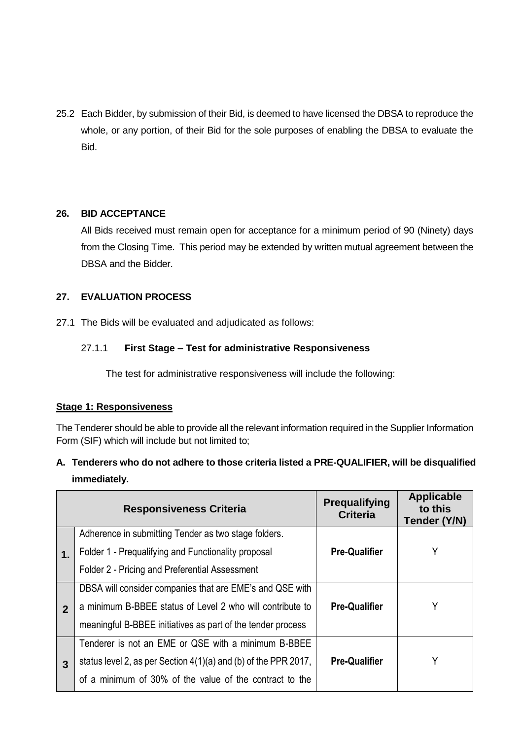25.2 Each Bidder, by submission of their Bid, is deemed to have licensed the DBSA to reproduce the whole, or any portion, of their Bid for the sole purposes of enabling the DBSA to evaluate the Bid.

### 26. BID ACCEPTANCE

All Bids received must remain open for acceptance for a minimum period of 90 (Ninety) days from the Closing Time. This period may be extended by written mutual agreement between the DBSA and the Bidder.

### 27. EVALUATION PROCESS

27.1 The Bids will be evaluated and adjudicated as follows:

27.1.1 **First Stage – Test for administrative Responsiveness**

The test for administrative responsiveness will include the following:

**Stage 1: Responsiveness**

The Tenderer should be able to provide all the relevant information required in the Supplier Information Form (SIF) which will include but not limited to;

**A. Tenderers who do not adhere to those criteria listed a PRE-QUALIFIER, will be disqualified immediately.**

| | Responsiveness Criteria | Prequalifying Criteria | Applicable to this Tender (Y/N) |
|---|---|---|---|
| 1. | Adherence in submitting Tender as two stage folders.<br>Folder 1 - Prequalifying and Functionality proposal<br>Folder 2 - Pricing and Preferential Assessment | Pre-Qualifier | Y |
| 2 | DBSA will consider companies that are EME's and QSE with a minimum B-BBEE status of Level 2 who will contribute to meaningful B-BBEE initiatives as part of the tender process | Pre-Qualifier | Y |
| 3 | Tenderer is not an EME or QSE with a minimum B-BBEE status level 2, as per Section 4(1)(a) and (b) of the PPR 2017, of a minimum of 30% of the value of the contract to the | Pre-Qualifier | Y |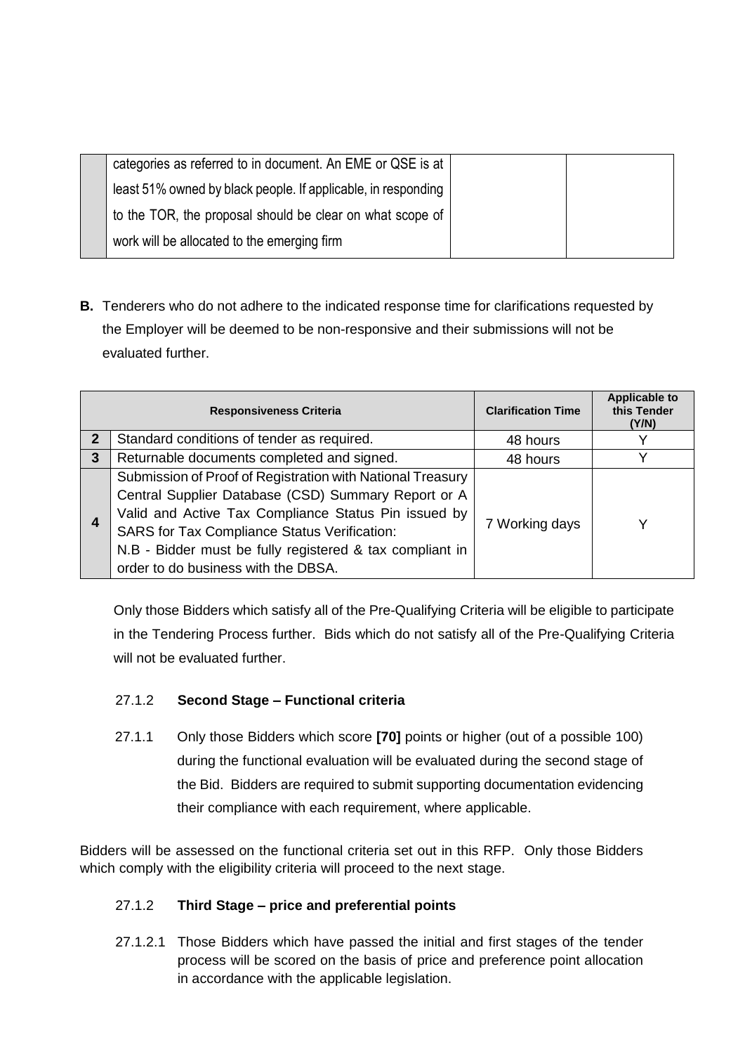| | | | |
|---|---|---|---|
| | categories as referred to in document. An EME or QSE is at least 51% owned by black people. If applicable, in responding to the TOR, the proposal should be clear on what scope of work will be allocated to the emerging firm | | |

**B.** Tenderers who do not adhere to the indicated response time for clarifications requested by the Employer will be deemed to be non-responsive and their submissions will not be evaluated further.

| Responsiveness Criteria | | Clarification Time | Applicable to this Tender (Y/N) |
|---|---|---|---|
| **2** | Standard conditions of tender as required. | 48 hours | Y |
| **3** | Returnable documents completed and signed. | 48 hours | Y |
| **4** | Submission of Proof of Registration with National Treasury Central Supplier Database (CSD) Summary Report or A Valid and Active Tax Compliance Status Pin issued by SARS for Tax Compliance Status Verification:<br>N.B - Bidder must be fully registered & tax compliant in order to do business with the DBSA. | 7 Working days | Y |

Only those Bidders which satisfy all of the Pre-Qualifying Criteria will be eligible to participate in the Tendering Process further. Bids which do not satisfy all of the Pre-Qualifying Criteria will not be evaluated further.

27.1.2 **Second Stage – Functional criteria**

27.1.1 Only those Bidders which score **[70]** points or higher (out of a possible 100) during the functional evaluation will be evaluated during the second stage of the Bid. Bidders are required to submit supporting documentation evidencing their compliance with each requirement, where applicable.

Bidders will be assessed on the functional criteria set out in this RFP. Only those Bidders which comply with the eligibility criteria will proceed to the next stage.

27.1.2 **Third Stage – price and preferential points**

27.1.2.1 Those Bidders which have passed the initial and first stages of the tender process will be scored on the basis of price and preference point allocation in accordance with the applicable legislation.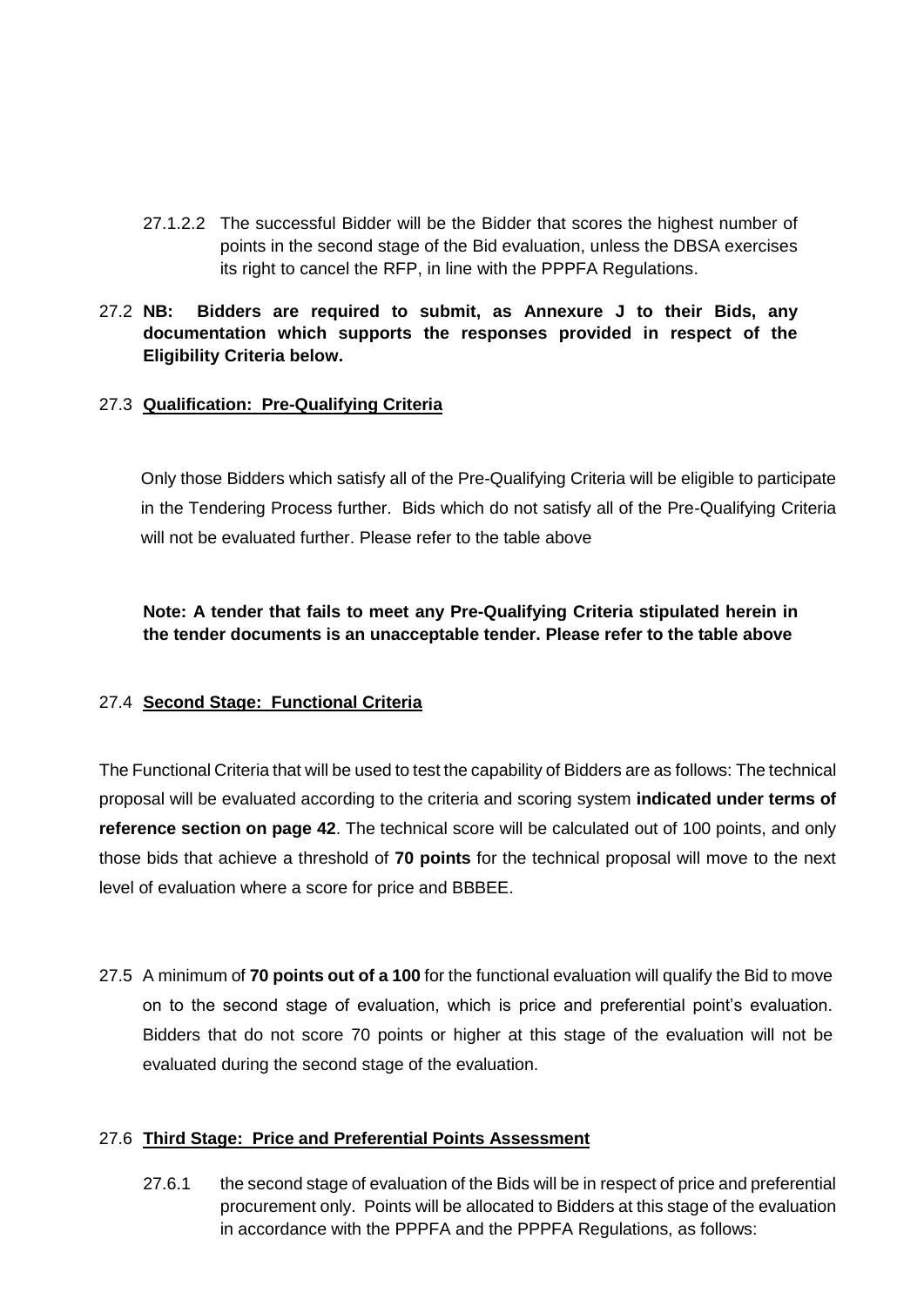27.1.2.2 The successful Bidder will be the Bidder that scores the highest number of points in the second stage of the Bid evaluation, unless the DBSA exercises its right to cancel the RFP, in line with the PPPFA Regulations.

27.2 **NB: Bidders are required to submit, as Annexure J to their Bids, any documentation which supports the responses provided in respect of the Eligibility Criteria below.**

27.3 **Qualification: Pre-Qualifying Criteria**

Only those Bidders which satisfy all of the Pre-Qualifying Criteria will be eligible to participate in the Tendering Process further. Bids which do not satisfy all of the Pre-Qualifying Criteria will not be evaluated further. Please refer to the table above

**Note: A tender that fails to meet any Pre-Qualifying Criteria stipulated herein in the tender documents is an unacceptable tender. Please refer to the table above**

27.4 **Second Stage: Functional Criteria**

The Functional Criteria that will be used to test the capability of Bidders are as follows: The technical proposal will be evaluated according to the criteria and scoring system **indicated under terms of reference section on page 42**. The technical score will be calculated out of 100 points, and only those bids that achieve a threshold of **70 points** for the technical proposal will move to the next level of evaluation where a score for price and BBBEE.

27.5 A minimum of **70 points out of a 100** for the functional evaluation will qualify the Bid to move on to the second stage of evaluation, which is price and preferential point's evaluation. Bidders that do not score 70 points or higher at this stage of the evaluation will not be evaluated during the second stage of the evaluation.

27.6 **Third Stage: Price and Preferential Points Assessment**

27.6.1 the second stage of evaluation of the Bids will be in respect of price and preferential procurement only. Points will be allocated to Bidders at this stage of the evaluation in accordance with the PPPFA and the PPPFA Regulations, as follows: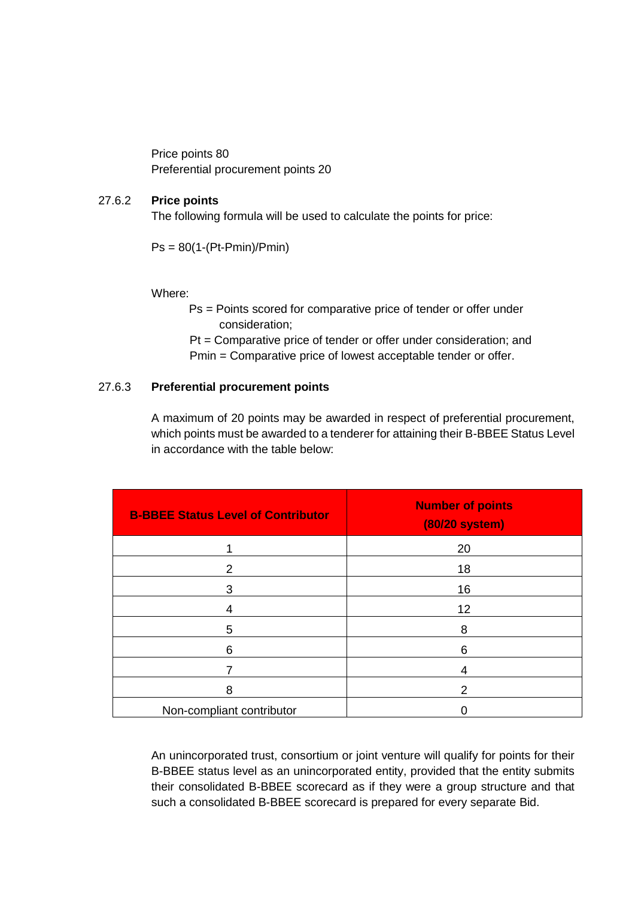Price points 80
Preferential procurement points 20

27.6.2 **Price points**

The following formula will be used to calculate the points for price:

$$Ps = 80(1-(Pt-Pmin)/Pmin)$$

Where:

$Ps$ = Points scored for comparative price of tender or offer under consideration;
$Pt$ = Comparative price of tender or offer under consideration; and
$Pmin$ = Comparative price of lowest acceptable tender or offer.

27.6.3 **Preferential procurement points**

A maximum of 20 points may be awarded in respect of preferential procurement, which points must be awarded to a tenderer for attaining their B-BBEE Status Level in accordance with the table below:

| **B-BBEE Status Level of Contributor** | **Number of points (80/20 system)** |
| --- | --- |
| 1 | 20 |
| 2 | 18 |
| 3 | 16 |
| 4 | 12 |
| 5 | 8 |
| 6 | 6 |
| 7 | 4 |
| 8 | 2 |
| Non-compliant contributor | 0 |

An unincorporated trust, consortium or joint venture will qualify for points for their B-BBEE status level as an unincorporated entity, provided that the entity submits their consolidated B-BBEE scorecard as if they were a group structure and that such a consolidated B-BBEE scorecard is prepared for every separate Bid.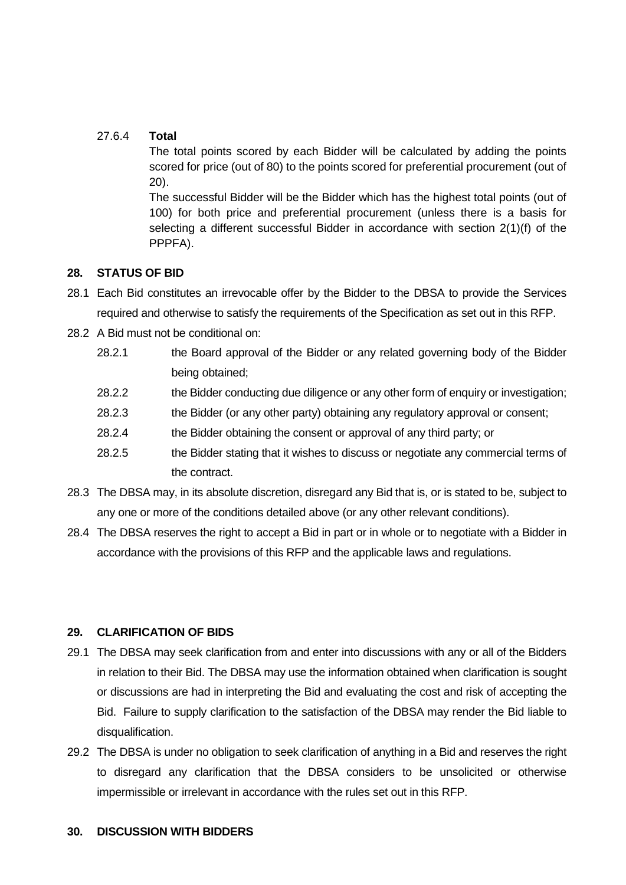27.6.4 **Total**

The total points scored by each Bidder will be calculated by adding the points scored for price (out of 80) to the points scored for preferential procurement (out of 20).

The successful Bidder will be the Bidder which has the highest total points (out of 100) for both price and preferential procurement (unless there is a basis for selecting a different successful Bidder in accordance with section 2(1)(f) of the PPPFA).

## 28. STATUS OF BID

28.1 Each Bid constitutes an irrevocable offer by the Bidder to the DBSA to provide the Services required and otherwise to satisfy the requirements of the Specification as set out in this RFP.

28.2 A Bid must not be conditional on:

28.2.1 the Board approval of the Bidder or any related governing body of the Bidder being obtained;

28.2.2 the Bidder conducting due diligence or any other form of enquiry or investigation;

28.2.3 the Bidder (or any other party) obtaining any regulatory approval or consent;

28.2.4 the Bidder obtaining the consent or approval of any third party; or

28.2.5 the Bidder stating that it wishes to discuss or negotiate any commercial terms of the contract.

28.3 The DBSA may, in its absolute discretion, disregard any Bid that is, or is stated to be, subject to any one or more of the conditions detailed above (or any other relevant conditions).

28.4 The DBSA reserves the right to accept a Bid in part or in whole or to negotiate with a Bidder in accordance with the provisions of this RFP and the applicable laws and regulations.

## 29. CLARIFICATION OF BIDS

29.1 The DBSA may seek clarification from and enter into discussions with any or all of the Bidders in relation to their Bid. The DBSA may use the information obtained when clarification is sought or discussions are had in interpreting the Bid and evaluating the cost and risk of accepting the Bid. Failure to supply clarification to the satisfaction of the DBSA may render the Bid liable to disqualification.

29.2 The DBSA is under no obligation to seek clarification of anything in a Bid and reserves the right to disregard any clarification that the DBSA considers to be unsolicited or otherwise impermissible or irrelevant in accordance with the rules set out in this RFP.

## 30. DISCUSSION WITH BIDDERS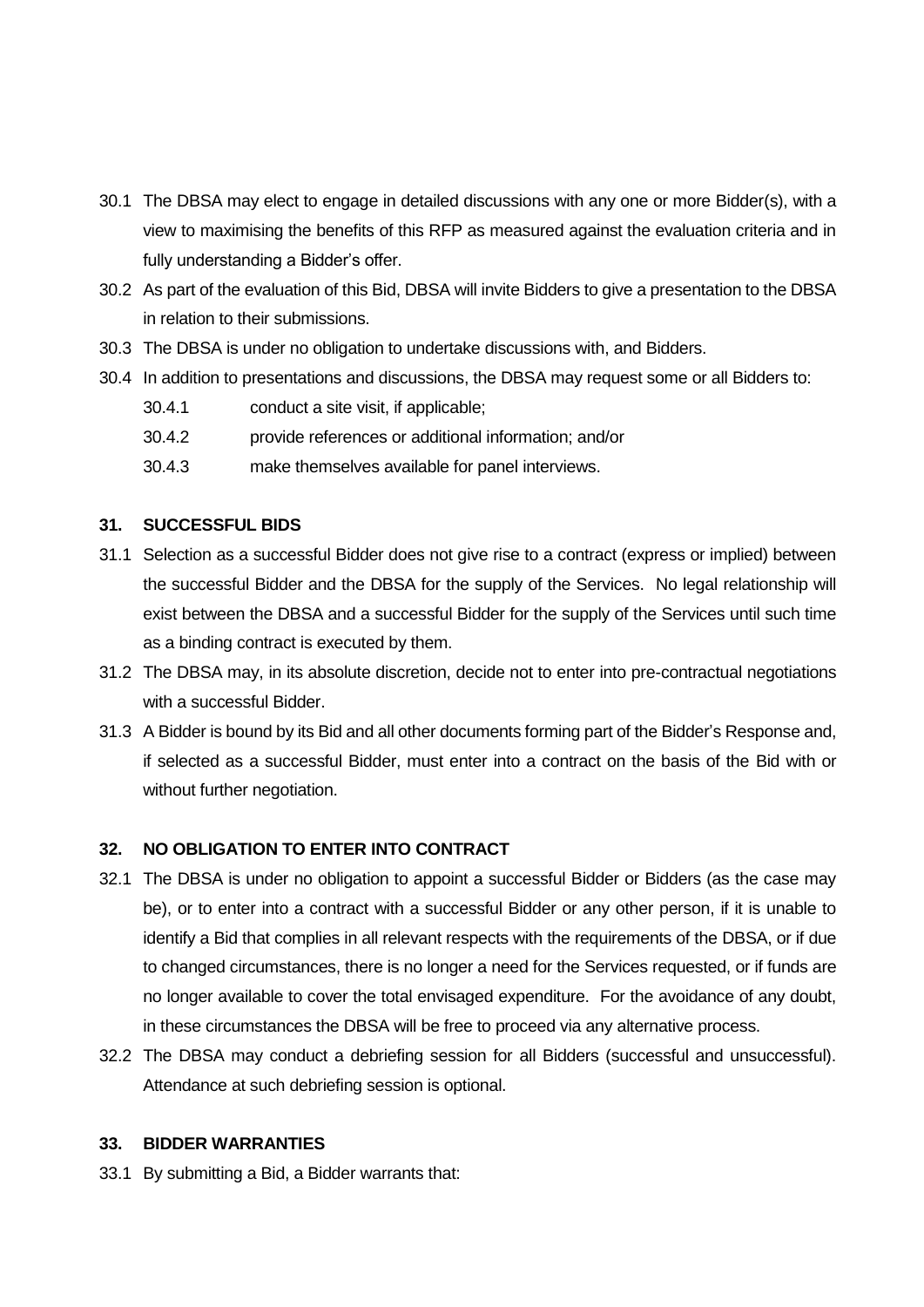30.1 The DBSA may elect to engage in detailed discussions with any one or more Bidder(s), with a view to maximising the benefits of this RFP as measured against the evaluation criteria and in fully understanding a Bidder's offer.

30.2 As part of the evaluation of this Bid, DBSA will invite Bidders to give a presentation to the DBSA in relation to their submissions.

30.3 The DBSA is under no obligation to undertake discussions with, and Bidders.

30.4 In addition to presentations and discussions, the DBSA may request some or all Bidders to:

30.4.1 conduct a site visit, if applicable;

30.4.2 provide references or additional information; and/or

30.4.3 make themselves available for panel interviews.

## 31. SUCCESSFUL BIDS

31.1 Selection as a successful Bidder does not give rise to a contract (express or implied) between the successful Bidder and the DBSA for the supply of the Services. No legal relationship will exist between the DBSA and a successful Bidder for the supply of the Services until such time as a binding contract is executed by them.

31.2 The DBSA may, in its absolute discretion, decide not to enter into pre-contractual negotiations with a successful Bidder.

31.3 A Bidder is bound by its Bid and all other documents forming part of the Bidder's Response and, if selected as a successful Bidder, must enter into a contract on the basis of the Bid with or without further negotiation.

## 32. NO OBLIGATION TO ENTER INTO CONTRACT

32.1 The DBSA is under no obligation to appoint a successful Bidder or Bidders (as the case may be), or to enter into a contract with a successful Bidder or any other person, if it is unable to identify a Bid that complies in all relevant respects with the requirements of the DBSA, or if due to changed circumstances, there is no longer a need for the Services requested, or if funds are no longer available to cover the total envisaged expenditure. For the avoidance of any doubt, in these circumstances the DBSA will be free to proceed via any alternative process.

32.2 The DBSA may conduct a debriefing session for all Bidders (successful and unsuccessful). Attendance at such debriefing session is optional.

## 33. BIDDER WARRANTIES

33.1 By submitting a Bid, a Bidder warrants that: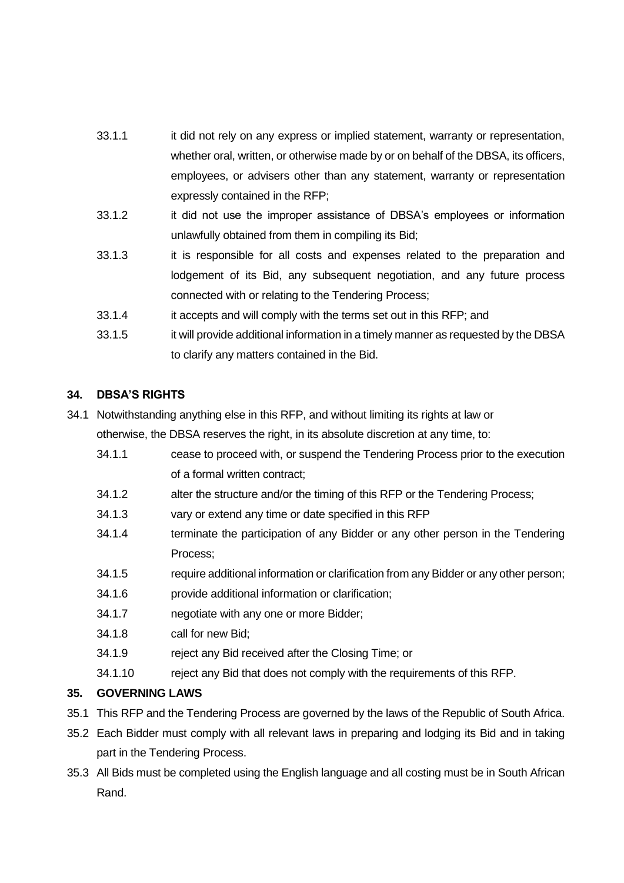33.1.1 it did not rely on any express or implied statement, warranty or representation, whether oral, written, or otherwise made by or on behalf of the DBSA, its officers, employees, or advisers other than any statement, warranty or representation expressly contained in the RFP;

33.1.2 it did not use the improper assistance of DBSA's employees or information unlawfully obtained from them in compiling its Bid;

33.1.3 it is responsible for all costs and expenses related to the preparation and lodgement of its Bid, any subsequent negotiation, and any future process connected with or relating to the Tendering Process;

33.1.4 it accepts and will comply with the terms set out in this RFP; and

33.1.5 it will provide additional information in a timely manner as requested by the DBSA to clarify any matters contained in the Bid.

## 34. DBSA'S RIGHTS

34.1 Notwithstanding anything else in this RFP, and without limiting its rights at law or otherwise, the DBSA reserves the right, in its absolute discretion at any time, to:

34.1.1 cease to proceed with, or suspend the Tendering Process prior to the execution of a formal written contract;

34.1.2 alter the structure and/or the timing of this RFP or the Tendering Process;

34.1.3 vary or extend any time or date specified in this RFP

34.1.4 terminate the participation of any Bidder or any other person in the Tendering Process;

34.1.5 require additional information or clarification from any Bidder or any other person;

34.1.6 provide additional information or clarification;

34.1.7 negotiate with any one or more Bidder;

34.1.8 call for new Bid;

34.1.9 reject any Bid received after the Closing Time; or

34.1.10 reject any Bid that does not comply with the requirements of this RFP.

## 35. GOVERNING LAWS

35.1 This RFP and the Tendering Process are governed by the laws of the Republic of South Africa.

35.2 Each Bidder must comply with all relevant laws in preparing and lodging its Bid and in taking part in the Tendering Process.

35.3 All Bids must be completed using the English language and all costing must be in South African Rand.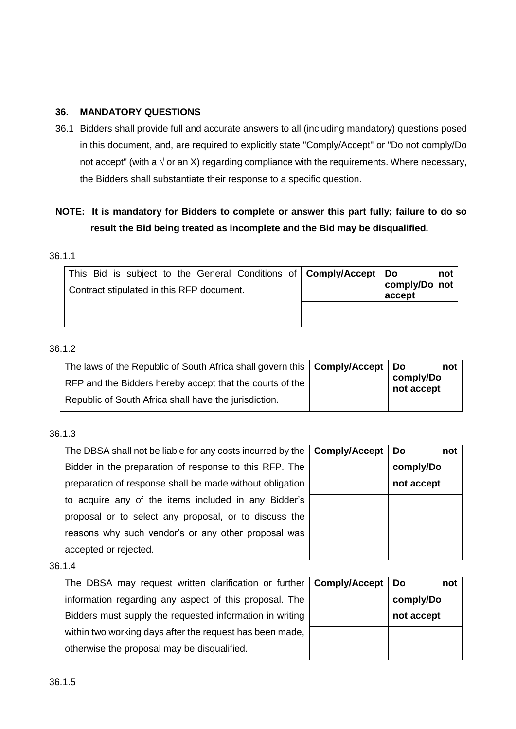### 36. MANDATORY QUESTIONS

36.1 Bidders shall provide full and accurate answers to all (including mandatory) questions posed in this document, and, are required to explicitly state "Comply/Accept" or "Do not comply/Do not accept" (with a √ or an X) regarding compliance with the requirements. Where necessary, the Bidders shall substantiate their response to a specific question.

**NOTE: It is mandatory for Bidders to complete or answer this part fully; failure to do so result the Bid being treated as incomplete and the Bid may be disqualified.**

36.1.1

| This Bid is subject to the General Conditions of Contract stipulated in this RFP document. | **Comply/Accept** | **Do not comply/Do not accept** |
|---|---|---|
| | | |

36.1.2

| The laws of the Republic of South Africa shall govern this RFP and the Bidders hereby accept that the courts of the Republic of South Africa shall have the jurisdiction. | **Comply/Accept** | **Do not comply/Do not accept** |
|---|---|---|
| | | |

36.1.3

| The DBSA shall not be liable for any costs incurred by the Bidder in the preparation of response to this RFP. The preparation of response shall be made without obligation to acquire any of the items included in any Bidder's proposal or to select any proposal, or to discuss the reasons why such vendor's or any other proposal was accepted or rejected. | **Comply/Accept** | **Do not comply/Do not accept** |
|---|---|---|
| | | |

36.1.4

| The DBSA may request written clarification or further information regarding any aspect of this proposal. The Bidders must supply the requested information in writing within two working days after the request has been made, otherwise the proposal may be disqualified. | **Comply/Accept** | **Do not comply/Do not accept** |
|---|---|---|
| | | |

36.1.5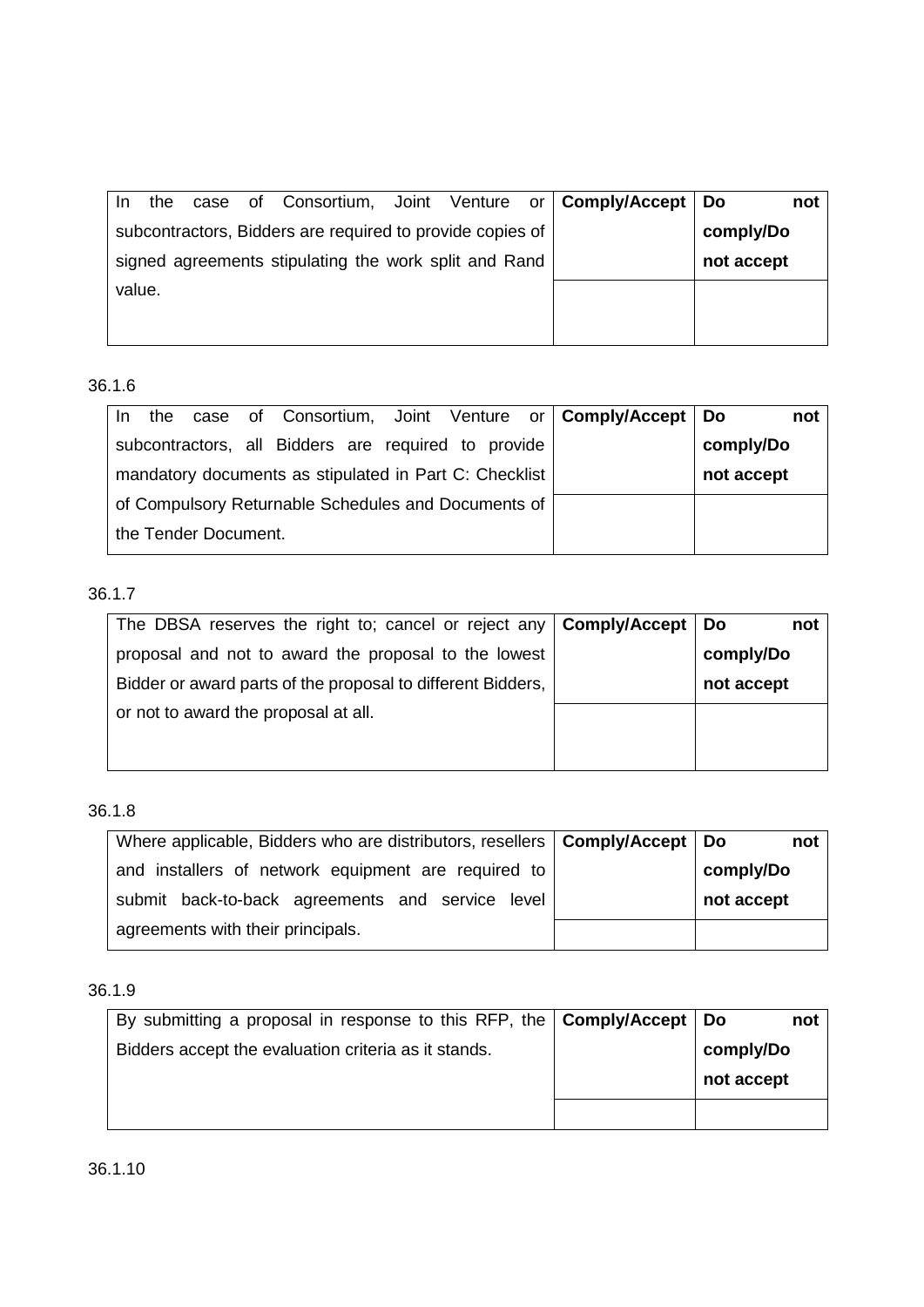| In the case of Consortium, Joint Venture or subcontractors, Bidders are required to provide copies of signed agreements stipulating the work split and Rand value. | **Comply/Accept** | **Do not comply/Do not accept** |
|---|---|---|
| | | |

36.1.6

| In the case of Consortium, Joint Venture or subcontractors, all Bidders are required to provide mandatory documents as stipulated in Part C: Checklist of Compulsory Returnable Schedules and Documents of the Tender Document. | **Comply/Accept** | **Do not comply/Do not accept** |
|---|---|---|
| | | |

36.1.7

| The DBSA reserves the right to; cancel or reject any proposal and not to award the proposal to the lowest Bidder or award parts of the proposal to different Bidders, or not to award the proposal at all. | **Comply/Accept** | **Do not comply/Do not accept** |
|---|---|---|
| | | |

36.1.8

| Where applicable, Bidders who are distributors, resellers and installers of network equipment are required to submit back-to-back agreements and service level agreements with their principals. | **Comply/Accept** | **Do not comply/Do not accept** |
|---|---|---|
| | | |

36.1.9

| By submitting a proposal in response to this RFP, the Bidders accept the evaluation criteria as it stands. | **Comply/Accept** | **Do not comply/Do not accept** |
|---|---|---|
| | | |

36.1.10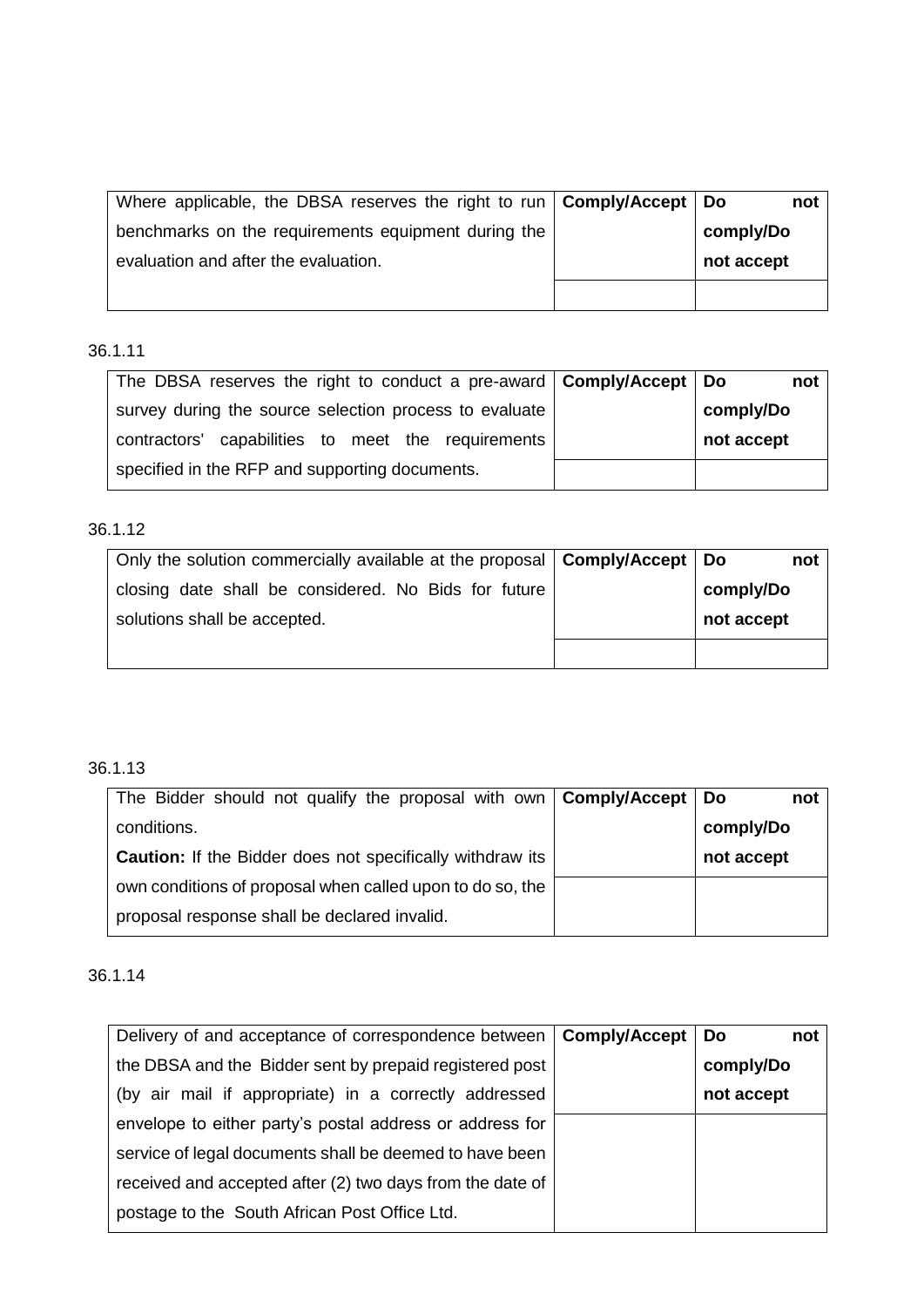| Where applicable, the DBSA reserves the right to run benchmarks on the requirements equipment during the evaluation and after the evaluation. | **Comply/Accept** | **Do not comply/Do not accept** |
| --- | --- | --- |
| | | |

36.1.11

| The DBSA reserves the right to conduct a pre-award survey during the source selection process to evaluate contractors' capabilities to meet the requirements specified in the RFP and supporting documents. | **Comply/Accept** | **Do not comply/Do not accept** |
| --- | --- | --- |
| | | |

36.1.12

| Only the solution commercially available at the proposal closing date shall be considered. No Bids for future solutions shall be accepted. | **Comply/Accept** | **Do not comply/Do not accept** |
| --- | --- | --- |
| | | |

36.1.13

| The Bidder should not qualify the proposal with own conditions. **Caution:** If the Bidder does not specifically withdraw its own conditions of proposal when called upon to do so, the proposal response shall be declared invalid. | **Comply/Accept** | **Do not comply/Do not accept** |
| --- | --- | --- |
| | | |

36.1.14

| Delivery of and acceptance of correspondence between the DBSA and the Bidder sent by prepaid registered post (by air mail if appropriate) in a correctly addressed envelope to either party's postal address or address for service of legal documents shall be deemed to have been received and accepted after (2) two days from the date of postage to the South African Post Office Ltd. | **Comply/Accept** | **Do not comply/Do not accept** |
| --- | --- | --- |
| | | |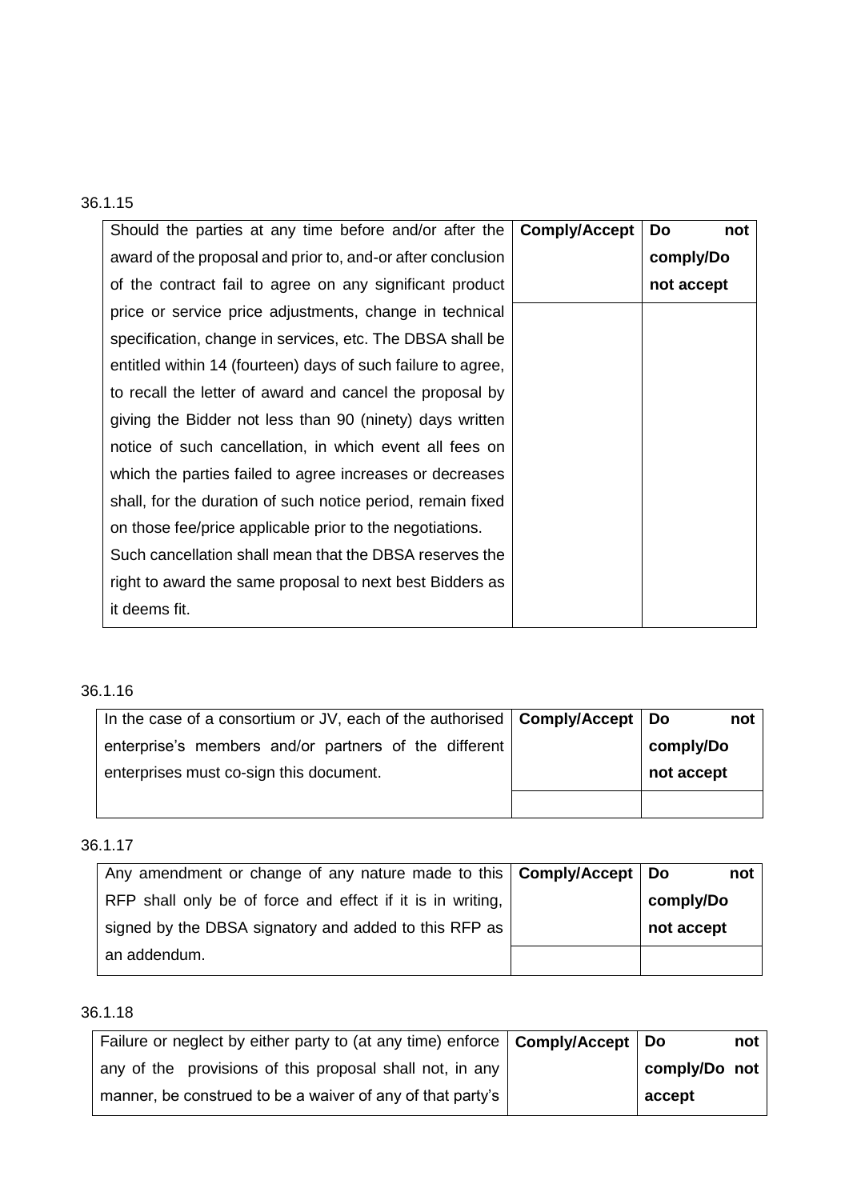36.1.15

| Should the parties at any time before and/or after the award of the proposal and prior to, and-or after conclusion of the contract fail to agree on any significant product price or service price adjustments, change in technical specification, change in services, etc. The DBSA shall be entitled within 14 (fourteen) days of such failure to agree, to recall the letter of award and cancel the proposal by giving the Bidder not less than 90 (ninety) days written notice of such cancellation, in which event all fees on which the parties failed to agree increases or decreases shall, for the duration of such notice period, remain fixed on those fee/price applicable prior to the negotiations.<br>Such cancellation shall mean that the DBSA reserves the right to award the same proposal to next best Bidders as it deems fit. | **Comply/Accept** | **Do not comply/Do not accept** |
|---|---|---|
| | | |

36.1.16

| In the case of a consortium or JV, each of the authorised enterprise's members and/or partners of the different enterprises must co-sign this document. | **Comply/Accept** | **Do not comply/Do not accept** |
|---|---|---|
| | | |

36.1.17

| Any amendment or change of any nature made to this RFP shall only be of force and effect if it is in writing, signed by the DBSA signatory and added to this RFP as an addendum. | **Comply/Accept** | **Do not comply/Do not accept** |
|---|---|---|
| | | |

36.1.18

| Failure or neglect by either party to (at any time) enforce any of the provisions of this proposal shall not, in any manner, be construed to be a waiver of any of that party's | **Comply/Accept** | **Do not comply/Do not accept** |
|---|---|---|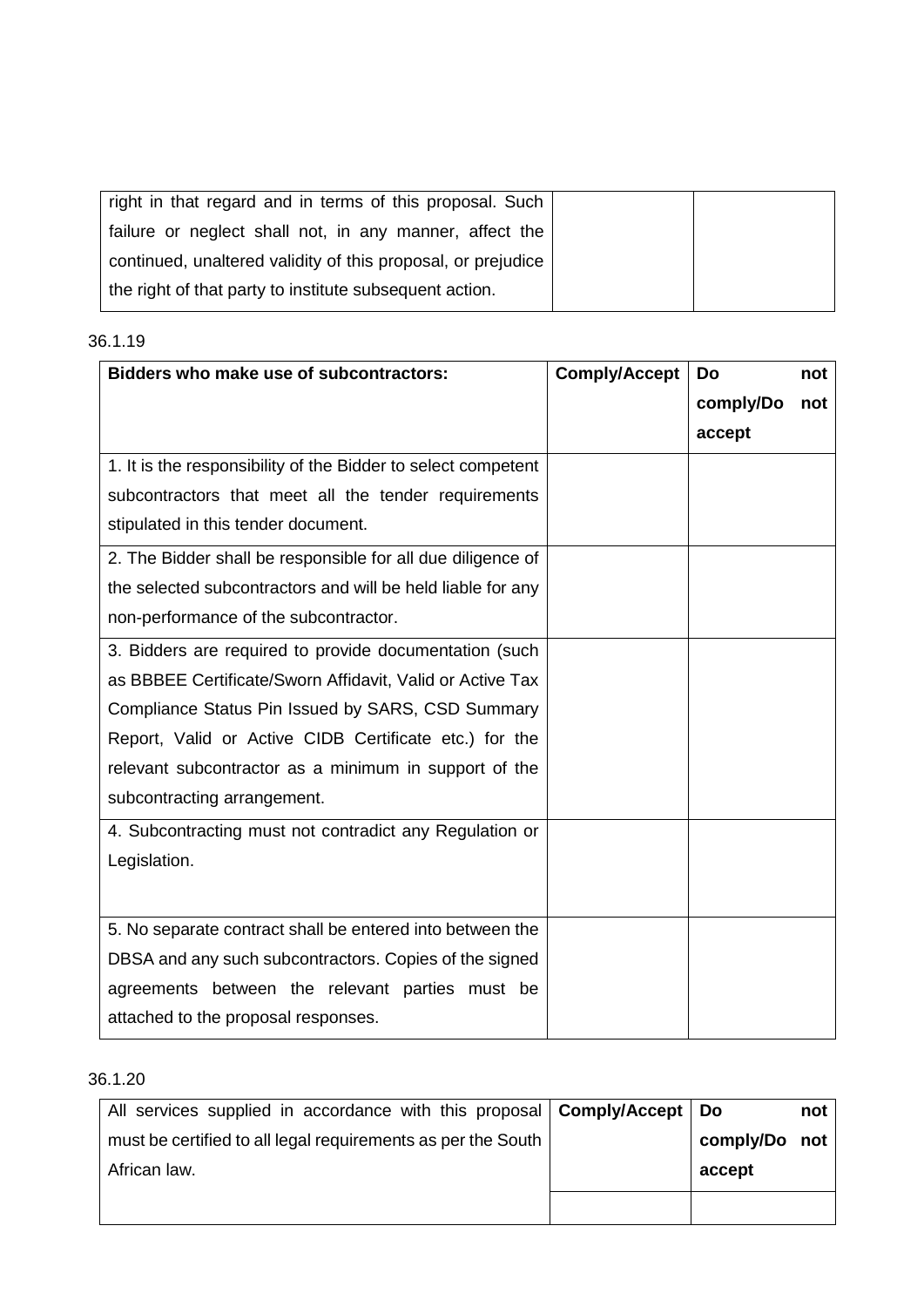| right in that regard and in terms of this proposal. Such failure or neglect shall not, in any manner, affect the continued, unaltered validity of this proposal, or prejudice the right of that party to institute subsequent action. | | |
|---|---|---|

36.1.19

| **Bidders who make use of subcontractors:** | **Comply/Accept** | **Do not comply/Do not accept** |
|---|---|---|
| 1. It is the responsibility of the Bidder to select competent subcontractors that meet all the tender requirements stipulated in this tender document. | | |
| 2. The Bidder shall be responsible for all due diligence of the selected subcontractors and will be held liable for any non-performance of the subcontractor. | | |
| 3. Bidders are required to provide documentation (such as BBBEE Certificate/Sworn Affidavit, Valid or Active Tax Compliance Status Pin Issued by SARS, CSD Summary Report, Valid or Active CIDB Certificate etc.) for the relevant subcontractor as a minimum in support of the subcontracting arrangement. | | |
| 4. Subcontracting must not contradict any Regulation or Legislation. | | |
| 5. No separate contract shall be entered into between the DBSA and any such subcontractors. Copies of the signed agreements between the relevant parties must be attached to the proposal responses. | | |

36.1.20

| All services supplied in accordance with this proposal must be certified to all legal requirements as per the South African law. | **Comply/Accept** | **Do not comply/Do not accept** |
|---|---|---|
| | | |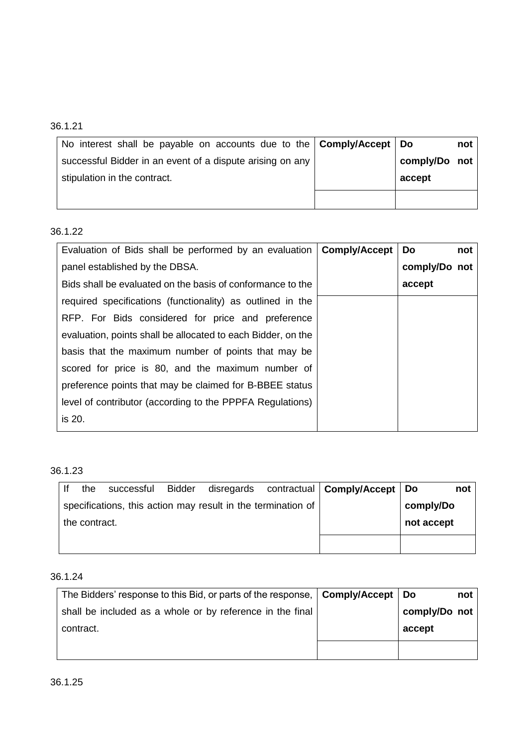36.1.21

| No interest shall be payable on accounts due to the successful Bidder in an event of a dispute arising on any stipulation in the contract. | **Comply/Accept** | **Do not comply/Do not accept** |
| --- | --- | --- |
| | | |

36.1.22

| Evaluation of Bids shall be performed by an evaluation panel established by the DBSA. Bids shall be evaluated on the basis of conformance to the required specifications (functionality) as outlined in the RFP. For Bids considered for price and preference evaluation, points shall be allocated to each Bidder, on the basis that the maximum number of points that may be scored for price is 80, and the maximum number of preference points that may be claimed for B-BBEE status level of contributor (according to the PPPFA Regulations) is 20. | **Comply/Accept** | **Do not comply/Do not accept** |
| --- | --- | --- |
| | | |

36.1.23

| If the successful Bidder disregards contractual specifications, this action may result in the termination of the contract. | **Comply/Accept** | **Do not comply/Do not accept** |
| --- | --- | --- |
| | | |

36.1.24

| The Bidders' response to this Bid, or parts of the response, shall be included as a whole or by reference in the final contract. | **Comply/Accept** | **Do not comply/Do not accept** |
| --- | --- | --- |
| | | |

36.1.25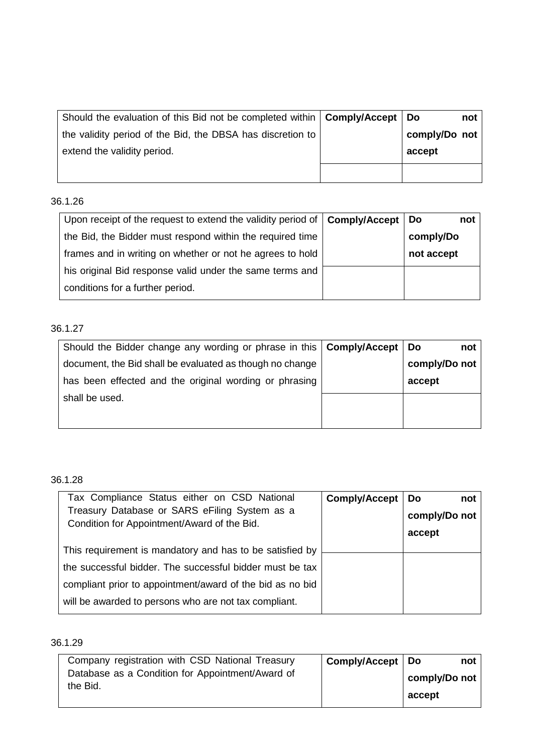| Should the evaluation of this Bid not be completed within the validity period of the Bid, the DBSA has discretion to extend the validity period. | **Comply/Accept** | **Do not comply/Do not accept** |
|---|---|---|
| | | |

36.1.26

| Upon receipt of the request to extend the validity period of the Bid, the Bidder must respond within the required time frames and in writing on whether or not he agrees to hold his original Bid response valid under the same terms and conditions for a further period. | **Comply/Accept** | **Do not comply/Do not accept** |
|---|---|---|
| | | |

36.1.27

| Should the Bidder change any wording or phrase in this document, the Bid shall be evaluated as though no change has been effected and the original wording or phrasing shall be used. | **Comply/Accept** | **Do not comply/Do not accept** |
|---|---|---|
| | | |

36.1.28

| Tax Compliance Status either on CSD National Treasury Database or SARS eFiling System as a Condition for Appointment/Award of the Bid. This requirement is mandatory and has to be satisfied by the successful bidder. The successful bidder must be tax compliant prior to appointment/award of the bid as no bid will be awarded to persons who are not tax compliant. | **Comply/Accept** | **Do not comply/Do not accept** |
|---|---|---|
| | | |

36.1.29

| Company registration with CSD National Treasury Database as a Condition for Appointment/Award of the Bid. | **Comply/Accept** | **Do not comply/Do not accept** |
|---|---|---|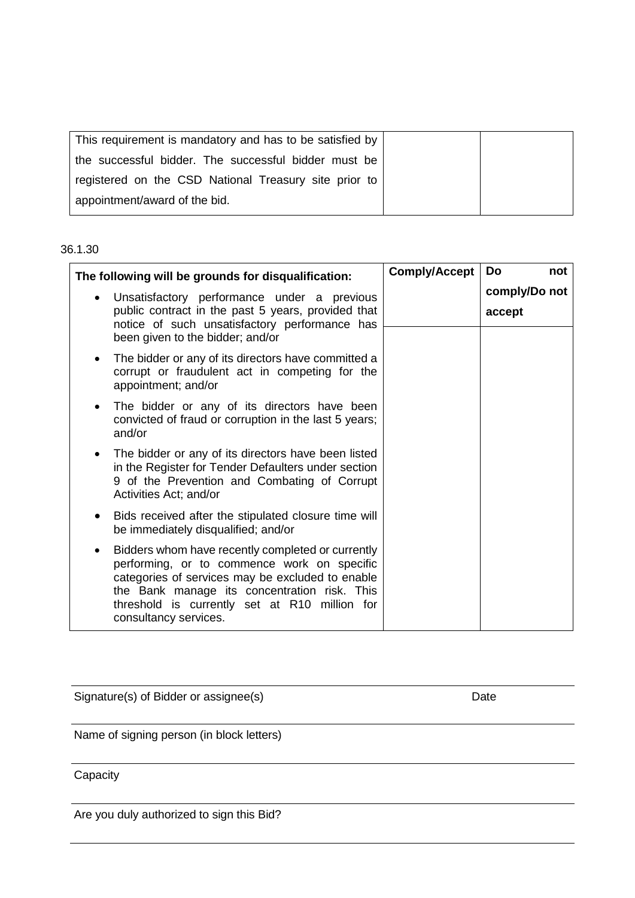| This requirement is mandatory and has to be satisfied by the successful bidder. The successful bidder must be registered on the CSD National Treasury site prior to appointment/award of the bid. | | |
|---|---|---|

36.1.30

| The following will be grounds for disqualification: | Comply/Accept | Do not comply/Do not accept |
|---|---|---|
| <ul><li>Unsatisfactory performance under a previous public contract in the past 5 years, provided that notice of such unsatisfactory performance has been given to the bidder; and/or</li><li>The bidder or any of its directors have committed a corrupt or fraudulent act in competing for the appointment; and/or</li><li>The bidder or any of its directors have been convicted of fraud or corruption in the last 5 years; and/or</li><li>The bidder or any of its directors have been listed in the Register for Tender Defaulters under section 9 of the Prevention and Combating of Corrupt Activities Act; and/or</li><li>Bids received after the stipulated closure time will be immediately disqualified; and/or</li><li>Bidders whom have recently completed or currently performing, or to commence work on specific categories of services may be excluded to enable the Bank manage its concentration risk. This threshold is currently set at R10 million for consultancy services.</li></ul> | | |

Signature(s) of Bidder or assignee(s) Date

Name of signing person (in block letters)

Capacity

Are you duly authorized to sign this Bid?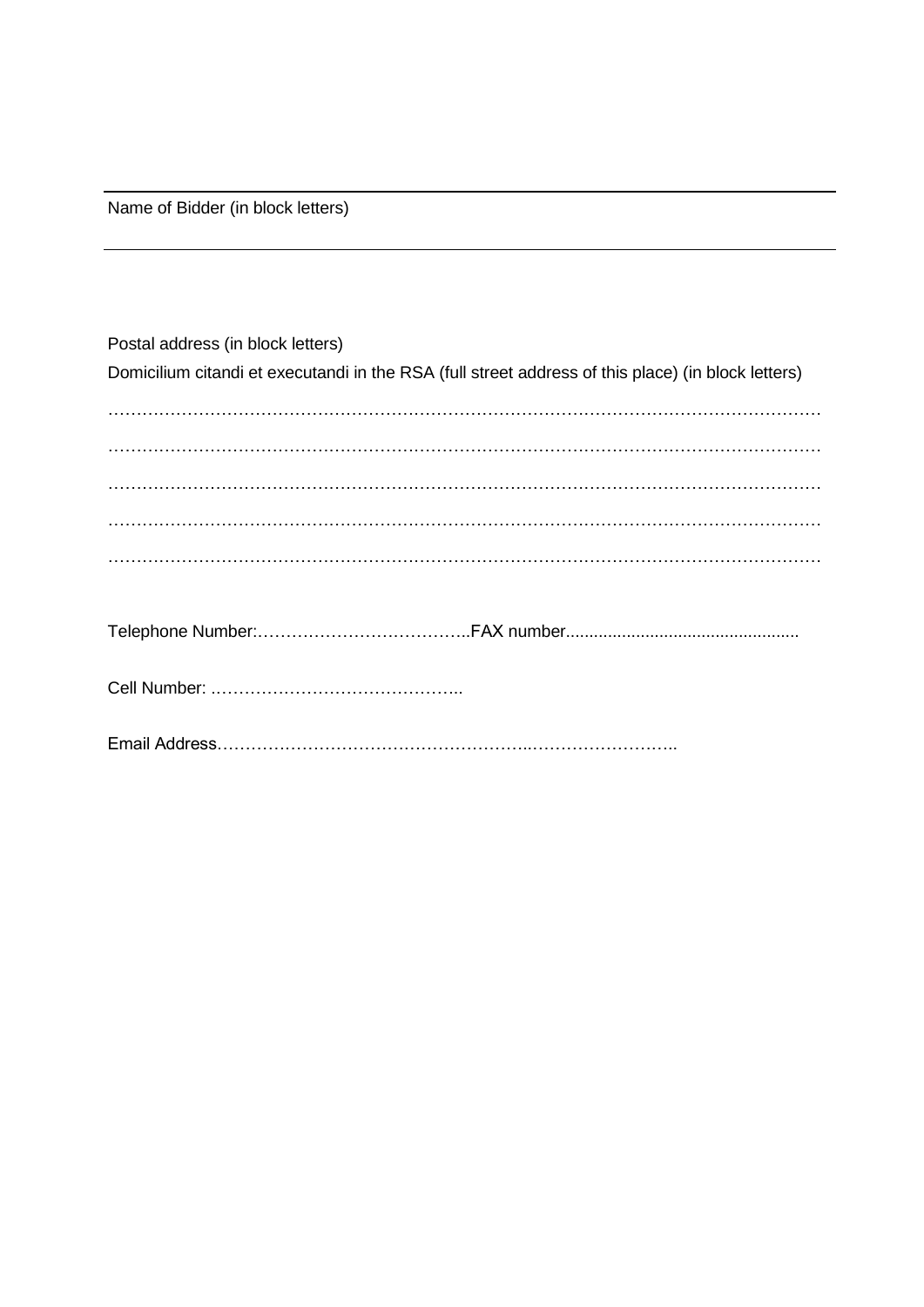---

Name of Bidder (in block letters)

---

Postal address (in block letters)

Domicilium citandi et executandi in the RSA (full street address of this place) (in block letters)

…………………………………………………………………………………………………………………

…………………………………………………………………………………………………………………

…………………………………………………………………………………………………………………

…………………………………………………………………………………………………………………

…………………………………………………………………………………………………………………

Telephone Number:………………………………..FAX number................................................

Cell Number: ……………………………………..

Email Address……………………………………………..……………………..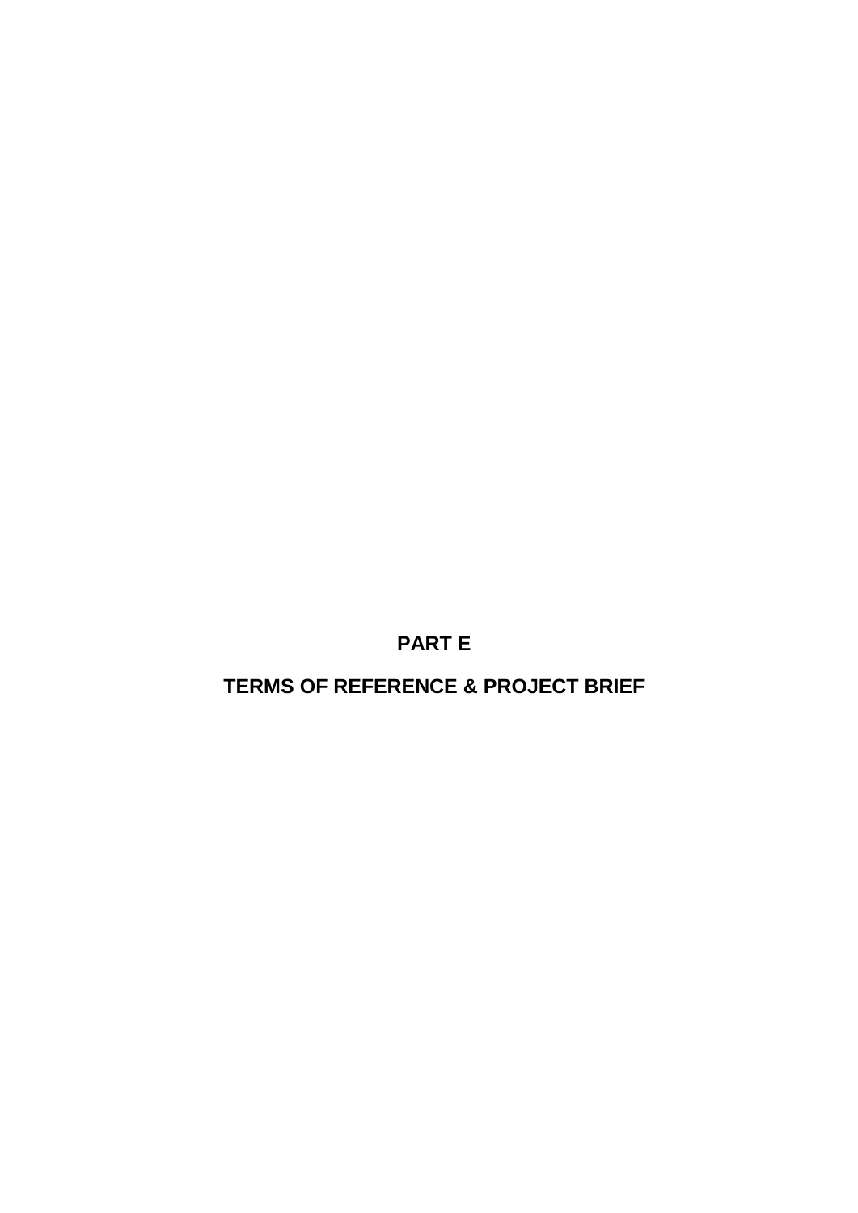# PART E

# TERMS OF REFERENCE & PROJECT BRIEF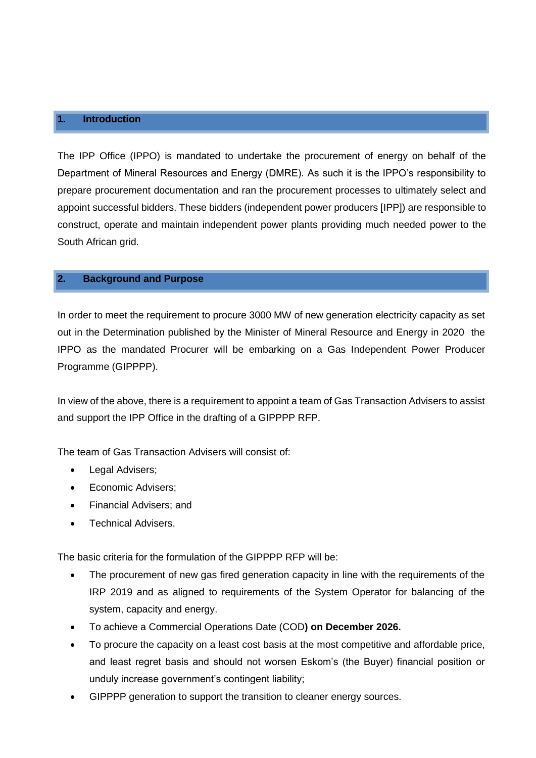## 1. Introduction

The IPP Office (IPPO) is mandated to undertake the procurement of energy on behalf of the Department of Mineral Resources and Energy (DMRE). As such it is the IPPO's responsibility to prepare procurement documentation and ran the procurement processes to ultimately select and appoint successful bidders. These bidders (independent power producers [IPP]) are responsible to construct, operate and maintain independent power plants providing much needed power to the South African grid.

## 2. Background and Purpose

In order to meet the requirement to procure 3000 MW of new generation electricity capacity as set out in the Determination published by the Minister of Mineral Resource and Energy in 2020 the IPPO as the mandated Procurer will be embarking on a Gas Independent Power Producer Programme (GIPPPP).

In view of the above, there is a requirement to appoint a team of Gas Transaction Advisers to assist and support the IPP Office in the drafting of a GIPPPP RFP.

The team of Gas Transaction Advisers will consist of:

- Legal Advisers;
- Economic Advisers;
- Financial Advisers; and
- Technical Advisers.

The basic criteria for the formulation of the GIPPPP RFP will be:

- The procurement of new gas fired generation capacity in line with the requirements of the IRP 2019 and as aligned to requirements of the System Operator for balancing of the system, capacity and energy.
- To achieve a Commercial Operations Date (COD**) on December 2026.**
- To procure the capacity on a least cost basis at the most competitive and affordable price, and least regret basis and should not worsen Eskom's (the Buyer) financial position or unduly increase government's contingent liability;
- GIPPPP generation to support the transition to cleaner energy sources.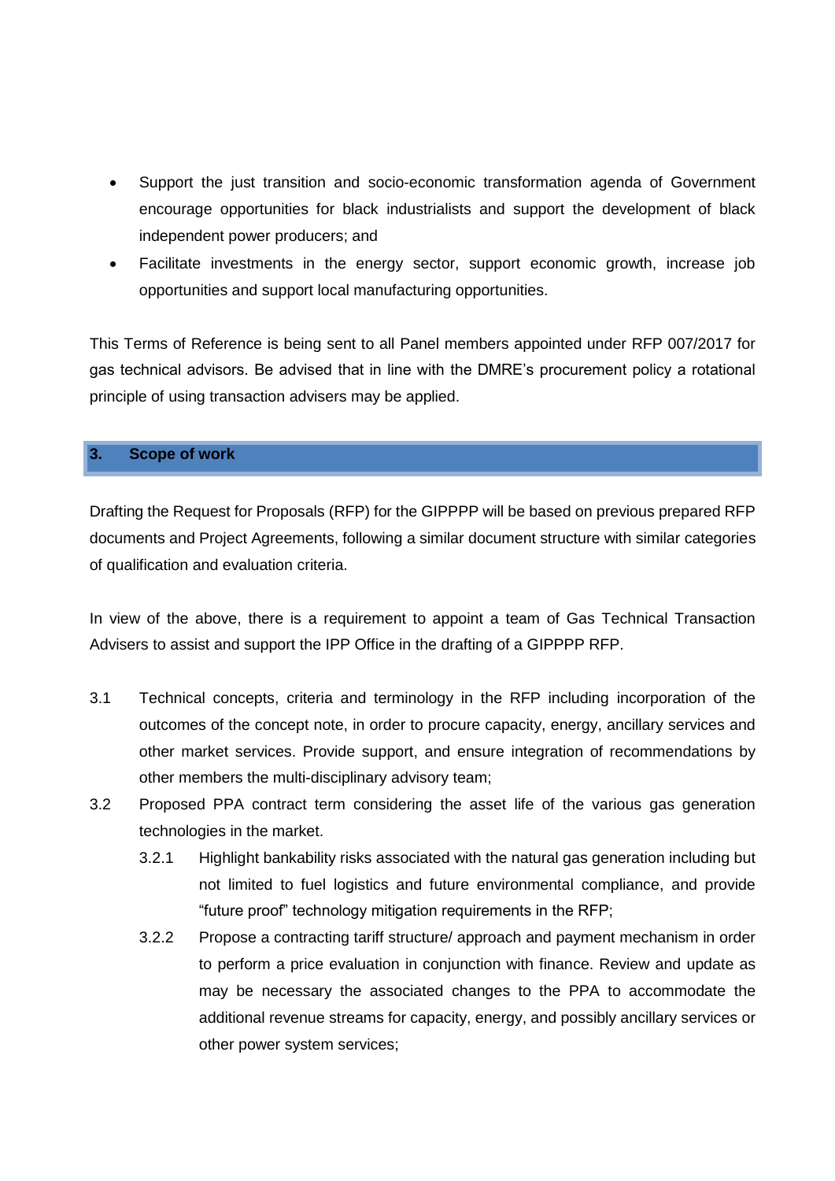- Support the just transition and socio-economic transformation agenda of Government encourage opportunities for black industrialists and support the development of black independent power producers; and
- Facilitate investments in the energy sector, support economic growth, increase job opportunities and support local manufacturing opportunities.

This Terms of Reference is being sent to all Panel members appointed under RFP 007/2017 for gas technical advisors. Be advised that in line with the DMRE's procurement policy a rotational principle of using transaction advisers may be applied.

## 3. Scope of work

Drafting the Request for Proposals (RFP) for the GIPPPP will be based on previous prepared RFP documents and Project Agreements, following a similar document structure with similar categories of qualification and evaluation criteria.

In view of the above, there is a requirement to appoint a team of Gas Technical Transaction Advisers to assist and support the IPP Office in the drafting of a GIPPPP RFP.

3.1 Technical concepts, criteria and terminology in the RFP including incorporation of the outcomes of the concept note, in order to procure capacity, energy, ancillary services and other market services. Provide support, and ensure integration of recommendations by other members the multi-disciplinary advisory team;

3.2 Proposed PPA contract term considering the asset life of the various gas generation technologies in the market.

3.2.1 Highlight bankability risks associated with the natural gas generation including but not limited to fuel logistics and future environmental compliance, and provide "future proof" technology mitigation requirements in the RFP;

3.2.2 Propose a contracting tariff structure/ approach and payment mechanism in order to perform a price evaluation in conjunction with finance. Review and update as may be necessary the associated changes to the PPA to accommodate the additional revenue streams for capacity, energy, and possibly ancillary services or other power system services;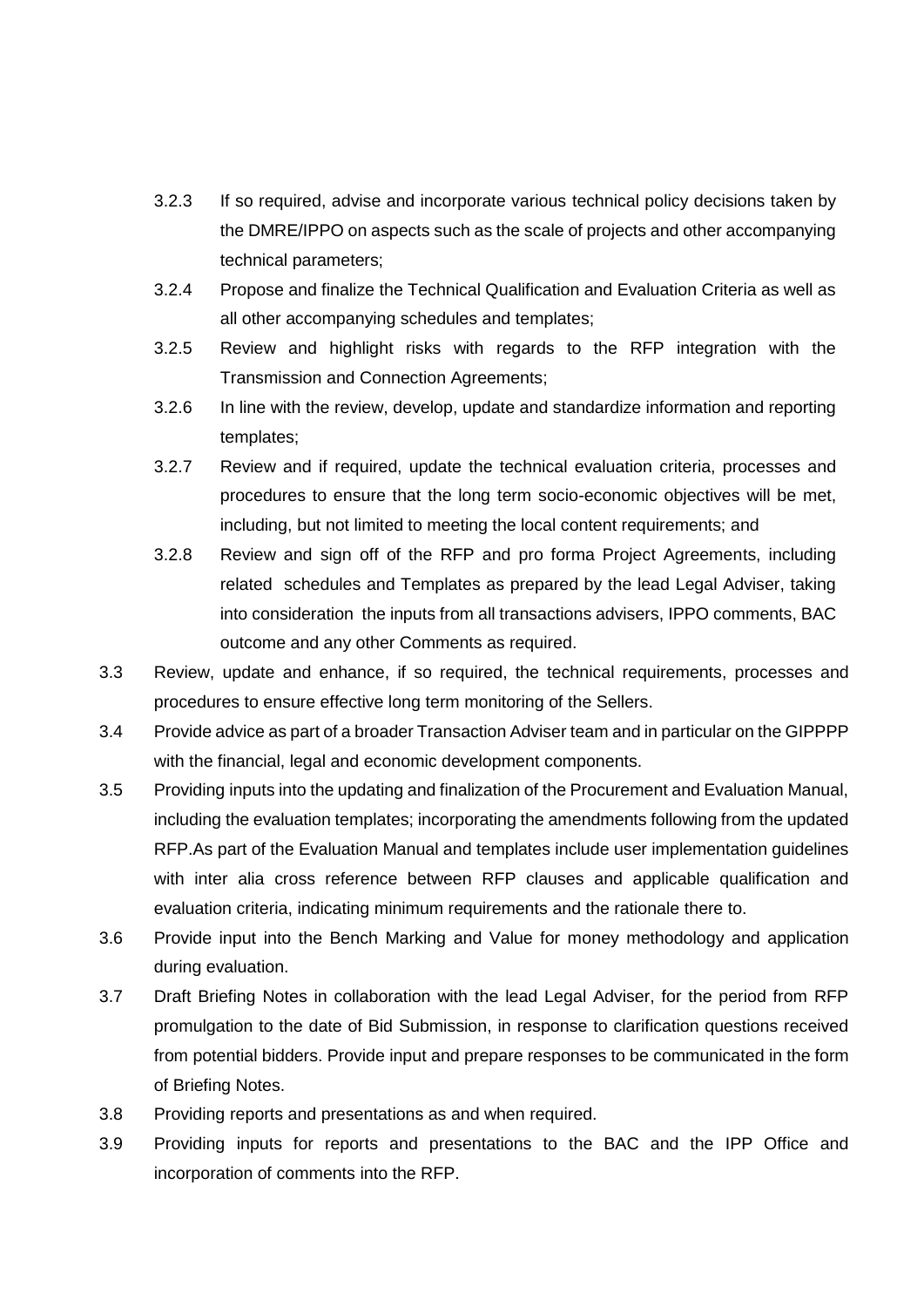3.2.3 If so required, advise and incorporate various technical policy decisions taken by the DMRE/IPPO on aspects such as the scale of projects and other accompanying technical parameters;

3.2.4 Propose and finalize the Technical Qualification and Evaluation Criteria as well as all other accompanying schedules and templates;

3.2.5 Review and highlight risks with regards to the RFP integration with the Transmission and Connection Agreements;

3.2.6 In line with the review, develop, update and standardize information and reporting templates;

3.2.7 Review and if required, update the technical evaluation criteria, processes and procedures to ensure that the long term socio-economic objectives will be met, including, but not limited to meeting the local content requirements; and

3.2.8 Review and sign off of the RFP and pro forma Project Agreements, including related schedules and Templates as prepared by the lead Legal Adviser, taking into consideration the inputs from all transactions advisers, IPPO comments, BAC outcome and any other Comments as required.

3.3 Review, update and enhance, if so required, the technical requirements, processes and procedures to ensure effective long term monitoring of the Sellers.

3.4 Provide advice as part of a broader Transaction Adviser team and in particular on the GIPPPP with the financial, legal and economic development components.

3.5 Providing inputs into the updating and finalization of the Procurement and Evaluation Manual, including the evaluation templates; incorporating the amendments following from the updated RFP.As part of the Evaluation Manual and templates include user implementation guidelines with inter alia cross reference between RFP clauses and applicable qualification and evaluation criteria, indicating minimum requirements and the rationale there to.

3.6 Provide input into the Bench Marking and Value for money methodology and application during evaluation.

3.7 Draft Briefing Notes in collaboration with the lead Legal Adviser, for the period from RFP promulgation to the date of Bid Submission, in response to clarification questions received from potential bidders. Provide input and prepare responses to be communicated in the form of Briefing Notes.

3.8 Providing reports and presentations as and when required.

3.9 Providing inputs for reports and presentations to the BAC and the IPP Office and incorporation of comments into the RFP.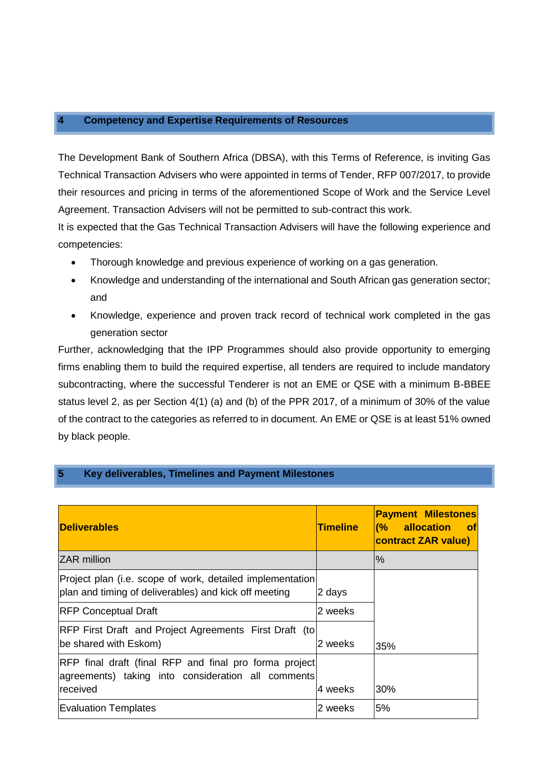## 4 Competency and Expertise Requirements of Resources

The Development Bank of Southern Africa (DBSA), with this Terms of Reference, is inviting Gas Technical Transaction Advisers who were appointed in terms of Tender, RFP 007/2017, to provide their resources and pricing in terms of the aforementioned Scope of Work and the Service Level Agreement. Transaction Advisers will not be permitted to sub-contract this work.

It is expected that the Gas Technical Transaction Advisers will have the following experience and competencies:

- Thorough knowledge and previous experience of working on a gas generation.
- Knowledge and understanding of the international and South African gas generation sector; and
- Knowledge, experience and proven track record of technical work completed in the gas generation sector

Further, acknowledging that the IPP Programmes should also provide opportunity to emerging firms enabling them to build the required expertise, all tenders are required to include mandatory subcontracting, where the successful Tenderer is not an EME or QSE with a minimum B-BBEE status level 2, as per Section 4(1) (a) and (b) of the PPR 2017, of a minimum of 30% of the value of the contract to the categories as referred to in document. An EME or QSE is at least 51% owned by black people.

## 5 Key deliverables, Timelines and Payment Milestones

| Deliverables | Timeline | Payment Milestones (% allocation of contract ZAR value) |
|---|---|---|
| ZAR million | | % |
| Project plan (i.e. scope of work, detailed implementation plan and timing of deliverables) and kick off meeting | 2 days | |
| RFP Conceptual Draft | 2 weeks | |
| RFP First Draft and Project Agreements First Draft (to be shared with Eskom) | 2 weeks | 35% |
| RFP final draft (final RFP and final pro forma project agreements) taking into consideration all comments received | 4 weeks | 30% |
| Evaluation Templates | 2 weeks | 5% |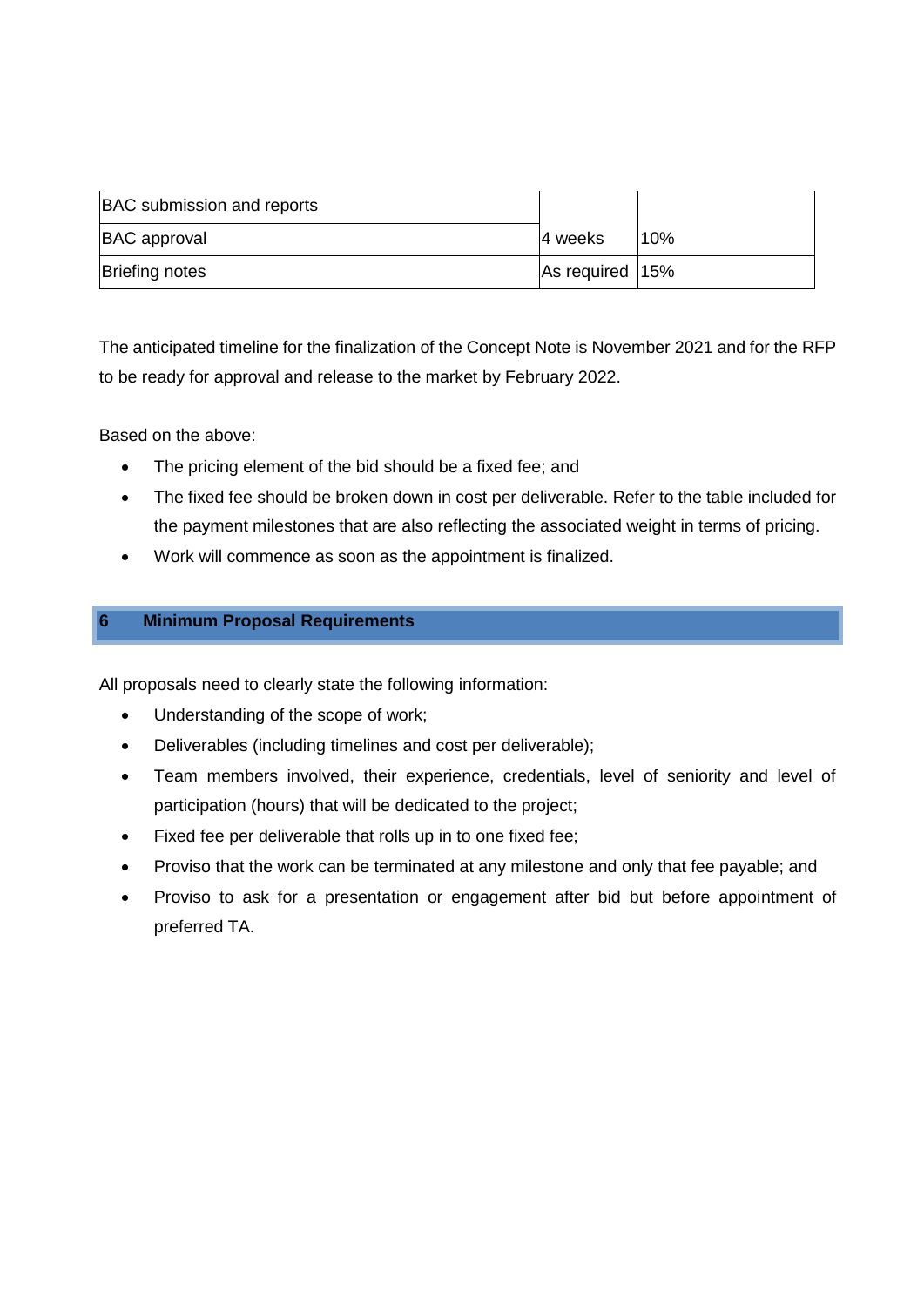| | | |
|---|---|---|
| BAC submission and reports | | |
| BAC approval | 4 weeks | 10% |
| Briefing notes | As required | 15% |

The anticipated timeline for the finalization of the Concept Note is November 2021 and for the RFP to be ready for approval and release to the market by February 2022.

Based on the above:

- The pricing element of the bid should be a fixed fee; and
- The fixed fee should be broken down in cost per deliverable. Refer to the table included for the payment milestones that are also reflecting the associated weight in terms of pricing.
- Work will commence as soon as the appointment is finalized.

## 6 Minimum Proposal Requirements

All proposals need to clearly state the following information:

- Understanding of the scope of work;
- Deliverables (including timelines and cost per deliverable);
- Team members involved, their experience, credentials, level of seniority and level of participation (hours) that will be dedicated to the project;
- Fixed fee per deliverable that rolls up in to one fixed fee;
- Proviso that the work can be terminated at any milestone and only that fee payable; and
- Proviso to ask for a presentation or engagement after bid but before appointment of preferred TA.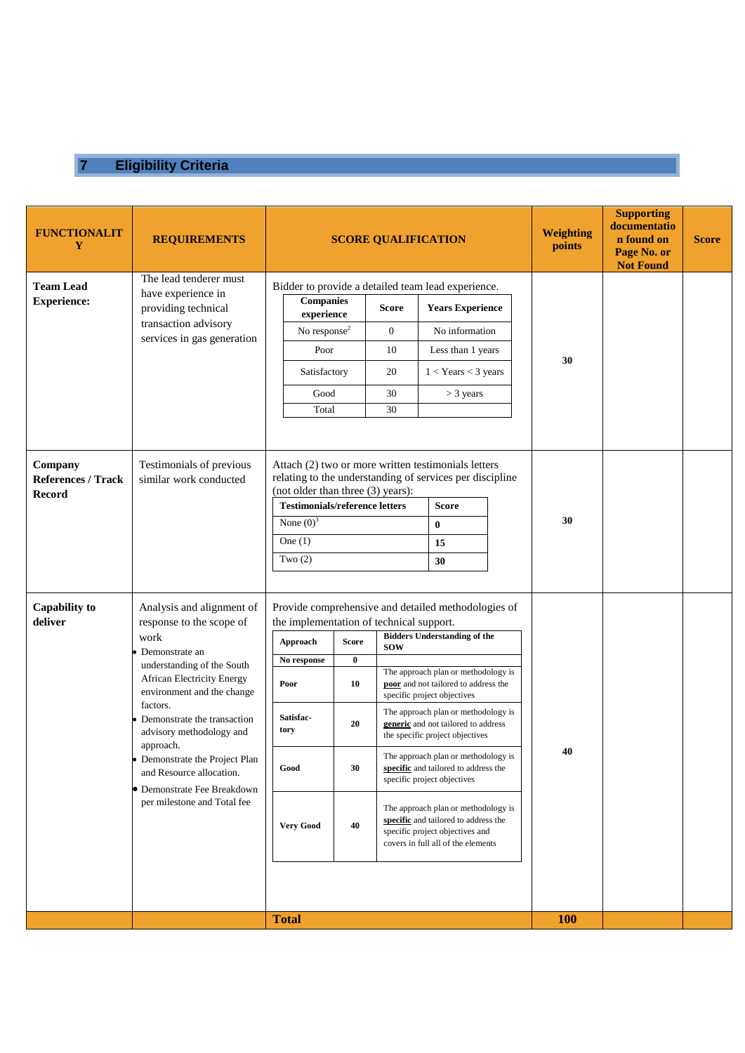## 7 Eligibility Criteria

| FUNCTIONALITY | REQUIREMENTS | SCORE QUALIFICATION | Weighting points | Supporting documentation found on Page No. or Not Found | Score |
|---|---|---|---|---|---|
| **Team Lead Experience:** | The lead tenderer must have experience in providing technical transaction advisory services in gas generation | Bidder to provide a detailed team lead experience.<br>**Companies experience** / **Score** / **Years Experience**<br>No response[2] / 0 / No information<br>Poor / 10 / Less than 1 years<br>Satisfactory / 20 / 1 < Years < 3 years<br>Good / 30 / > 3 years<br>Total / 30 | **30** | | |
| **Company References / Track Record** | Testimonials of previous similar work conducted | Attach (2) two or more written testimonials letters relating to the understanding of services per discipline (not older than three (3) years):<br>**Testimonials/reference letters** / **Score**<br>None (0)[3] / **0**<br>One (1) / **15**<br>Two (2) / **30** | **30** | | |
| **Capability to deliver** | Analysis and alignment of response to the scope of work<br>• Demonstrate an understanding of the South African Electricity Energy environment and the change factors.<br>• Demonstrate the transaction advisory methodology and approach.<br>• Demonstrate the Project Plan and Resource allocation.<br>• Demonstrate Fee Breakdown per milestone and Total fee | Provide comprehensive and detailed methodologies of the implementation of technical support.<br>**Approach** / **Score** / **Bidders Understanding of the SOW**<br>**No response** / **0** /<br>**Poor** / **10** / The approach plan or methodology is **poor** and not tailored to address the specific project objectives<br>**Satisfactory** / **20** / The approach plan or methodology is **generic** and not tailored to address the specific project objectives<br>**Good** / **30** / The approach plan or methodology is **specific** and tailored to address the specific project objectives<br>**Very Good** / **40** / The approach plan or methodology is **specific** and tailored to address the specific project objectives and covers in full all of the elements | **40** | | |
| | | **Total** | **100** | | |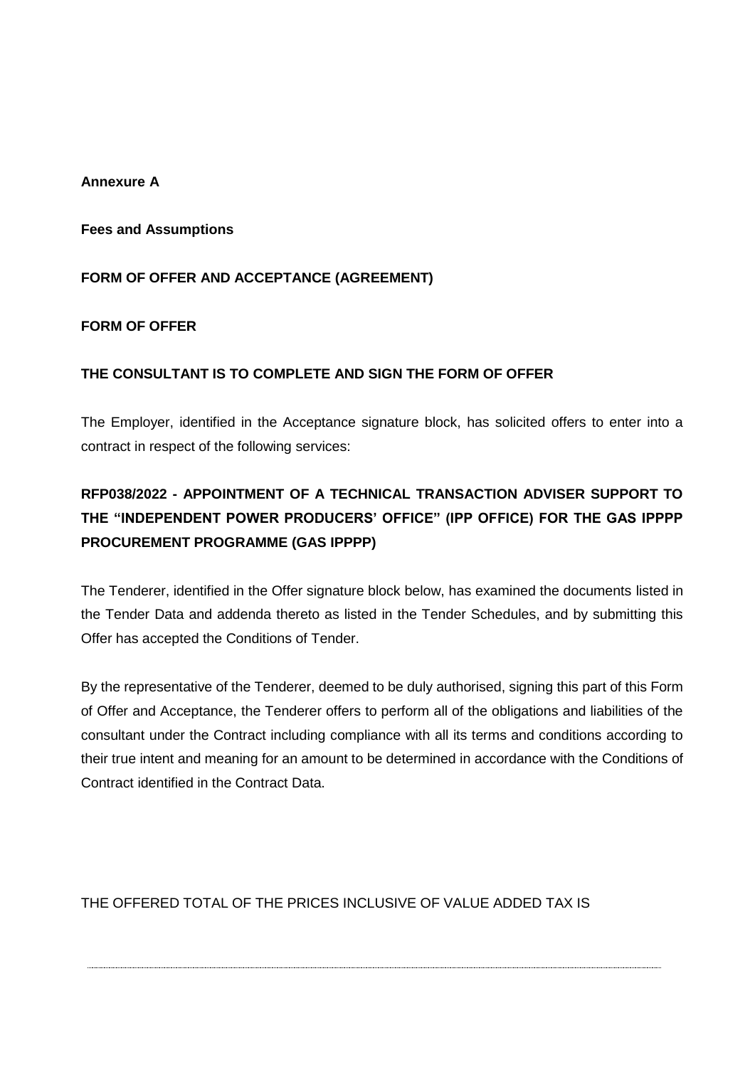**Annexure A**

**Fees and Assumptions**

**FORM OF OFFER AND ACCEPTANCE (AGREEMENT)**

**FORM OF OFFER**

**THE CONSULTANT IS TO COMPLETE AND SIGN THE FORM OF OFFER**

The Employer, identified in the Acceptance signature block, has solicited offers to enter into a contract in respect of the following services:

**RFP038/2022 - APPOINTMENT OF A TECHNICAL TRANSACTION ADVISER SUPPORT TO THE "INDEPENDENT POWER PRODUCERS' OFFICE" (IPP OFFICE) FOR THE GAS IPPPP PROCUREMENT PROGRAMME (GAS IPPPP)**

The Tenderer, identified in the Offer signature block below, has examined the documents listed in the Tender Data and addenda thereto as listed in the Tender Schedules, and by submitting this Offer has accepted the Conditions of Tender.

By the representative of the Tenderer, deemed to be duly authorised, signing this part of this Form of Offer and Acceptance, the Tenderer offers to perform all of the obligations and liabilities of the consultant under the Contract including compliance with all its terms and conditions according to their true intent and meaning for an amount to be determined in accordance with the Conditions of Contract identified in the Contract Data.

THE OFFERED TOTAL OF THE PRICES INCLUSIVE OF VALUE ADDED TAX IS

.......................................................................................................................................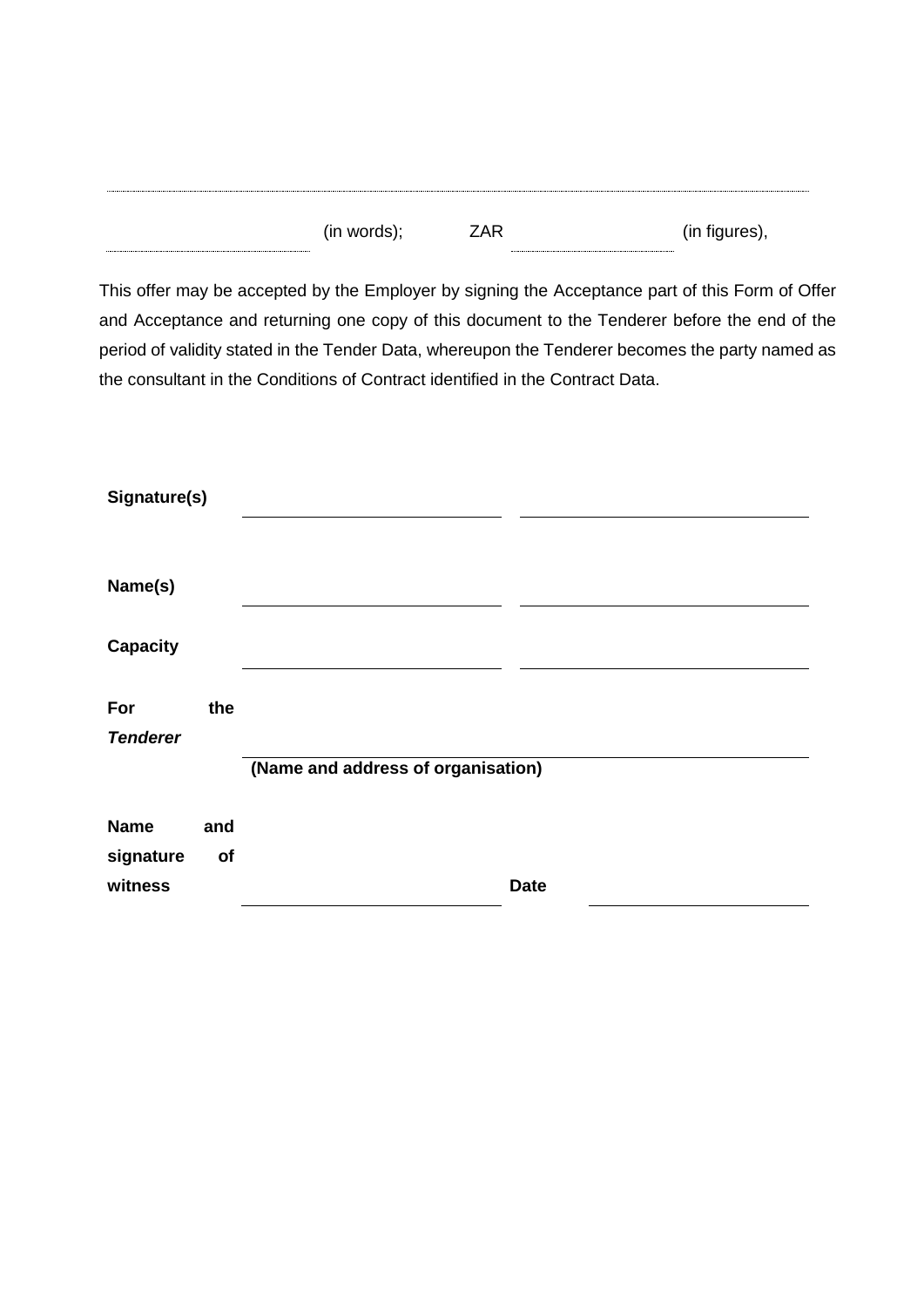.................................................................................................................................................................................

........................................ (in words); ZAR ........................................ (in figures),

This offer may be accepted by the Employer by signing the Acceptance part of this Form of Offer and Acceptance and returning one copy of this document to the Tenderer before the end of the period of validity stated in the Tender Data, whereupon the Tenderer becomes the party named as the consultant in the Conditions of Contract identified in the Contract Data.

| | | |
|---|---|---|
| **Signature(s)** | \_\_\_\_\_\_\_\_\_\_\_\_\_\_\_\_\_\_\_\_ | \_\_\_\_\_\_\_\_\_\_\_\_\_\_\_\_\_\_\_\_ |
| **Name(s)** | \_\_\_\_\_\_\_\_\_\_\_\_\_\_\_\_\_\_\_\_ | \_\_\_\_\_\_\_\_\_\_\_\_\_\_\_\_\_\_\_\_ |
| **Capacity** | \_\_\_\_\_\_\_\_\_\_\_\_\_\_\_\_\_\_\_\_ | \_\_\_\_\_\_\_\_\_\_\_\_\_\_\_\_\_\_\_\_ |
| **For the *Tenderer*** | \_\_\_\_\_\_\_\_\_\_\_\_\_\_\_\_\_\_\_\_ **(Name and address of organisation)** | |
| **Name and signature of witness** | \_\_\_\_\_\_\_\_\_\_\_\_\_\_\_\_\_\_\_\_ | **Date** \_\_\_\_\_\_\_\_\_\_\_\_\_\_\_\_\_\_\_\_ |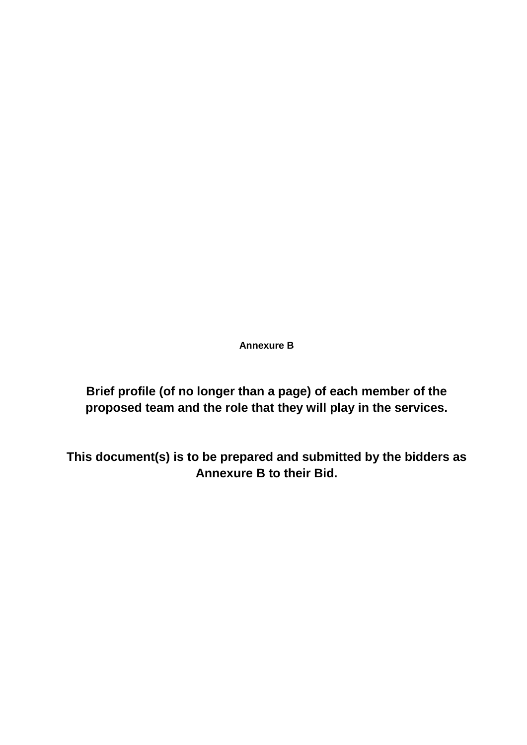**Annexure B**

**Brief profile (of no longer than a page) of each member of the proposed team and the role that they will play in the services.**

**This document(s) is to be prepared and submitted by the bidders as Annexure B to their Bid.**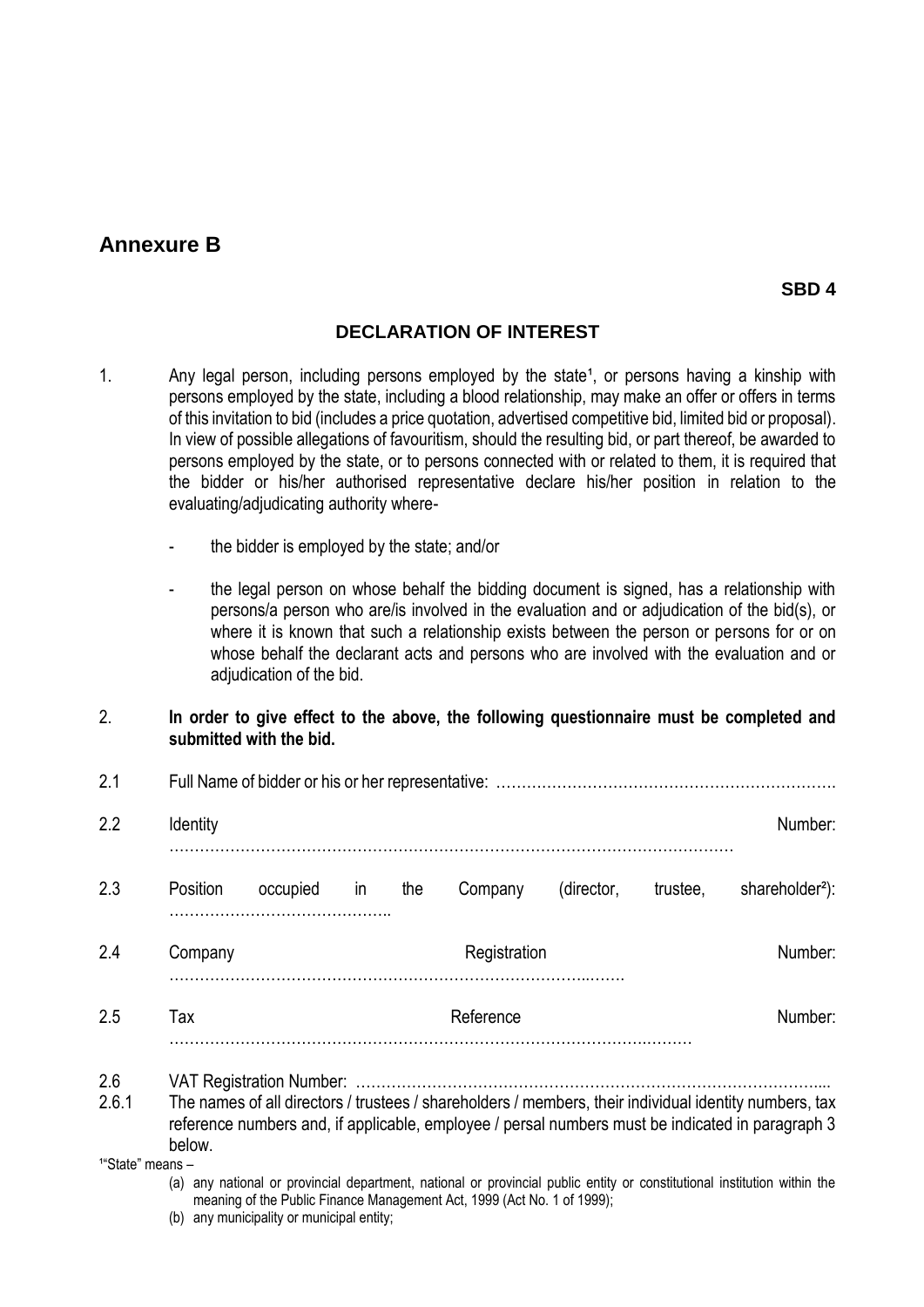# Annexure B

**SBD 4**

## DECLARATION OF INTEREST

1. Any legal person, including persons employed by the state[1], or persons having a kinship with persons employed by the state, including a blood relationship, may make an offer or offers in terms of this invitation to bid (includes a price quotation, advertised competitive bid, limited bid or proposal). In view of possible allegations of favouritism, should the resulting bid, or part thereof, be awarded to persons employed by the state, or to persons connected with or related to them, it is required that the bidder or his/her authorised representative declare his/her position in relation to the evaluating/adjudicating authority where-

   - the bidder is employed by the state; and/or

   - the legal person on whose behalf the bidding document is signed, has a relationship with persons/a person who are/is involved in the evaluation and or adjudication of the bid(s), or where it is known that such a relationship exists between the person or persons for or on whose behalf the declarant acts and persons who are involved with the evaluation and or adjudication of the bid.

2. **In order to give effect to the above, the following questionnaire must be completed and submitted with the bid.**

2.1 Full Name of bidder or his or her representative: ……………………………………………………….

2.2 Identity Number: ………………………………………………………………………………………………

2.3 Position occupied in the Company (director, trustee, shareholder[2]): ……………………………………..

2.4 Company Registration Number: ……………………………………………………………………..…….

2.5 Tax Reference Number: ……………………………………………………………………………….………

2.6 VAT Registration Number: ……………………………………………………………………………….....

2.6.1 The names of all directors / trustees / shareholders / members, their individual identity numbers, tax reference numbers and, if applicable, employee / persal numbers must be indicated in paragraph 3 below.

[1]"State" means –

(a) any national or provincial department, national or provincial public entity or constitutional institution within the meaning of the Public Finance Management Act, 1999 (Act No. 1 of 1999);

(b) any municipality or municipal entity;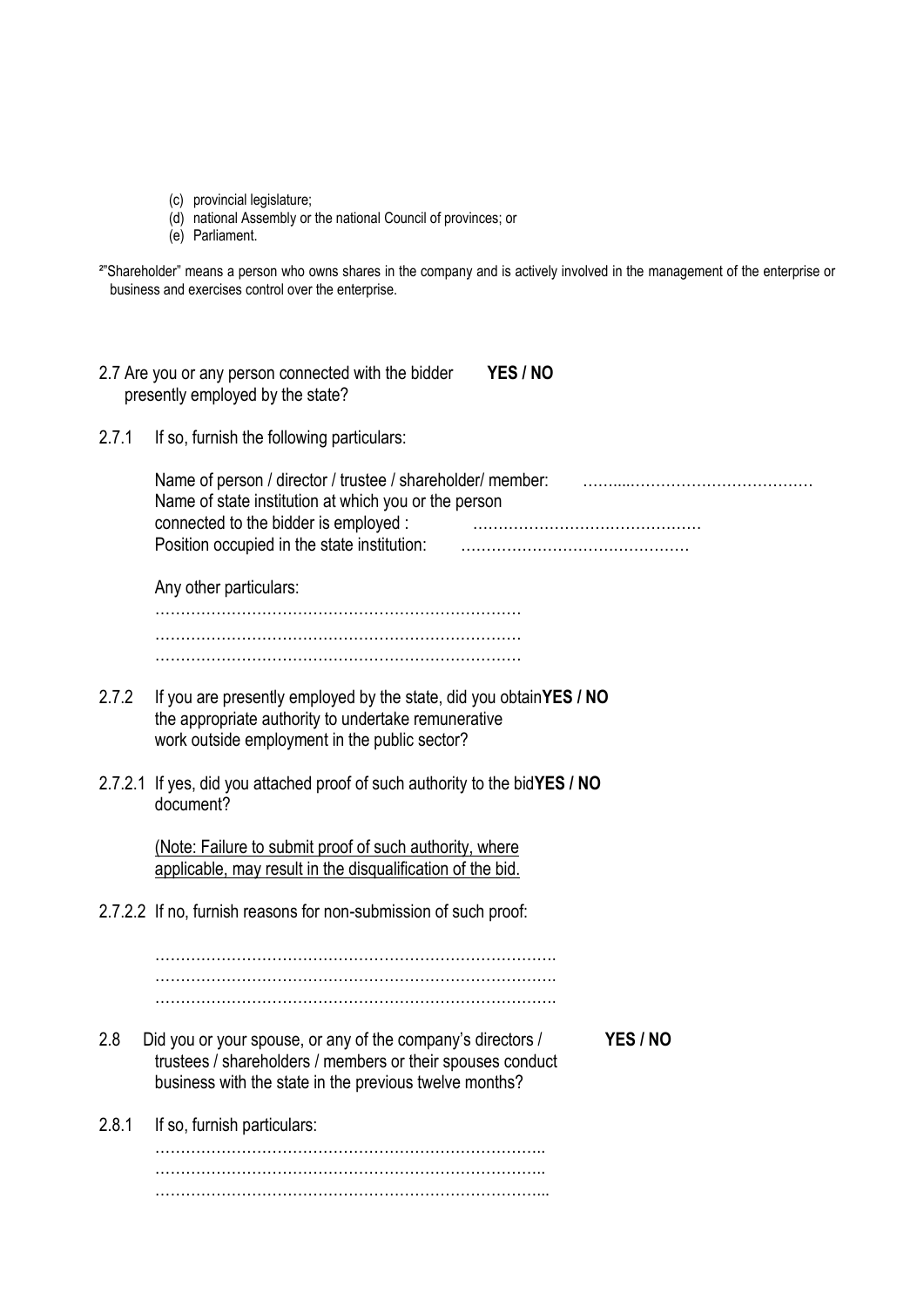(c) provincial legislature;
(d) national Assembly or the national Council of provinces; or
(e) Parliament.

[2]"Shareholder" means a person who owns shares in the company and is actively involved in the management of the enterprise or business and exercises control over the enterprise.

2.7 Are you or any person connected with the bidder presently employed by the state? **YES / NO**

2.7.1 If so, furnish the following particulars:

Name of person / director / trustee / shareholder/ member: ……...………………………………
Name of state institution at which you or the person connected to the bidder is employed : ………………………………………
Position occupied in the state institution: ………………………………………

Any other particulars:
………………………………………………………………
………………………………………………………………
………………………………………………………………

2.7.2 If you are presently employed by the state, did you obtain the appropriate authority to undertake remunerative work outside employment in the public sector? **YES / NO**

2.7.2.1 If yes, did you attached proof of such authority to the bid document? **YES / NO**

<u>(Note: Failure to submit proof of such authority, where applicable, may result in the disqualification of the bid.</u>

2.7.2.2 If no, furnish reasons for non-submission of such proof:

…………………………………………………………………….
…………………………………………………………………….
…………………………………………………………………….

2.8 Did you or your spouse, or any of the company's directors / trustees / shareholders / members or their spouses conduct business with the state in the previous twelve months? **YES / NO**

2.8.1 If so, furnish particulars:
…………………………………………………………………..
…………………………………………………………………..
…………………………………………………………………...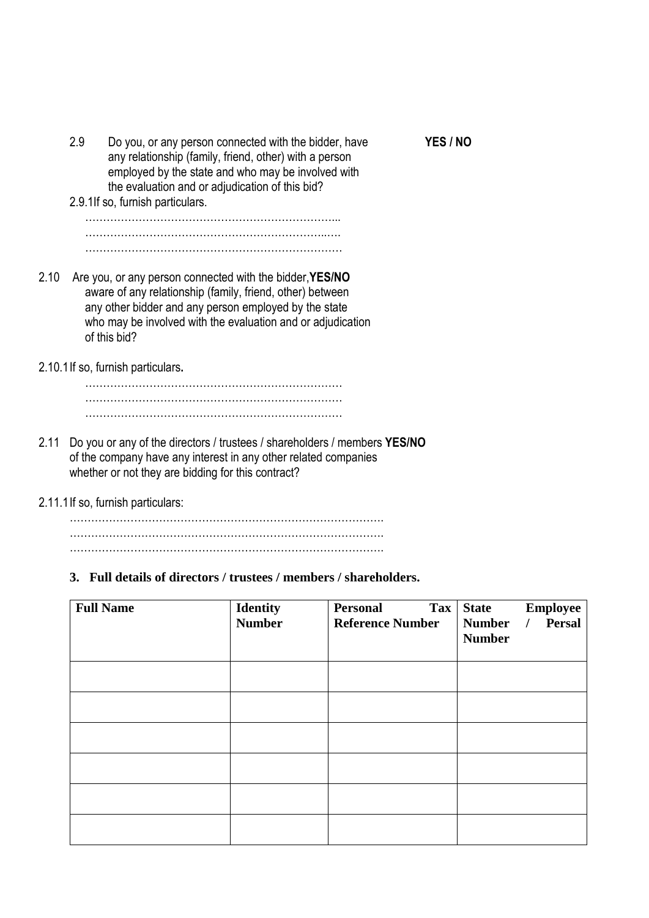2.9 Do you, or any person connected with the bidder, have any relationship (family, friend, other) with a person employed by the state and who may be involved with the evaluation and or adjudication of this bid? **YES / NO**

2.9.1 If so, furnish particulars.

……………………………………………………………...
……………………………………………………………...
……………………………………………………………...

2.10 Are you, or any person connected with the bidder, **YES/NO** aware of any relationship (family, friend, other) between any other bidder and any person employed by the state who may be involved with the evaluation and or adjudication of this bid?

2.10.1 If so, furnish particulars**.**

……………………………………………………………...
……………………………………………………………...
……………………………………………………………...

2.11 Do you or any of the directors / trustees / shareholders / members **YES/NO** of the company have any interest in any other related companies whether or not they are bidding for this contract?

2.11.1 If so, furnish particulars:

…………………………………………………………………………….
…………………………………………………………………………….
…………………………………………………………………………….

**3. Full details of directors / trustees / members / shareholders.**

| Full Name | Identity Number | Personal Tax Reference Number | State Employee Number / Persal Number |
|---|---|---|---|
| | | | |
| | | | |
| | | | |
| | | | |
| | | | |
| | | | |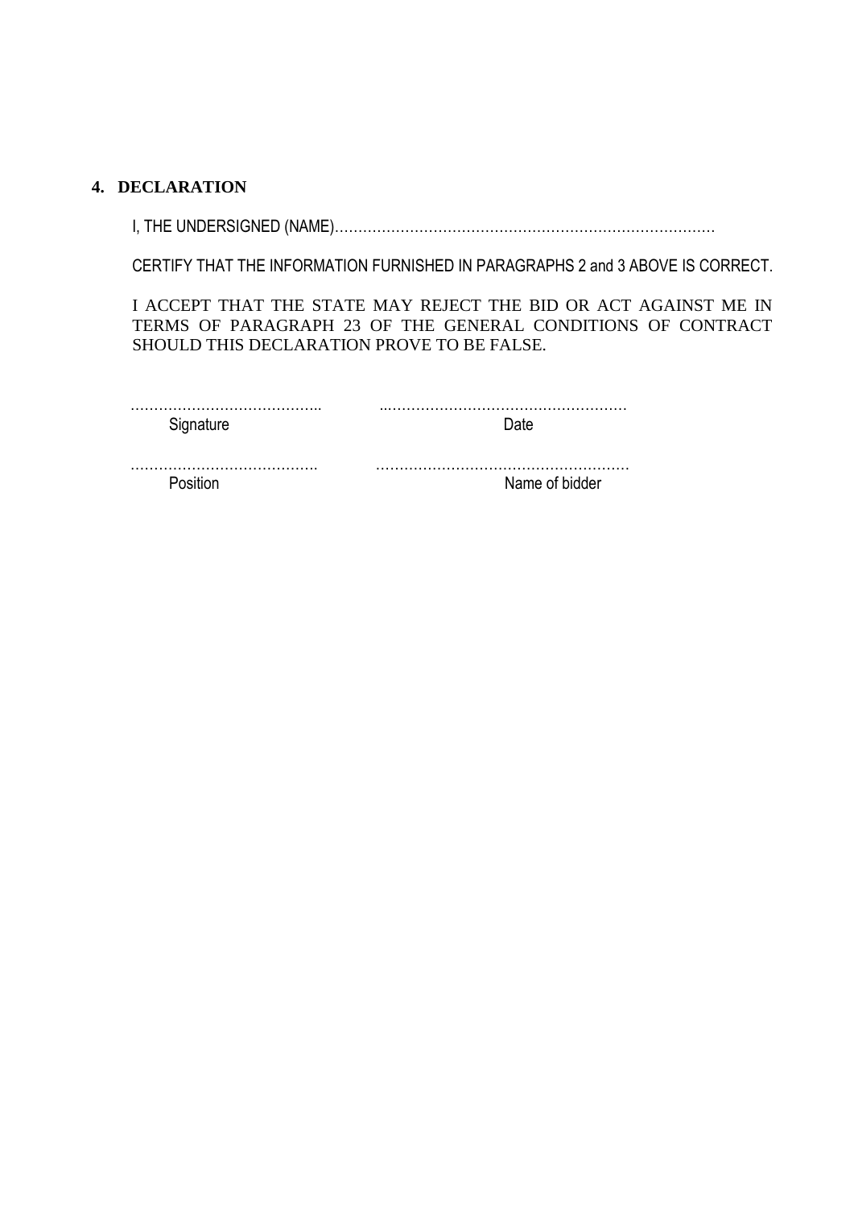## 4. DECLARATION

I, THE UNDERSIGNED (NAME)………………………………………………………………………

CERTIFY THAT THE INFORMATION FURNISHED IN PARAGRAPHS 2 and 3 ABOVE IS CORRECT.

I ACCEPT THAT THE STATE MAY REJECT THE BID OR ACT AGAINST ME IN TERMS OF PARAGRAPH 23 OF THE GENERAL CONDITIONS OF CONTRACT SHOULD THIS DECLARATION PROVE TO BE FALSE.

………………………………….. ..……………………………………………
Signature Date

…………………………………. ………………………………………………
Position Name of bidder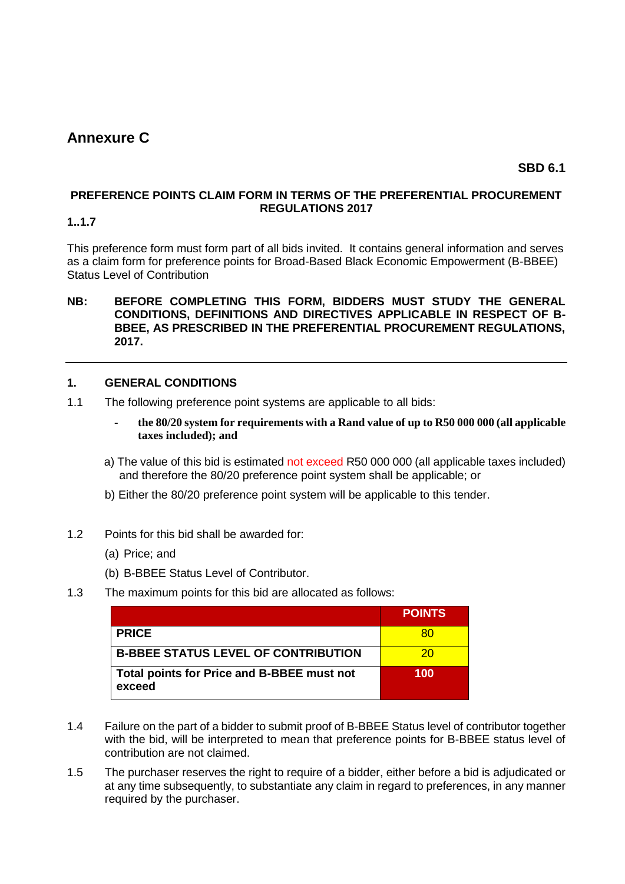# Annexure C

**SBD 6.1**

**PREFERENCE POINTS CLAIM FORM IN TERMS OF THE PREFERENTIAL PROCUREMENT REGULATIONS 2017**

**1..1.7**

This preference form must form part of all bids invited. It contains general information and serves as a claim form for preference points for Broad-Based Black Economic Empowerment (B-BBEE) Status Level of Contribution

**NB: BEFORE COMPLETING THIS FORM, BIDDERS MUST STUDY THE GENERAL CONDITIONS, DEFINITIONS AND DIRECTIVES APPLICABLE IN RESPECT OF B-BBEE, AS PRESCRIBED IN THE PREFERENTIAL PROCUREMENT REGULATIONS, 2017.**

---

## 1. GENERAL CONDITIONS

1.1 The following preference point systems are applicable to all bids:

- **the 80/20 system for requirements with a Rand value of up to R50 000 000 (all applicable taxes included); and**

a) The value of this bid is estimated not exceed R50 000 000 (all applicable taxes included) and therefore the 80/20 preference point system shall be applicable; or

b) Either the 80/20 preference point system will be applicable to this tender.

1.2 Points for this bid shall be awarded for:

(a) Price; and

(b) B-BBEE Status Level of Contributor.

1.3 The maximum points for this bid are allocated as follows:

| | POINTS |
|---|---|
| **PRICE** | 80 |
| **B-BBEE STATUS LEVEL OF CONTRIBUTION** | 20 |
| **Total points for Price and B-BBEE must not exceed** | **100** |

1.4 Failure on the part of a bidder to submit proof of B-BBEE Status level of contributor together with the bid, will be interpreted to mean that preference points for B-BBEE status level of contribution are not claimed.

1.5 The purchaser reserves the right to require of a bidder, either before a bid is adjudicated or at any time subsequently, to substantiate any claim in regard to preferences, in any manner required by the purchaser.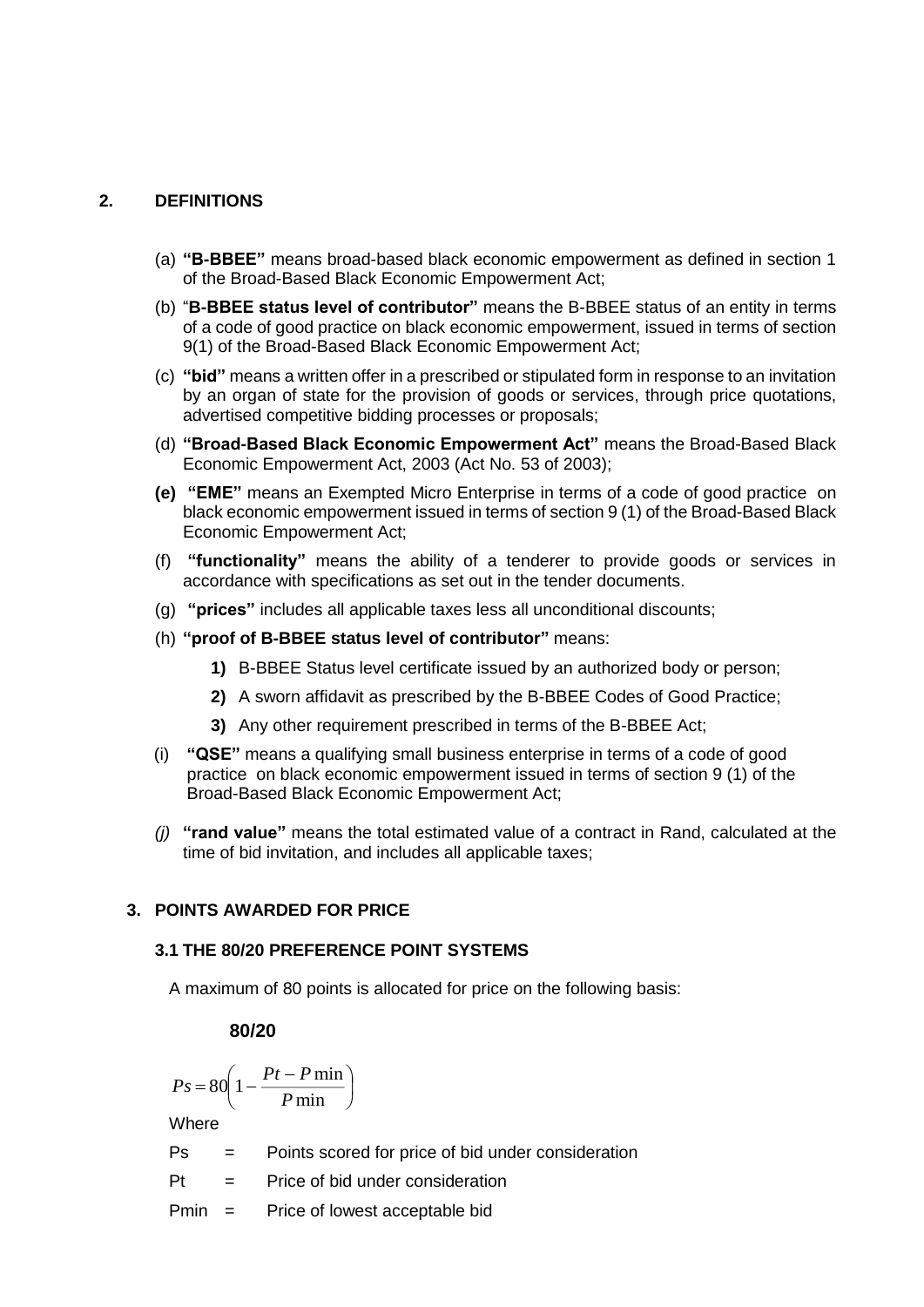## 2. DEFINITIONS

(a) **"B-BBEE"** means broad-based black economic empowerment as defined in section 1 of the Broad-Based Black Economic Empowerment Act;

(b) "**B-BBEE status level of contributor"** means the B-BBEE status of an entity in terms of a code of good practice on black economic empowerment, issued in terms of section 9(1) of the Broad-Based Black Economic Empowerment Act;

(c) **"bid"** means a written offer in a prescribed or stipulated form in response to an invitation by an organ of state for the provision of goods or services, through price quotations, advertised competitive bidding processes or proposals;

(d) **"Broad-Based Black Economic Empowerment Act"** means the Broad-Based Black Economic Empowerment Act, 2003 (Act No. 53 of 2003);

**(e)** **"EME"** means an Exempted Micro Enterprise in terms of a code of good practice on black economic empowerment issued in terms of section 9 (1) of the Broad-Based Black Economic Empowerment Act;

(f) **"functionality"** means the ability of a tenderer to provide goods or services in accordance with specifications as set out in the tender documents.

(g) **"prices"** includes all applicable taxes less all unconditional discounts;

(h) **"proof of B-BBEE status level of contributor"** means:

**1)** B-BBEE Status level certificate issued by an authorized body or person;

**2)** A sworn affidavit as prescribed by the B-BBEE Codes of Good Practice;

**3)** Any other requirement prescribed in terms of the B-BBEE Act;

(i) **"QSE"** means a qualifying small business enterprise in terms of a code of good practice on black economic empowerment issued in terms of section 9 (1) of the Broad-Based Black Economic Empowerment Act;

*(j)* **"rand value"** means the total estimated value of a contract in Rand, calculated at the time of bid invitation, and includes all applicable taxes;

## 3. POINTS AWARDED FOR PRICE

### 3.1 THE 80/20 PREFERENCE POINT SYSTEMS

A maximum of 80 points is allocated for price on the following basis:

**80/20**

$$Ps = 80\left(1 - \frac{Pt - P\min}{P\min}\right)$$

Where

Ps = Points scored for price of bid under consideration

Pt = Price of bid under consideration

Pmin = Price of lowest acceptable bid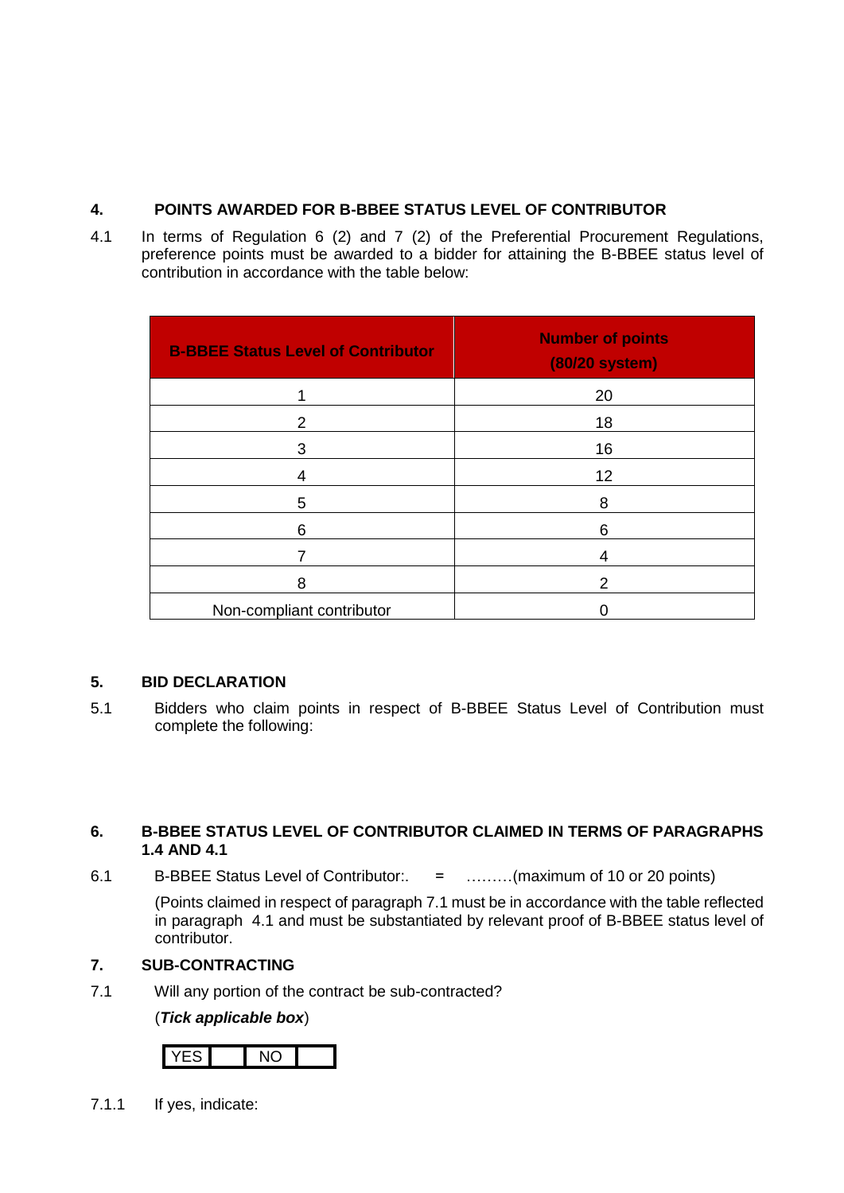## 4. POINTS AWARDED FOR B-BBEE STATUS LEVEL OF CONTRIBUTOR

4.1 In terms of Regulation 6 (2) and 7 (2) of the Preferential Procurement Regulations, preference points must be awarded to a bidder for attaining the B-BBEE status level of contribution in accordance with the table below:

| B-BBEE Status Level of Contributor | Number of points (80/20 system) |
|---|---|
| 1 | 20 |
| 2 | 18 |
| 3 | 16 |
| 4 | 12 |
| 5 | 8 |
| 6 | 6 |
| 7 | 4 |
| 8 | 2 |
| Non-compliant contributor | 0 |

## 5. BID DECLARATION

5.1 Bidders who claim points in respect of B-BBEE Status Level of Contribution must complete the following:

## 6. B-BBEE STATUS LEVEL OF CONTRIBUTOR CLAIMED IN TERMS OF PARAGRAPHS 1.4 AND 4.1

6.1 B-BBEE Status Level of Contributor:. = ………(maximum of 10 or 20 points)

(Points claimed in respect of paragraph 7.1 must be in accordance with the table reflected in paragraph 4.1 and must be substantiated by relevant proof of B-BBEE status level of contributor.

## 7. SUB-CONTRACTING

7.1 Will any portion of the contract be sub-contracted?

(***Tick applicable box***)

| YES | | NO | |
|---|---|---|---|

7.1.1 If yes, indicate: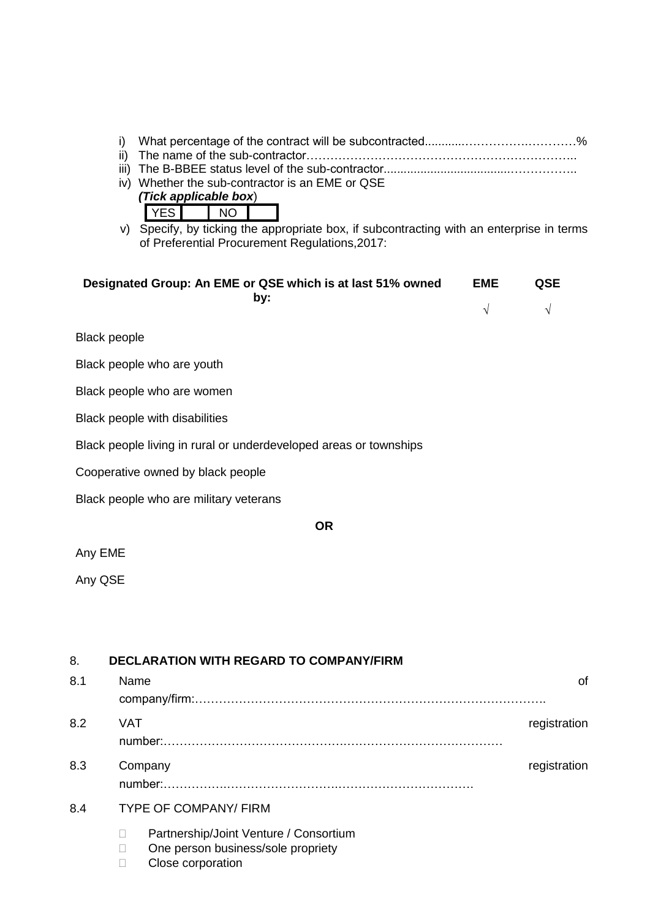i) What percentage of the contract will be subcontracted............……………….…………%
ii) The name of the sub-contractor…………………………………………………………..
iii) The B-BBEE status level of the sub-contractor......................................……………..
iv) Whether the sub-contractor is an EME or QSE
   ***(Tick applicable box)***

| YES | | NO | |
|---|---|---|---|

v) Specify, by ticking the appropriate box, if subcontracting with an enterprise in terms of Preferential Procurement Regulations,2017:

| **Designated Group: An EME or QSE which is at last 51% owned by:** | **EME**<br>√ | **QSE**<br>√ |
|---|---|---|
| Black people | | |
| Black people who are youth | | |
| Black people who are women | | |
| Black people with disabilities | | |
| Black people living in rural or underdeveloped areas or townships | | |
| Cooperative owned by black people | | |
| Black people who are military veterans | | |
| **OR** | | |
| Any EME | | |
| Any QSE | | |

8. **DECLARATION WITH REGARD TO COMPANY/FIRM**

8.1 Name of company/firm:…………………………………………………………………………….

8.2 VAT registration number:……………………………………….……………………………………

8.3 Company registration number:…………….……………………….…………………………….

8.4 TYPE OF COMPANY/ FIRM

- Partnership/Joint Venture / Consortium
- One person business/sole propriety
- Close corporation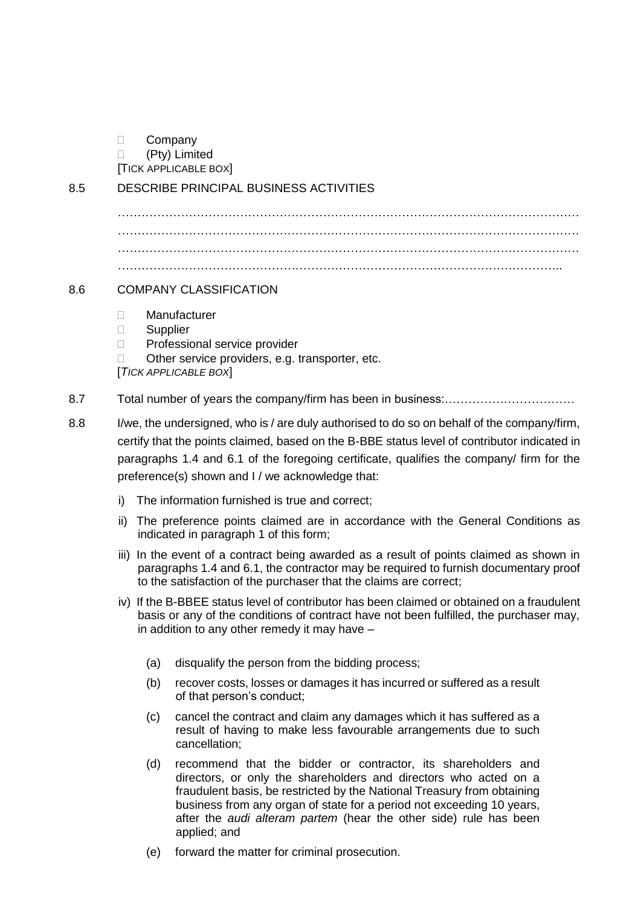- Company
- (Pty) Limited

[TICK APPLICABLE BOX]

8.5 DESCRIBE PRINCIPAL BUSINESS ACTIVITIES

…………………………………………………………………………………………………………
…………………………………………………………………………………………………………
…………………………………………………………………………………………………………
………………………………………………………………………………………………………..

8.6 COMPANY CLASSIFICATION

- Manufacturer
- Supplier
- Professional service provider
- Other service providers, e.g. transporter, etc.

[*TICK APPLICABLE BOX*]

8.7 Total number of years the company/firm has been in business:……………………………

8.8 I/we, the undersigned, who is / are duly authorised to do so on behalf of the company/firm, certify that the points claimed, based on the B-BBE status level of contributor indicated in paragraphs 1.4 and 6.1 of the foregoing certificate, qualifies the company/ firm for the preference(s) shown and I / we acknowledge that:

i) The information furnished is true and correct;

ii) The preference points claimed are in accordance with the General Conditions as indicated in paragraph 1 of this form;

iii) In the event of a contract being awarded as a result of points claimed as shown in paragraphs 1.4 and 6.1, the contractor may be required to furnish documentary proof to the satisfaction of the purchaser that the claims are correct;

iv) If the B-BBEE status level of contributor has been claimed or obtained on a fraudulent basis or any of the conditions of contract have not been fulfilled, the purchaser may, in addition to any other remedy it may have –

(a) disqualify the person from the bidding process;

(b) recover costs, losses or damages it has incurred or suffered as a result of that person's conduct;

(c) cancel the contract and claim any damages which it has suffered as a result of having to make less favourable arrangements due to such cancellation;

(d) recommend that the bidder or contractor, its shareholders and directors, or only the shareholders and directors who acted on a fraudulent basis, be restricted by the National Treasury from obtaining business from any organ of state for a period not exceeding 10 years, after the *audi alteram partem* (hear the other side) rule has been applied; and

(e) forward the matter for criminal prosecution.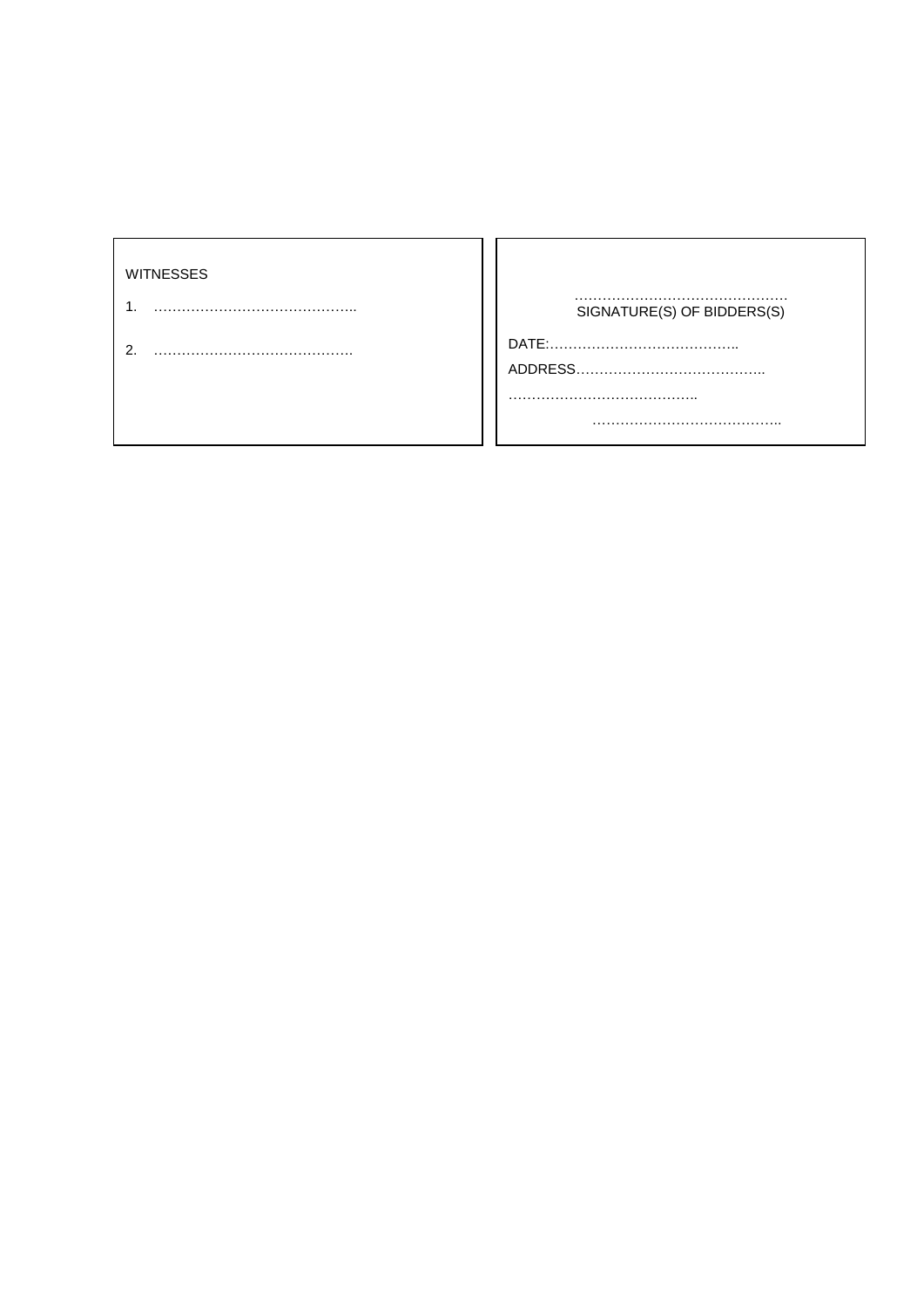| WITNESSES | |
|---|---|
| 1. …………………………………….. | ………………………………………<br>SIGNATURE(S) OF BIDDERS(S) |
| 2. ……………………………………. | DATE:………………………………….. |
| | ADDRESS………………………………….. |
| | ………………………………….. |
| | ………………………………….. |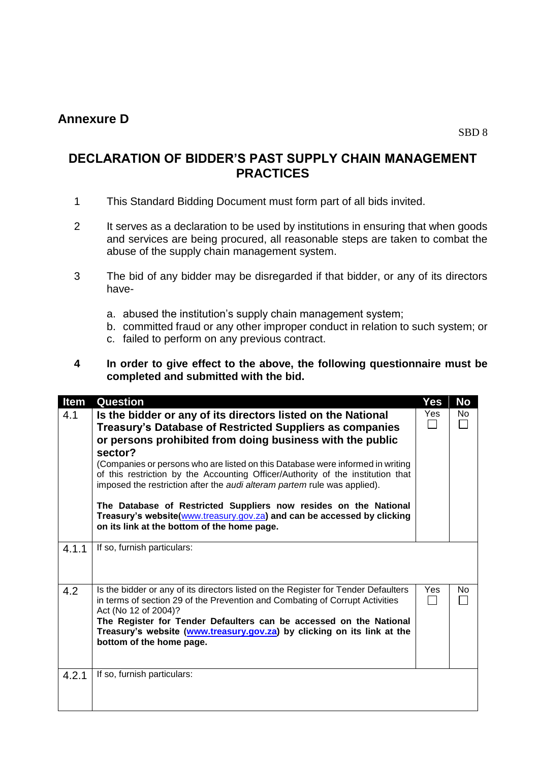## Annexure D

SBD 8

# DECLARATION OF BIDDER'S PAST SUPPLY CHAIN MANAGEMENT PRACTICES

1. This Standard Bidding Document must form part of all bids invited.

2. It serves as a declaration to be used by institutions in ensuring that when goods and services are being procured, all reasonable steps are taken to combat the abuse of the supply chain management system.

3. The bid of any bidder may be disregarded if that bidder, or any of its directors have-

   a. abused the institution's supply chain management system;
   b. committed fraud or any other improper conduct in relation to such system; or
   c. failed to perform on any previous contract.

4. **In order to give effect to the above, the following questionnaire must be completed and submitted with the bid.**

| Item | Question | Yes | No |
|---|---|---|---|
| 4.1 | **Is the bidder or any of its directors listed on the National Treasury's Database of Restricted Suppliers as companies or persons prohibited from doing business with the public sector?** (Companies or persons who are listed on this Database were informed in writing of this restriction by the Accounting Officer/Authority of the institution that imposed the restriction after the *audi alteram partem* rule was applied). **The Database of Restricted Suppliers now resides on the National Treasury's website(www.treasury.gov.za) and can be accessed by clicking on its link at the bottom of the home page.** | Yes ☐ | No ☐ |
| 4.1.1 | If so, furnish particulars: | | |
| 4.2 | Is the bidder or any of its directors listed on the Register for Tender Defaulters in terms of section 29 of the Prevention and Combating of Corrupt Activities Act (No 12 of 2004)? **The Register for Tender Defaulters can be accessed on the National Treasury's website (www.treasury.gov.za) by clicking on its link at the bottom of the home page.** | Yes ☐ | No ☐ |
| 4.2.1 | If so, furnish particulars: | | |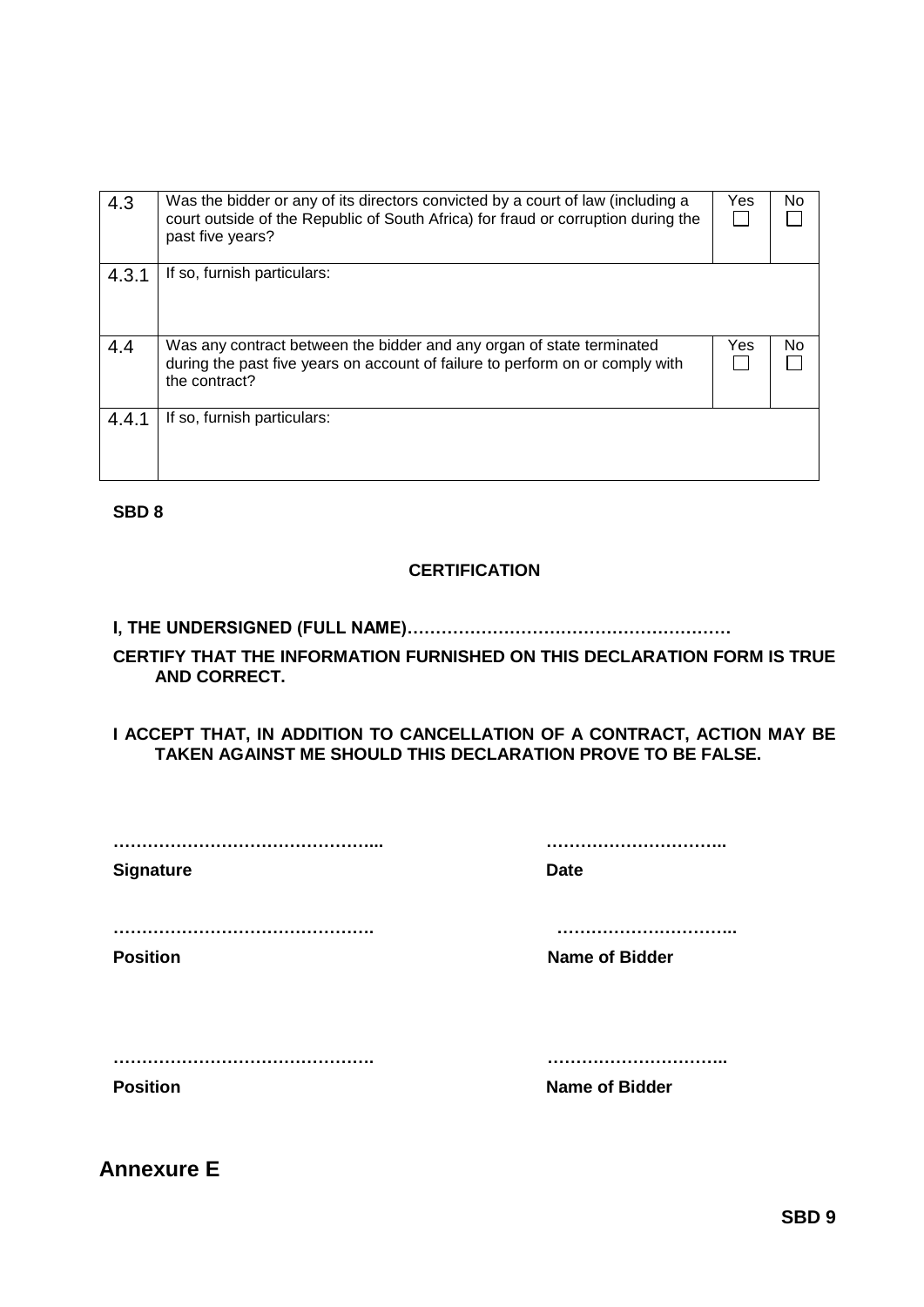| | | Yes | No |
|---|---|---|---|
| 4.3 | Was the bidder or any of its directors convicted by a court of law (including a court outside of the Republic of South Africa) for fraud or corruption during the past five years? | ☐ | ☐ |
| 4.3.1 | If so, furnish particulars: | | |
| 4.4 | Was any contract between the bidder and any organ of state terminated during the past five years on account of failure to perform on or comply with the contract? | ☐ | ☐ |
| 4.4.1 | If so, furnish particulars: | | |

**SBD 8**

**CERTIFICATION**

**I, THE UNDERSIGNED (FULL NAME)…………………………………………………**

**CERTIFY THAT THE INFORMATION FURNISHED ON THIS DECLARATION FORM IS TRUE AND CORRECT.**

**I ACCEPT THAT, IN ADDITION TO CANCELLATION OF A CONTRACT, ACTION MAY BE TAKEN AGAINST ME SHOULD THIS DECLARATION PROVE TO BE FALSE.**

**………………………………………...** **…………………………..**

**Signature** **Date**

**……………………………………….** **…………………………..**

**Position** **Name of Bidder**

**……………………………………….** **…………………………..**

**Position** **Name of Bidder**

## Annexure E

**SBD 9**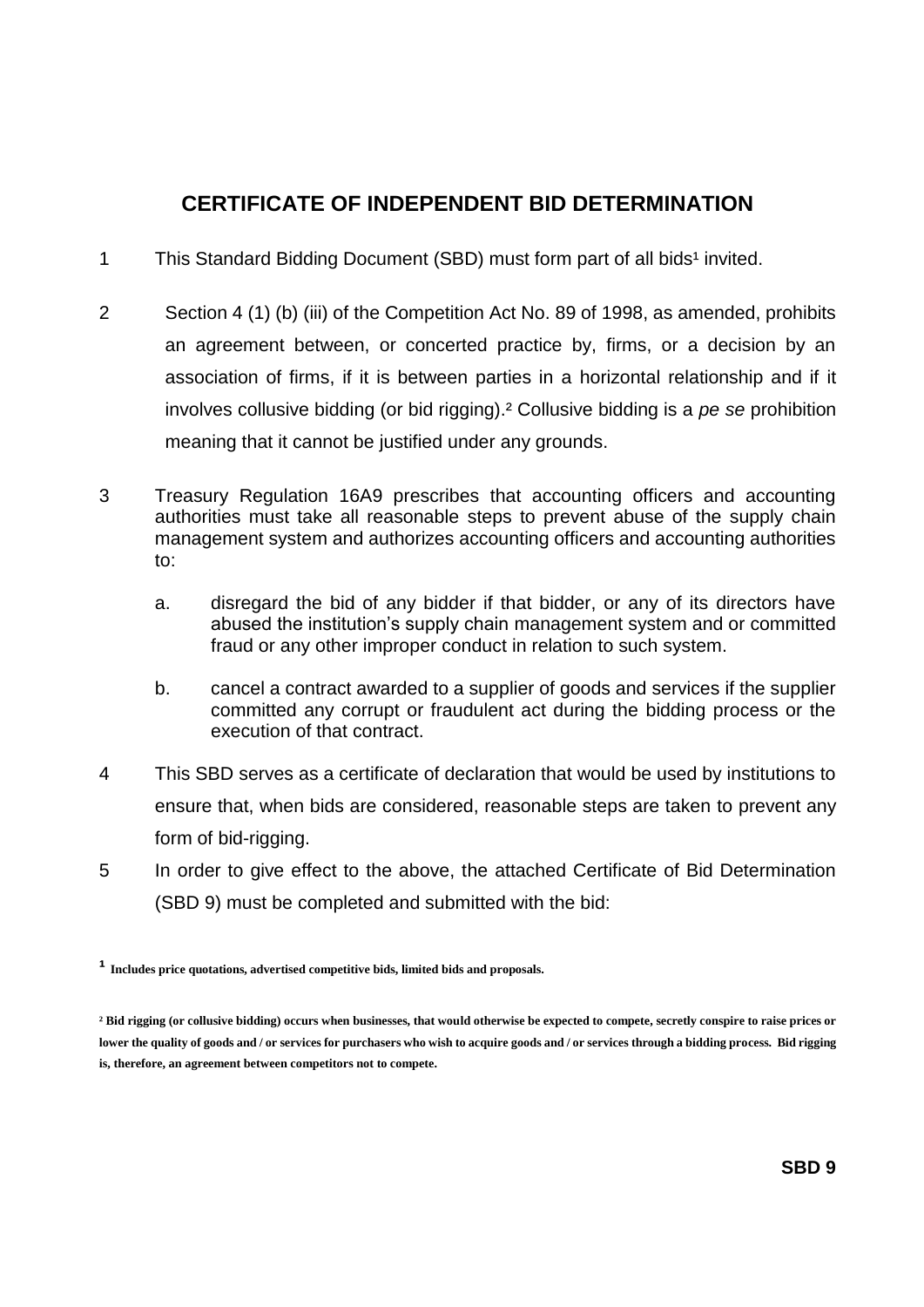## CERTIFICATE OF INDEPENDENT BID DETERMINATION

1 This Standard Bidding Document (SBD) must form part of all bids[1] invited.

2 Section 4 (1) (b) (iii) of the Competition Act No. 89 of 1998, as amended, prohibits an agreement between, or concerted practice by, firms, or a decision by an association of firms, if it is between parties in a horizontal relationship and if it involves collusive bidding (or bid rigging).[2] Collusive bidding is a *pe se* prohibition meaning that it cannot be justified under any grounds.

3 Treasury Regulation 16A9 prescribes that accounting officers and accounting authorities must take all reasonable steps to prevent abuse of the supply chain management system and authorizes accounting officers and accounting authorities to:

   a. disregard the bid of any bidder if that bidder, or any of its directors have abused the institution's supply chain management system and or committed fraud or any other improper conduct in relation to such system.

   b. cancel a contract awarded to a supplier of goods and services if the supplier committed any corrupt or fraudulent act during the bidding process or the execution of that contract.

4 This SBD serves as a certificate of declaration that would be used by institutions to ensure that, when bids are considered, reasonable steps are taken to prevent any form of bid-rigging.

5 In order to give effect to the above, the attached Certificate of Bid Determination (SBD 9) must be completed and submitted with the bid:

**[1] Includes price quotations, advertised competitive bids, limited bids and proposals.**

**[2] Bid rigging (or collusive bidding) occurs when businesses, that would otherwise be expected to compete, secretly conspire to raise prices or lower the quality of goods and / or services for purchasers who wish to acquire goods and / or services through a bidding process. Bid rigging is, therefore, an agreement between competitors not to compete.**

**SBD 9**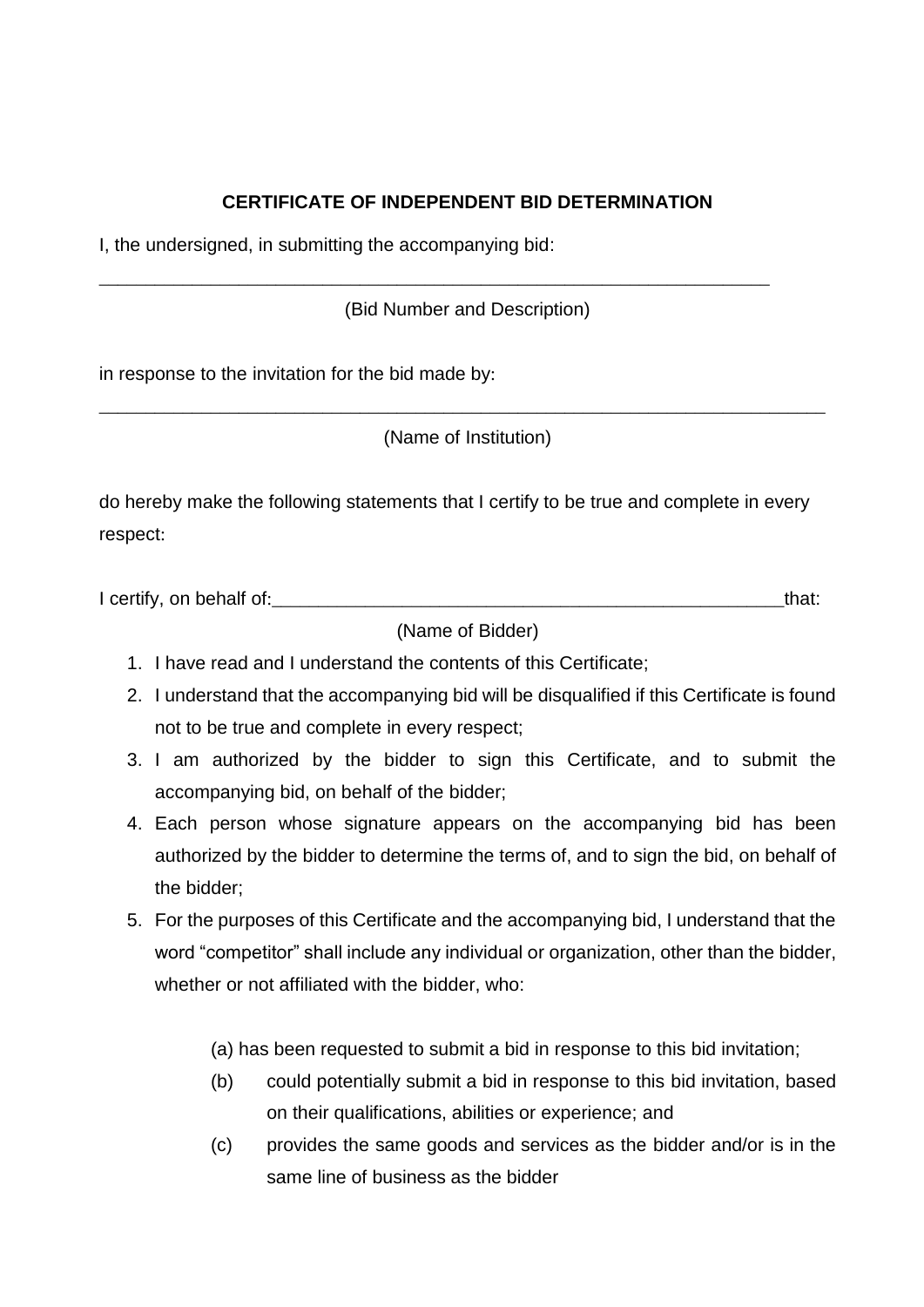**CERTIFICATE OF INDEPENDENT BID DETERMINATION**

I, the undersigned, in submitting the accompanying bid:

_____________________________________________________________________

(Bid Number and Description)

in response to the invitation for the bid made by:

___________________________________________________________________________

(Name of Institution)

do hereby make the following statements that I certify to be true and complete in every respect:

I certify, on behalf of:_____________________________________________________that:

(Name of Bidder)

1. I have read and I understand the contents of this Certificate;
2. I understand that the accompanying bid will be disqualified if this Certificate is found not to be true and complete in every respect;
3. I am authorized by the bidder to sign this Certificate, and to submit the accompanying bid, on behalf of the bidder;
4. Each person whose signature appears on the accompanying bid has been authorized by the bidder to determine the terms of, and to sign the bid, on behalf of the bidder;
5. For the purposes of this Certificate and the accompanying bid, I understand that the word "competitor" shall include any individual or organization, other than the bidder, whether or not affiliated with the bidder, who:

   (a) has been requested to submit a bid in response to this bid invitation;

   (b) could potentially submit a bid in response to this bid invitation, based on their qualifications, abilities or experience; and

   (c) provides the same goods and services as the bidder and/or is in the same line of business as the bidder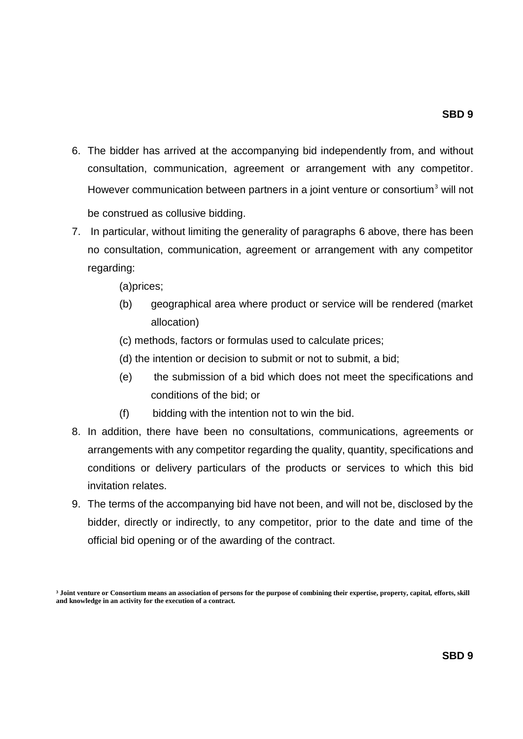6. The bidder has arrived at the accompanying bid independently from, and without consultation, communication, agreement or arrangement with any competitor. However communication between partners in a joint venture or consortium[3] will not be construed as collusive bidding.
7. In particular, without limiting the generality of paragraphs 6 above, there has been no consultation, communication, agreement or arrangement with any competitor regarding:
   (a) prices;
   (b) geographical area where product or service will be rendered (market allocation)
   (c) methods, factors or formulas used to calculate prices;
   (d) the intention or decision to submit or not to submit, a bid;
   (e) the submission of a bid which does not meet the specifications and conditions of the bid; or
   (f) bidding with the intention not to win the bid.
8. In addition, there have been no consultations, communications, agreements or arrangements with any competitor regarding the quality, quantity, specifications and conditions or delivery particulars of the products or services to which this bid invitation relates.
9. The terms of the accompanying bid have not been, and will not be, disclosed by the bidder, directly or indirectly, to any competitor, prior to the date and time of the official bid opening or of the awarding of the contract.

[3] **Joint venture or Consortium means an association of persons for the purpose of combining their expertise, property, capital, efforts, skill and knowledge in an activity for the execution of a contract.**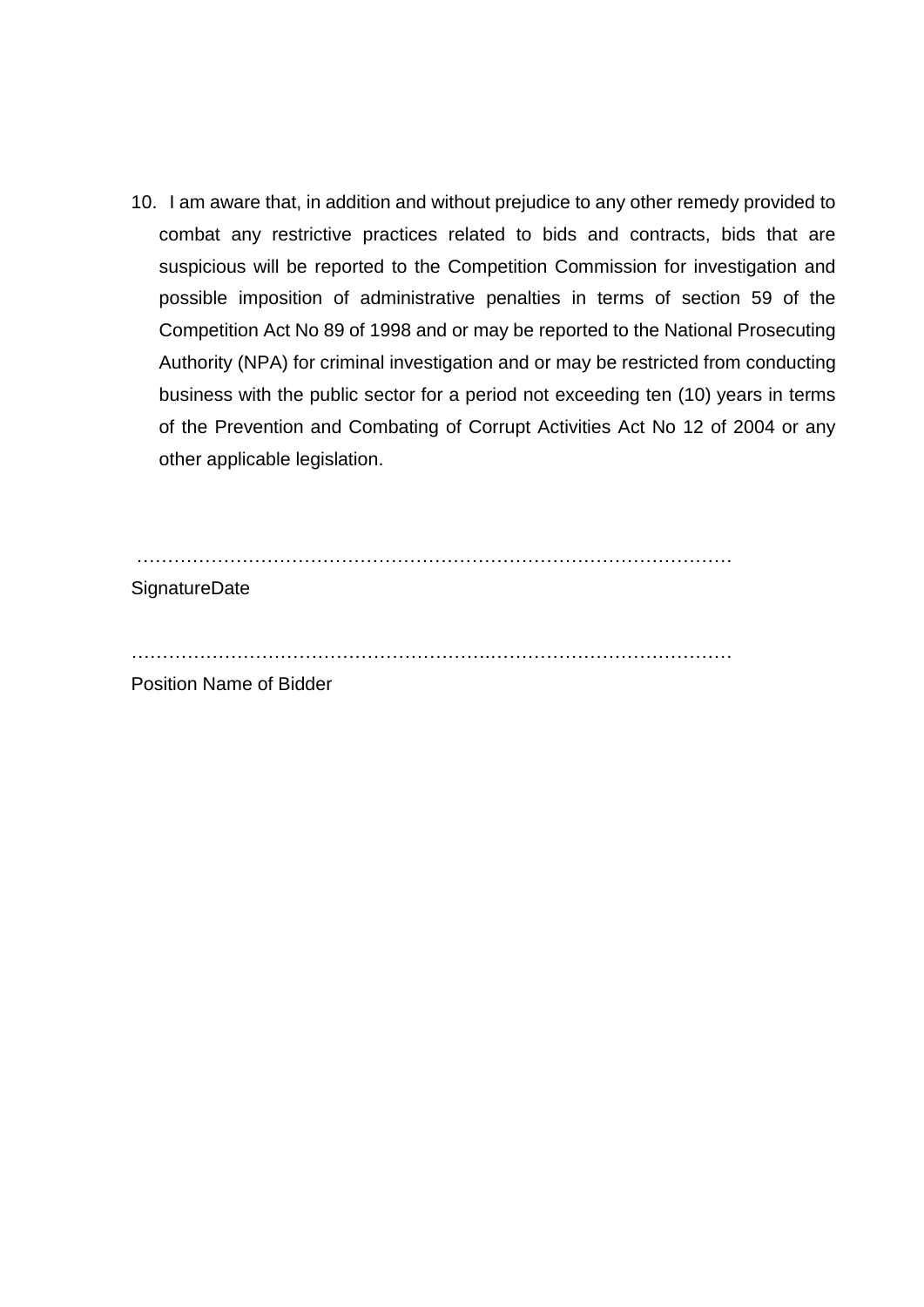10. I am aware that, in addition and without prejudice to any other remedy provided to combat any restrictive practices related to bids and contracts, bids that are suspicious will be reported to the Competition Commission for investigation and possible imposition of administrative penalties in terms of section 59 of the Competition Act No 89 of 1998 and or may be reported to the National Prosecuting Authority (NPA) for criminal investigation and or may be restricted from conducting business with the public sector for a period not exceeding ten (10) years in terms of the Prevention and Combating of Corrupt Activities Act No 12 of 2004 or any other applicable legislation.

…………………………………………………………………………………………

SignatureDate

…………………………………………………………………………………………

Position Name of Bidder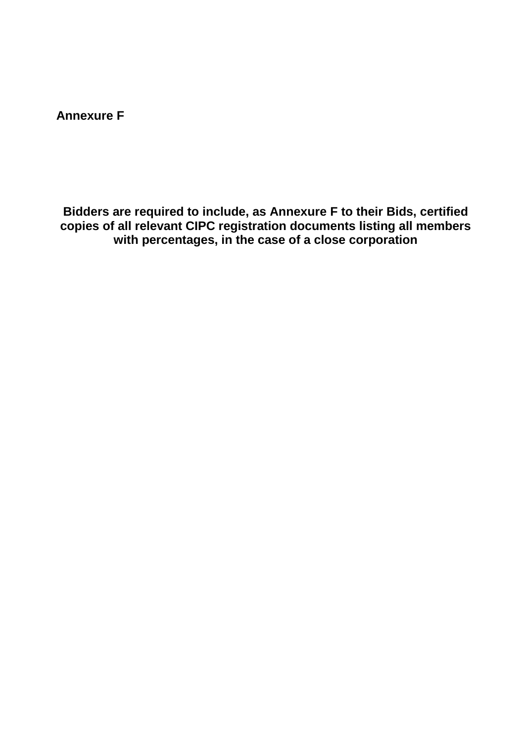**Annexure F**

**Bidders are required to include, as Annexure F to their Bids, certified copies of all relevant CIPC registration documents listing all members with percentages, in the case of a close corporation**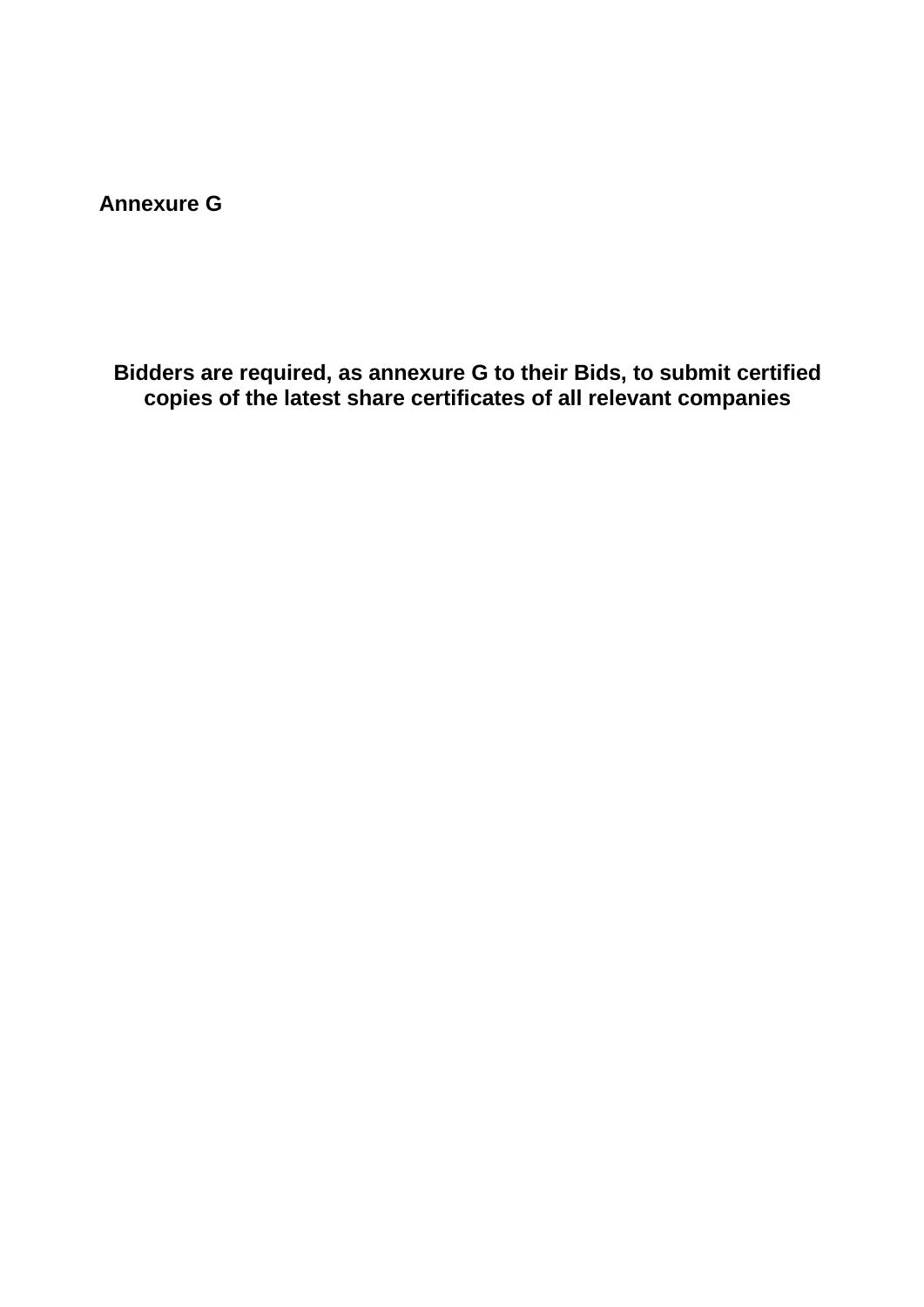**Annexure G**

**Bidders are required, as annexure G to their Bids, to submit certified copies of the latest share certificates of all relevant companies**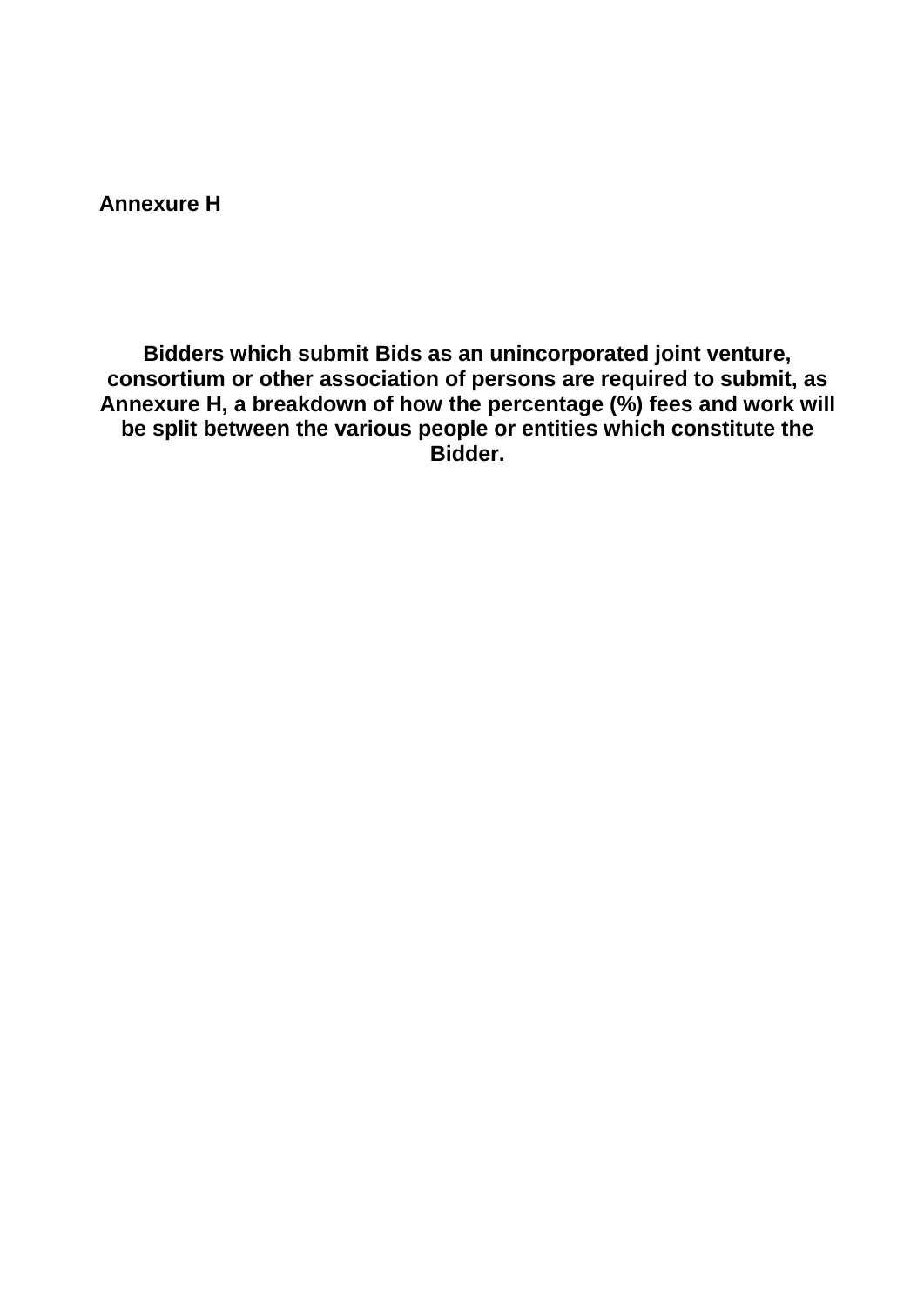**Annexure H**

**Bidders which submit Bids as an unincorporated joint venture, consortium or other association of persons are required to submit, as Annexure H, a breakdown of how the percentage (%) fees and work will be split between the various people or entities which constitute the Bidder.**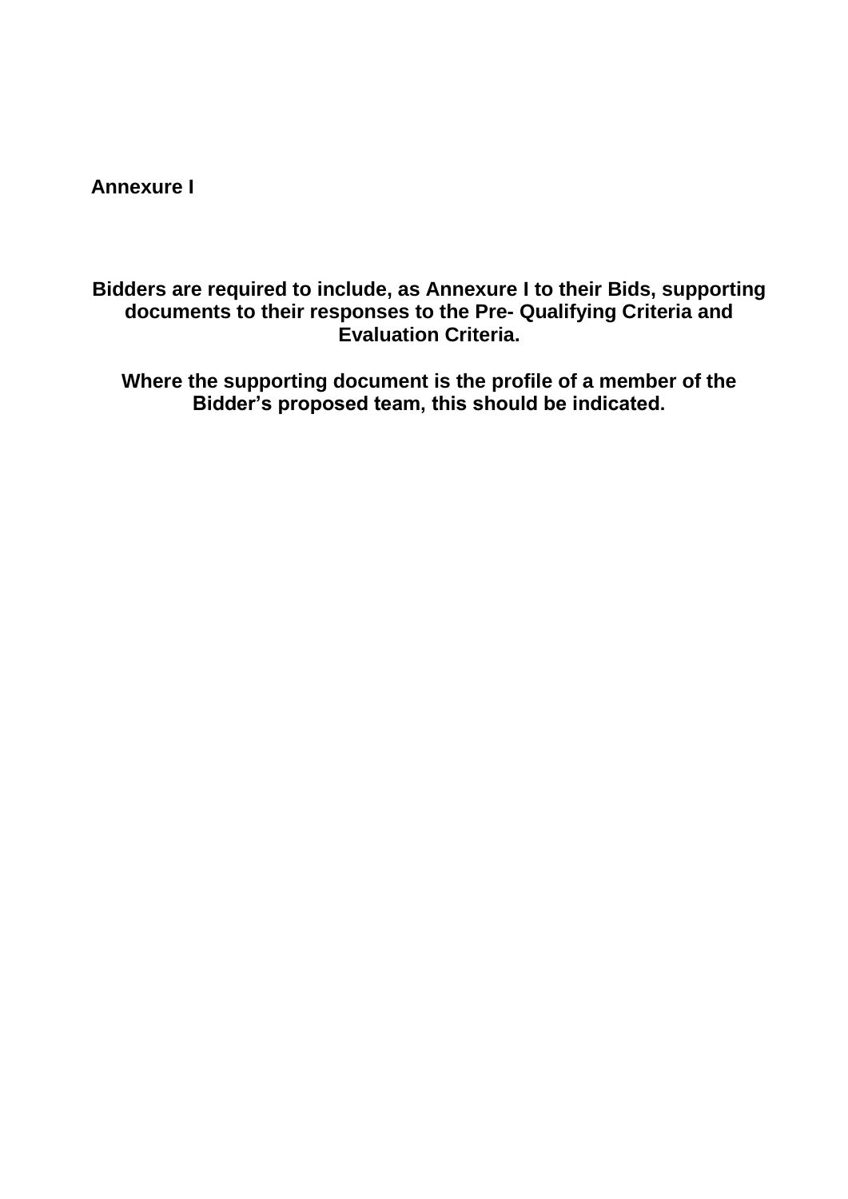**Annexure I**

**Bidders are required to include, as Annexure I to their Bids, supporting documents to their responses to the Pre- Qualifying Criteria and Evaluation Criteria.**

**Where the supporting document is the profile of a member of the Bidder's proposed team, this should be indicated.**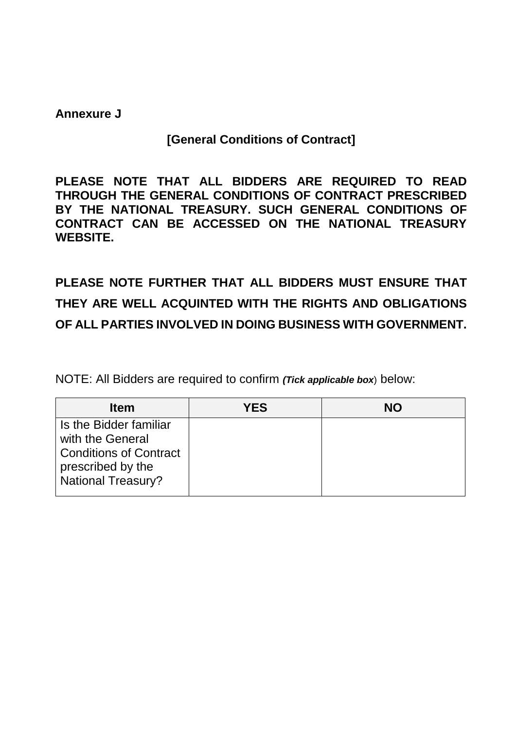**Annexure J**

**[General Conditions of Contract]**

**PLEASE NOTE THAT ALL BIDDERS ARE REQUIRED TO READ THROUGH THE GENERAL CONDITIONS OF CONTRACT PRESCRIBED BY THE NATIONAL TREASURY. SUCH GENERAL CONDITIONS OF CONTRACT CAN BE ACCESSED ON THE NATIONAL TREASURY WEBSITE.**

**PLEASE NOTE FURTHER THAT ALL BIDDERS MUST ENSURE THAT THEY ARE WELL ACQUINTED WITH THE RIGHTS AND OBLIGATIONS OF ALL PARTIES INVOLVED IN DOING BUSINESS WITH GOVERNMENT.**

NOTE: All Bidders are required to confirm ***(Tick applicable box***) below:

| Item | YES | NO |
|---|---|---|
| Is the Bidder familiar with the General Conditions of Contract prescribed by the National Treasury? | | |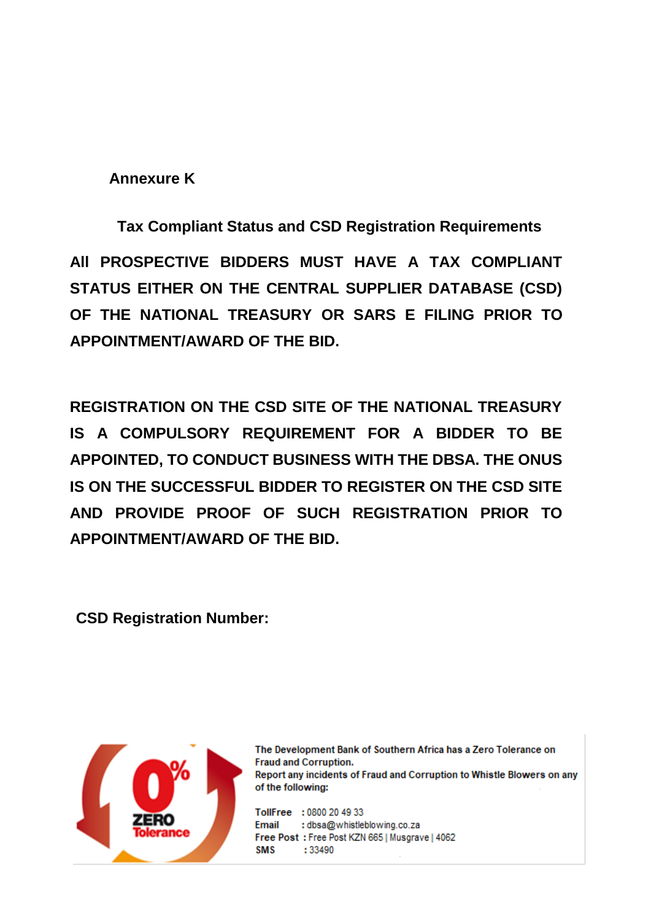**Annexure K**

## Tax Compliant Status and CSD Registration Requirements

**All PROSPECTIVE BIDDERS MUST HAVE A TAX COMPLIANT STATUS EITHER ON THE CENTRAL SUPPLIER DATABASE (CSD) OF THE NATIONAL TREASURY OR SARS E FILING PRIOR TO APPOINTMENT/AWARD OF THE BID.**

**REGISTRATION ON THE CSD SITE OF THE NATIONAL TREASURY IS A COMPULSORY REQUIREMENT FOR A BIDDER TO BE APPOINTED, TO CONDUCT BUSINESS WITH THE DBSA. THE ONUS IS ON THE SUCCESSFUL BIDDER TO REGISTER ON THE CSD SITE AND PROVIDE PROOF OF SUCH REGISTRATION PRIOR TO APPOINTMENT/AWARD OF THE BID.**

**CSD Registration Number:**

**The Development Bank of Southern Africa has a Zero Tolerance on Fraud and Corruption.**
**Report any incidents of Fraud and Corruption to Whistle Blowers on any of the following:**

**TollFree** : 0800 20 49 33
**Email** : dbsa@whistleblowing.co.za
**Free Post** : Free Post KZN 665 | Musgrave | 4062
**SMS** : 33490